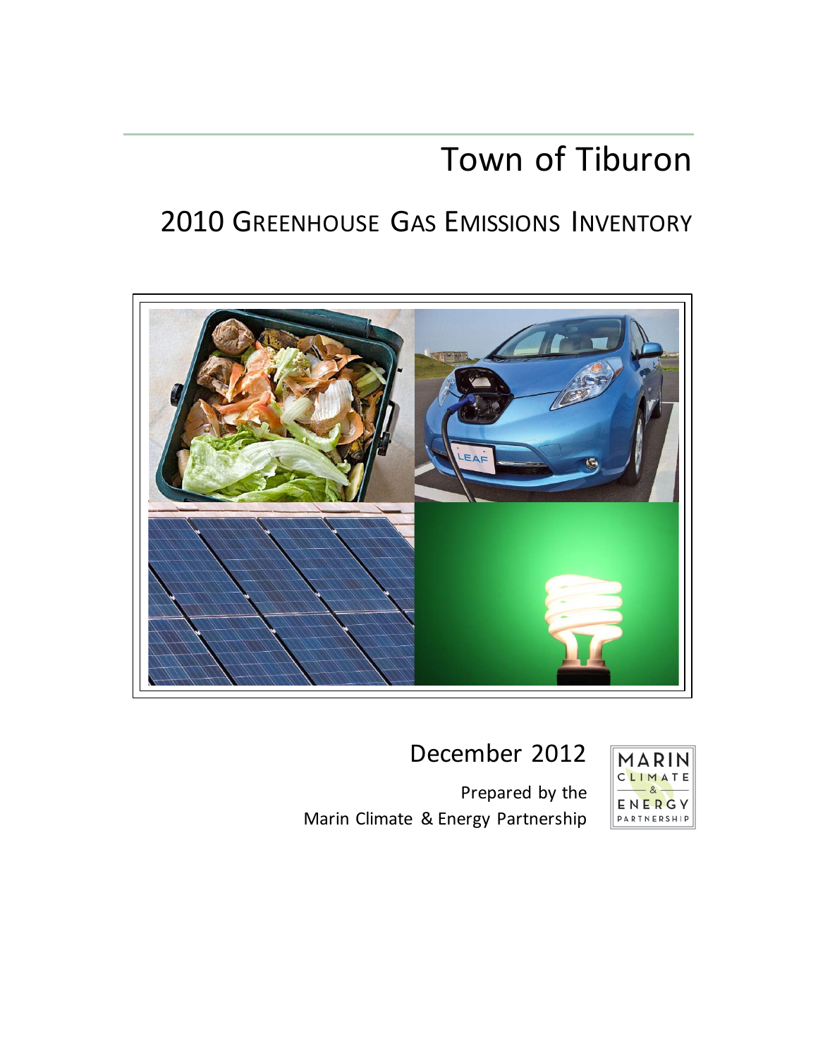# Town of Tiburon

## 2010 Greenhouse Gas Emissions Inventory

December 2012

Prepared by the
Marin Climate & Energy Partnership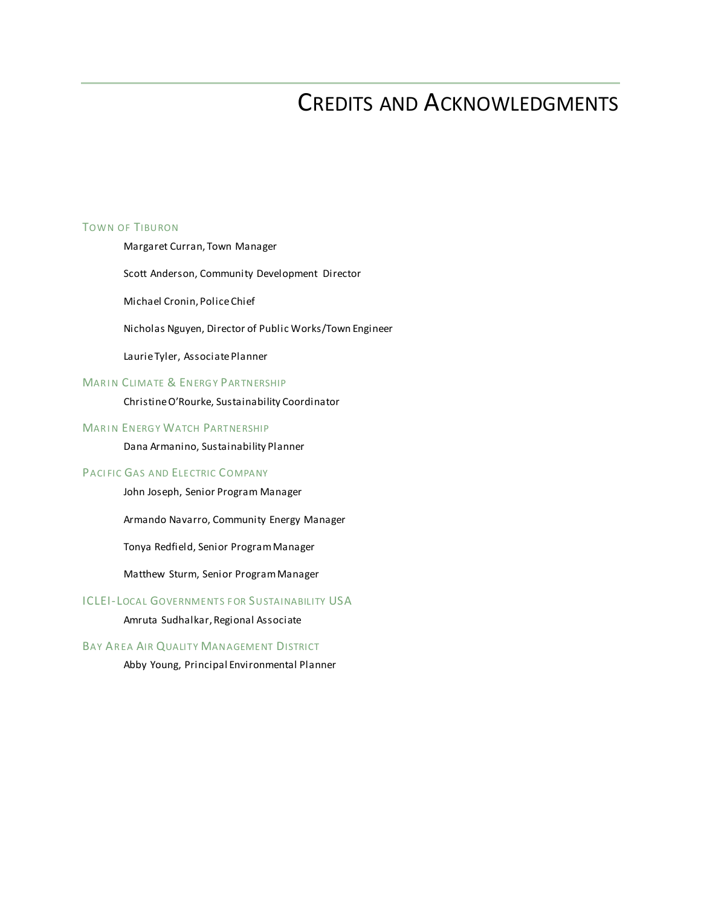# CREDITS AND ACKNOWLEDGMENTS

## TOWN OF TIBURON

Margaret Curran, Town Manager

Scott Anderson, Community Development Director

Michael Cronin, Police Chief

Nicholas Nguyen, Director of Public Works/Town Engineer

Laurie Tyler, Associate Planner

## MARIN CLIMATE & ENERGY PARTNERSHIP

Christine O'Rourke, Sustainability Coordinator

## MARIN ENERGY WATCH PARTNERSHIP

Dana Armanino, Sustainability Planner

## PACIFIC GAS AND ELECTRIC COMPANY

John Joseph, Senior Program Manager

Armando Navarro, Community Energy Manager

Tonya Redfield, Senior Program Manager

Matthew Sturm, Senior Program Manager

## ICLEI-LOCAL GOVERNMENTS FOR SUSTAINABILITY USA

Amruta Sudhalkar, Regional Associate

## BAY AREA AIR QUALITY MANAGEMENT DISTRICT

Abby Young, Principal Environmental Planner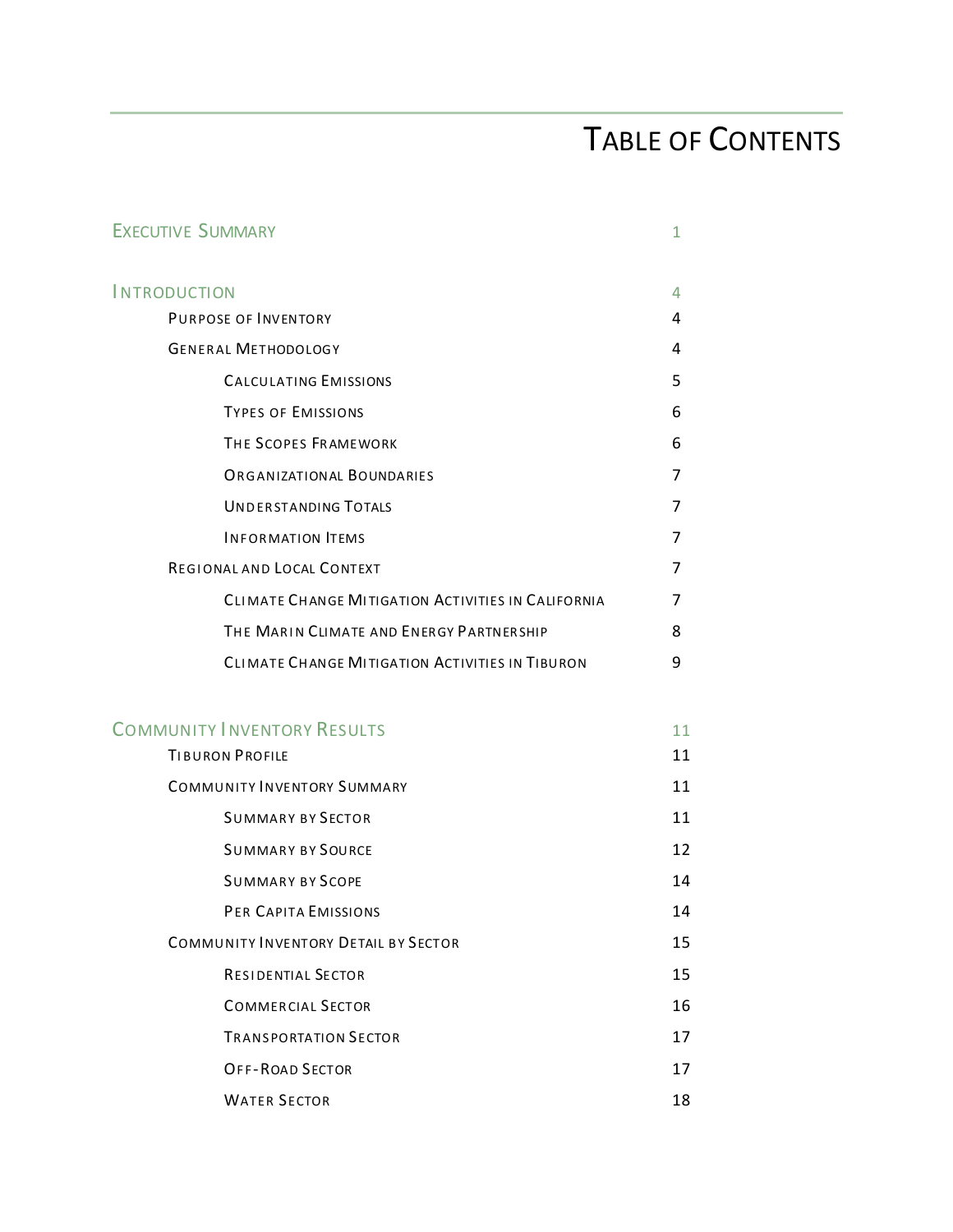# Table of Contents

| | |
|---|---|
| Executive Summary | 1 |
| Introduction | 4 |
| Purpose of Inventory | 4 |
| General Methodology | 4 |
| Calculating Emissions | 5 |
| Types of Emissions | 6 |
| The Scopes Framework | 6 |
| Organizational Boundaries | 7 |
| Understanding Totals | 7 |
| Information Items | 7 |
| Regional and Local Context | 7 |
| Climate Change Mitigation Activities in California | 7 |
| The Marin Climate and Energy Partnership | 8 |
| Climate Change Mitigation Activities in Tiburon | 9 |
| Community Inventory Results | 11 |
| Tiburon Profile | 11 |
| Community Inventory Summary | 11 |
| Summary by Sector | 11 |
| Summary by Source | 12 |
| Summary by Scope | 14 |
| Per Capita Emissions | 14 |
| Community Inventory Detail by Sector | 15 |
| Residential Sector | 15 |
| Commercial Sector | 16 |
| Transportation Sector | 17 |
| Off-Road Sector | 17 |
| Water Sector | 18 |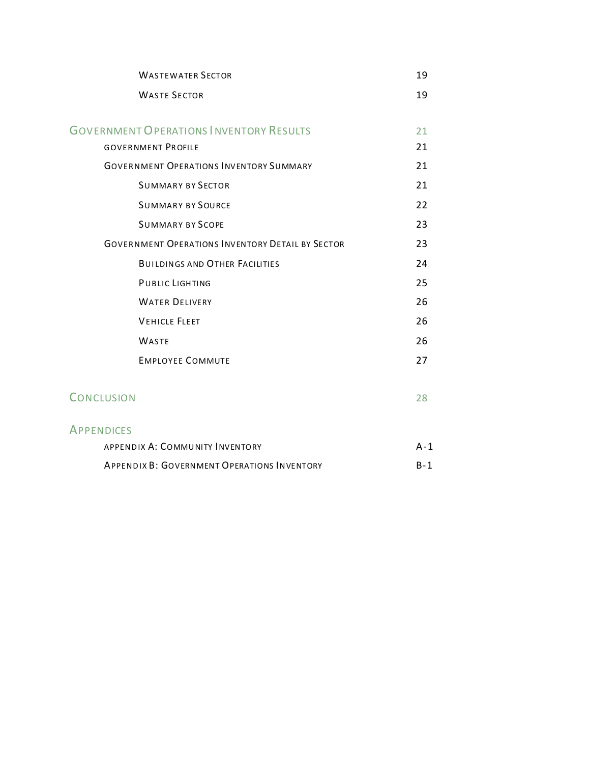| | |
|---|---|
| Wastewater Sector | 19 |
| Waste Sector | 19 |
| **Government Operations Inventory Results** | **21** |
| Government Profile | 21 |
| Government Operations Inventory Summary | 21 |
| Summary by Sector | 21 |
| Summary by Source | 22 |
| Summary by Scope | 23 |
| Government Operations Inventory Detail by Sector | 23 |
| Buildings and Other Facilities | 24 |
| Public Lighting | 25 |
| Water Delivery | 26 |
| Vehicle Fleet | 26 |
| Waste | 26 |
| Employee Commute | 27 |
| **Conclusion** | **28** |
| **Appendices** | |
| Appendix A: Community Inventory | A-1 |
| Appendix B: Government Operations Inventory | B-1 |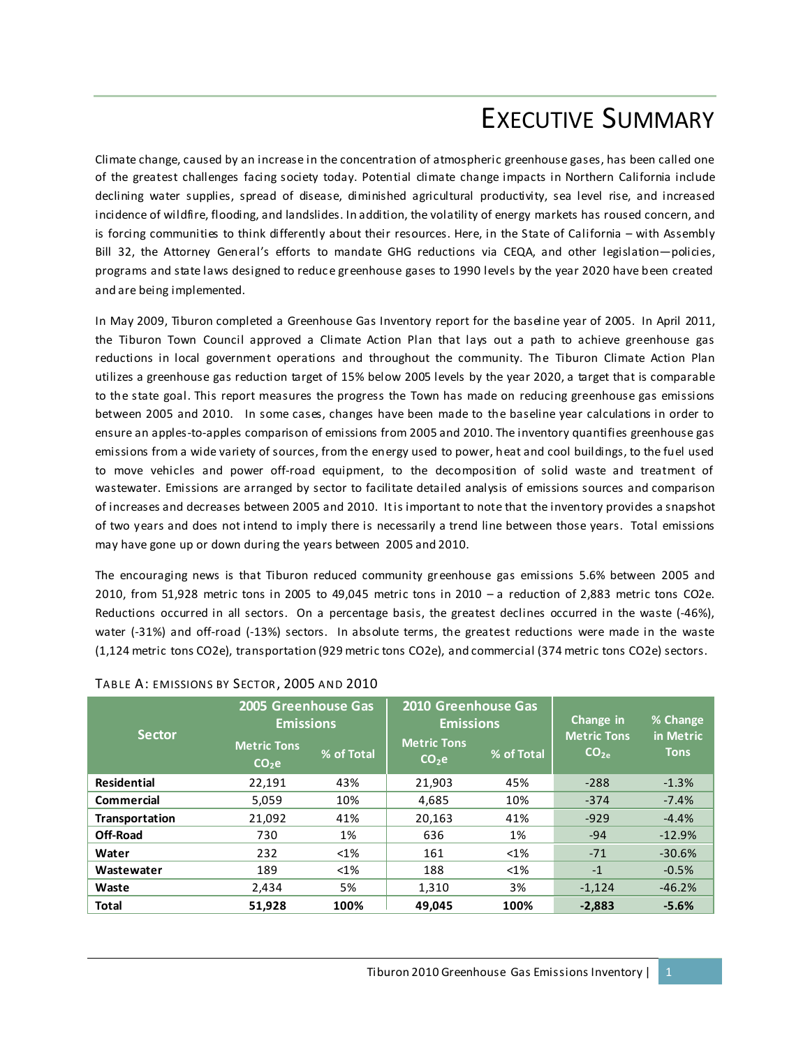# EXECUTIVE SUMMARY

Climate change, caused by an increase in the concentration of atmospheric greenhouse gases, has been called one of the greatest challenges facing society today. Potential climate change impacts in Northern California include declining water supplies, spread of disease, diminished agricultural productivity, sea level rise, and increased incidence of wildfire, flooding, and landslides. In addition, the volatility of energy markets has roused concern, and is forcing communities to think differently about their resources. Here, in the State of California – with Assembly Bill 32, the Attorney General's efforts to mandate GHG reductions via CEQA, and other legislation—policies, programs and state laws designed to reduce greenhouse gases to 1990 levels by the year 2020 have been created and are being implemented.

In May 2009, Tiburon completed a Greenhouse Gas Inventory report for the baseline year of 2005. In April 2011, the Tiburon Town Council approved a Climate Action Plan that lays out a path to achieve greenhouse gas reductions in local government operations and throughout the community. The Tiburon Climate Action Plan utilizes a greenhouse gas reduction target of 15% below 2005 levels by the year 2020, a target that is comparable to the state goal. This report measures the progress the Town has made on reducing greenhouse gas emissions between 2005 and 2010. In some cases, changes have been made to the baseline year calculations in order to ensure an apples-to-apples comparison of emissions from 2005 and 2010. The inventory quantifies greenhouse gas emissions from a wide variety of sources, from the energy used to power, heat and cool buildings, to the fuel used to move vehicles and power off-road equipment, to the decomposition of solid waste and treatment of wastewater. Emissions are arranged by sector to facilitate detailed analysis of emissions sources and comparison of increases and decreases between 2005 and 2010. It is important to note that the inventory provides a snapshot of two years and does not intend to imply there is necessarily a trend line between those years. Total emissions may have gone up or down during the years between 2005 and 2010.

The encouraging news is that Tiburon reduced community greenhouse gas emissions 5.6% between 2005 and 2010, from 51,928 metric tons in 2005 to 49,045 metric tons in 2010 – a reduction of 2,883 metric tons CO2e. Reductions occurred in all sectors. On a percentage basis, the greatest declines occurred in the waste (-46%), water (-31%) and off-road (-13%) sectors. In absolute terms, the greatest reductions were made in the waste (1,124 metric tons CO2e), transportation (929 metric tons CO2e), and commercial (374 metric tons CO2e) sectors.

TABLE A: EMISSIONS BY SECTOR, 2005 AND 2010

| Sector | 2005 Greenhouse Gas Emissions | | 2010 Greenhouse Gas Emissions | | Change in Metric Tons $CO_{2e}$ | % Change in Metric Tons |
|---|---|---|---|---|---|---|
| | Metric Tons $CO_2e$ | % of Total | Metric Tons $CO_2e$ | % of Total | | |
| **Residential** | 22,191 | 43% | 21,903 | 45% | -288 | -1.3% |
| **Commercial** | 5,059 | 10% | 4,685 | 10% | -374 | -7.4% |
| **Transportation** | 21,092 | 41% | 20,163 | 41% | -929 | -4.4% |
| **Off-Road** | 730 | 1% | 636 | 1% | -94 | -12.9% |
| **Water** | 232 | <1% | 161 | <1% | -71 | -30.6% |
| **Wastewater** | 189 | <1% | 188 | <1% | -1 | -0.5% |
| **Waste** | 2,434 | 5% | 1,310 | 3% | -1,124 | -46.2% |
| **Total** | **51,928** | **100%** | **49,045** | **100%** | **-2,883** | **-5.6%** |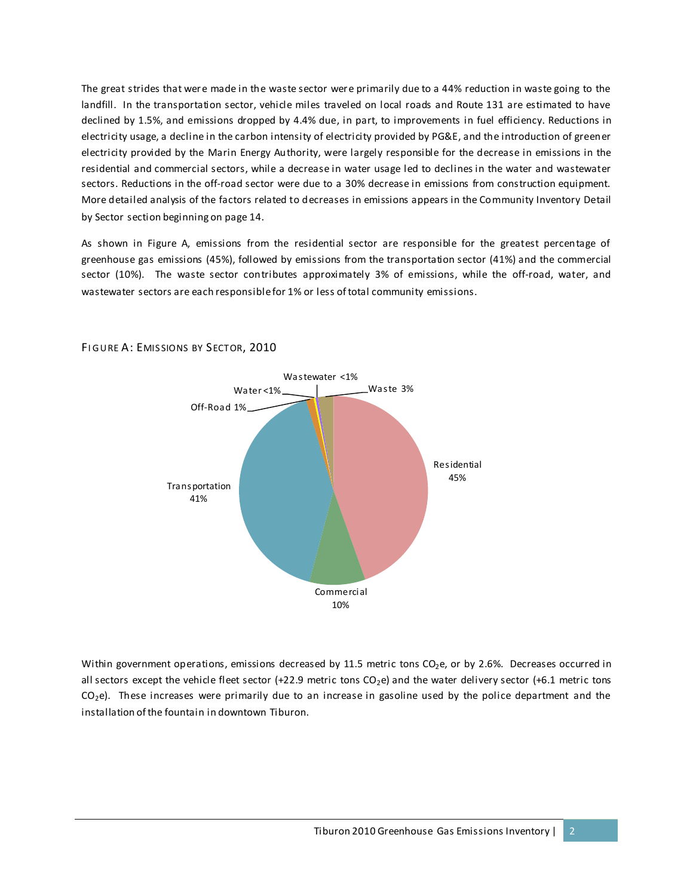The great strides that were made in the waste sector were primarily due to a 44% reduction in waste going to the landfill. In the transportation sector, vehicle miles traveled on local roads and Route 131 are estimated to have declined by 1.5%, and emissions dropped by 4.4% due, in part, to improvements in fuel efficiency. Reductions in electricity usage, a decline in the carbon intensity of electricity provided by PG&E, and the introduction of greener electricity provided by the Marin Energy Authority, were largely responsible for the decrease in emissions in the residential and commercial sectors, while a decrease in water usage led to declines in the water and wastewater sectors. Reductions in the off-road sector were due to a 30% decrease in emissions from construction equipment. More detailed analysis of the factors related to decreases in emissions appears in the Community Inventory Detail by Sector section beginning on page 14.

As shown in Figure A, emissions from the residential sector are responsible for the greatest percentage of greenhouse gas emissions (45%), followed by emissions from the transportation sector (41%) and the commercial sector (10%). The waste sector contributes approximately 3% of emissions, while the off-road, water, and wastewater sectors are each responsible for 1% or less of total community emissions.

FIGURE A: EMISSIONS BY SECTOR, 2010

| Sector | Share |
|---|---|
| Residential | 45% |
| Transportation | 41% |
| Commercial | 10% |
| Waste | 3% |
| Off-Road | 1% |
| Water | <1% |
| Wastewater | <1% |

Within government operations, emissions decreased by 11.5 metric tons $CO_2e$, or by 2.6%. Decreases occurred in all sectors except the vehicle fleet sector (+22.9 metric tons $CO_2e$) and the water delivery sector (+6.1 metric tons $CO_2e$). These increases were primarily due to an increase in gasoline used by the police department and the installation of the fountain in downtown Tiburon.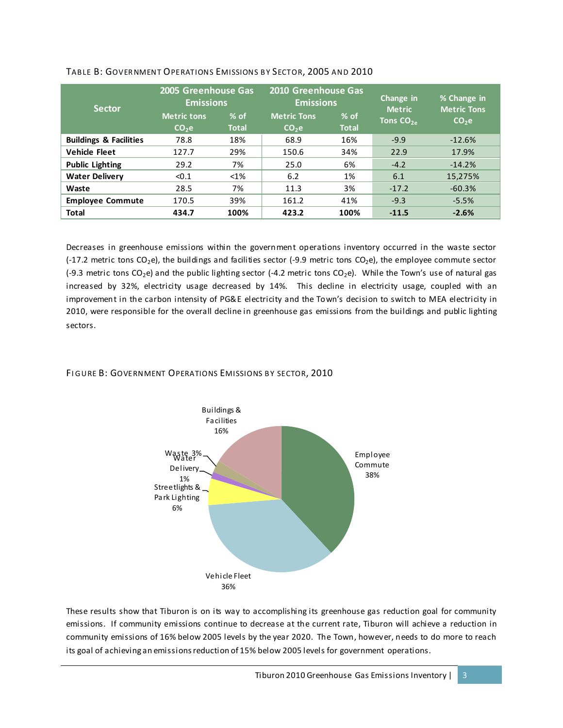TABLE B: GOVERNMENT OPERATIONS EMISSIONS BY SECTOR, 2005 AND 2010

| Sector | 2005 Greenhouse Gas Emissions | | 2010 Greenhouse Gas Emissions | | Change in Metric Tons $CO_{2e}$ | % Change in Metric Tons $CO_2e$ |
|---|---|---|---|---|---|---|
| | Metric tons $CO_2e$ | % of Total | Metric Tons $CO_2e$ | % of Total | | |
| **Buildings & Facilities** | 78.8 | 18% | 68.9 | 16% | -9.9 | -12.6% |
| **Vehicle Fleet** | 127.7 | 29% | 150.6 | 34% | 22.9 | 17.9% |
| **Public Lighting** | 29.2 | 7% | 25.0 | 6% | -4.2 | -14.2% |
| **Water Delivery** | <0.1 | <1% | 6.2 | 1% | 6.1 | 15,275% |
| **Waste** | 28.5 | 7% | 11.3 | 3% | -17.2 | -60.3% |
| **Employee Commute** | 170.5 | 39% | 161.2 | 41% | -9.3 | -5.5% |
| **Total** | **434.7** | **100%** | **423.2** | **100%** | **-11.5** | **-2.6%** |

Decreases in greenhouse emissions within the government operations inventory occurred in the waste sector (-17.2 metric tons $CO_2e$), the buildings and facilities sector (-9.9 metric tons $CO_2e$), the employee commute sector (-9.3 metric tons $CO_2e$) and the public lighting sector (-4.2 metric tons $CO_2e$). While the Town's use of natural gas increased by 32%, electricity usage decreased by 14%. This decline in electricity usage, coupled with an improvement in the carbon intensity of PG&E electricity and the Town's decision to switch to MEA electricity in 2010, were responsible for the overall decline in greenhouse gas emissions from the buildings and public lighting sectors.

FIGURE B: GOVERNMENT OPERATIONS EMISSIONS BY SECTOR, 2010

Employee Commute 38%; Vehicle Fleet 36%; Streetlights & Park Lighting 6%; Water Delivery 1%; Waste 3%; Buildings & Facilities 16%

These results show that Tiburon is on its way to accomplishing its greenhouse gas reduction goal for community emissions. If community emissions continue to decrease at the current rate, Tiburon will achieve a reduction in community emissions of 16% below 2005 levels by the year 2020. The Town, however, needs to do more to reach its goal of achieving an emissions reduction of 15% below 2005 levels for government operations.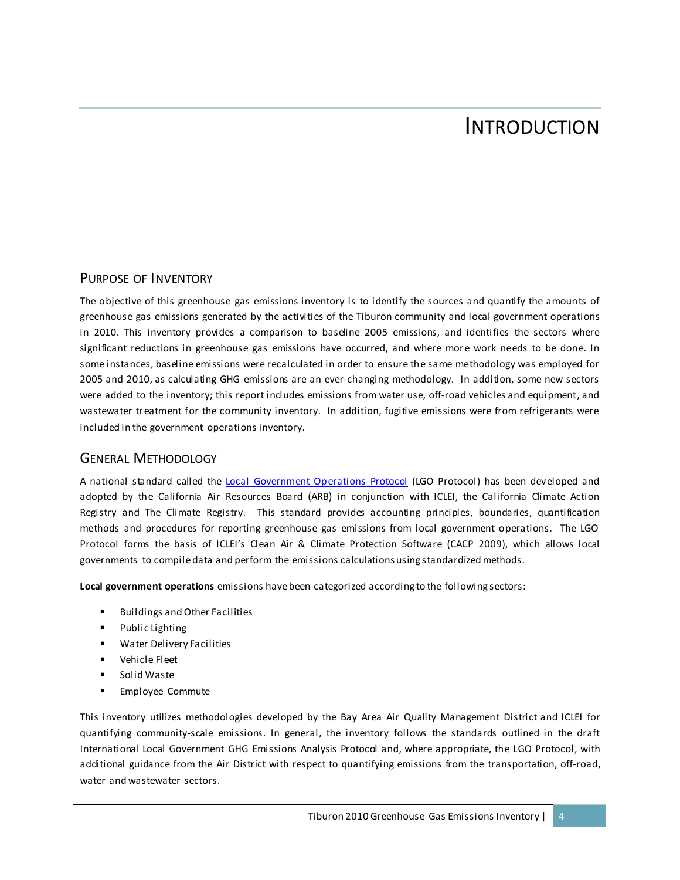# Introduction

## Purpose of Inventory

The objective of this greenhouse gas emissions inventory is to identify the sources and quantify the amounts of greenhouse gas emissions generated by the activities of the Tiburon community and local government operations in 2010. This inventory provides a comparison to baseline 2005 emissions, and identifies the sectors where significant reductions in greenhouse gas emissions have occurred, and where more work needs to be done. In some instances, baseline emissions were recalculated in order to ensure the same methodology was employed for 2005 and 2010, as calculating GHG emissions are an ever-changing methodology. In addition, some new sectors were added to the inventory; this report includes emissions from water use, off-road vehicles and equipment, and wastewater treatment for the community inventory. In addition, fugitive emissions were from refrigerants were included in the government operations inventory.

## General Methodology

A national standard called the [Local Government Operations Protocol] (LGO Protocol) has been developed and adopted by the California Air Resources Board (ARB) in conjunction with ICLEI, the California Climate Action Registry and The Climate Registry. This standard provides accounting principles, boundaries, quantification methods and procedures for reporting greenhouse gas emissions from local government operations. The LGO Protocol forms the basis of ICLEI's Clean Air & Climate Protection Software (CACP 2009), which allows local governments to compile data and perform the emissions calculations using standardized methods.

**Local government operations** emissions have been categorized according to the following sectors:

- Buildings and Other Facilities
- Public Lighting
- Water Delivery Facilities
- Vehicle Fleet
- Solid Waste
- Employee Commute

This inventory utilizes methodologies developed by the Bay Area Air Quality Management District and ICLEI for quantifying community-scale emissions. In general, the inventory follows the standards outlined in the draft International Local Government GHG Emissions Analysis Protocol and, where appropriate, the LGO Protocol, with additional guidance from the Air District with respect to quantifying emissions from the transportation, off-road, water and wastewater sectors.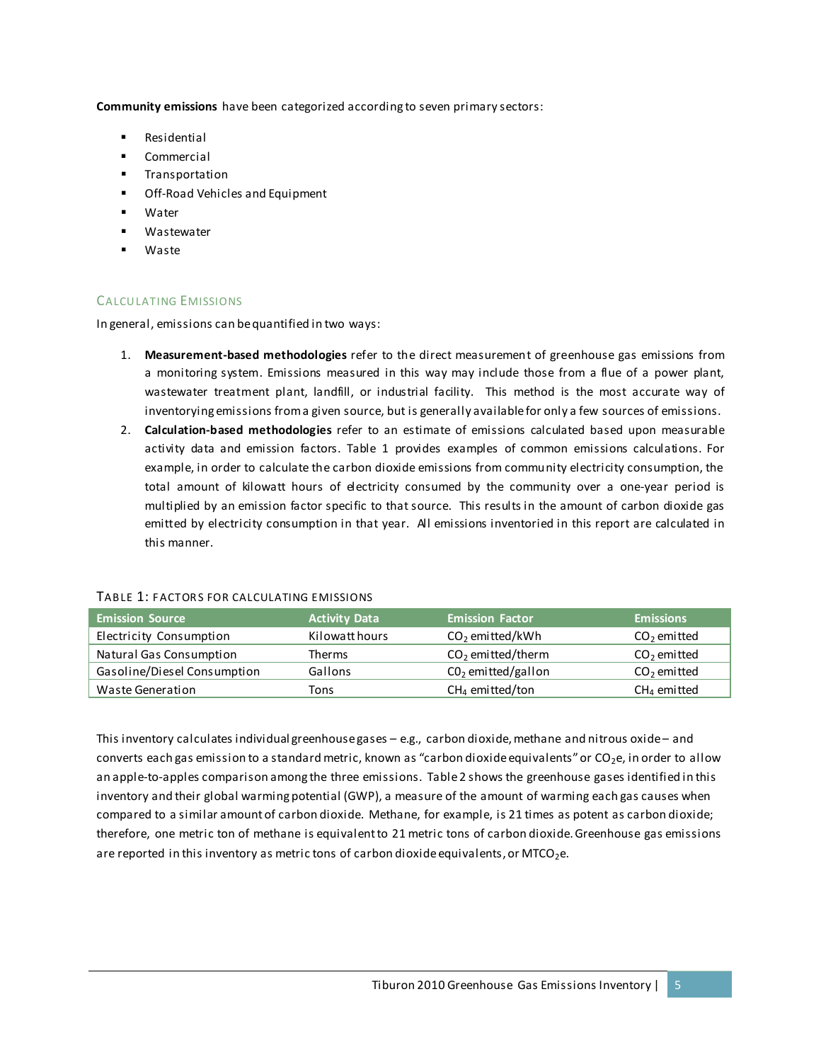**Community emissions** have been categorized according to seven primary sectors:

- Residential
- Commercial
- Transportation
- Off-Road Vehicles and Equipment
- Water
- Wastewater
- Waste

## Calculating Emissions

In general, emissions can be quantified in two ways:

1. **Measurement-based methodologies** refer to the direct measurement of greenhouse gas emissions from a monitoring system. Emissions measured in this way may include those from a flue of a power plant, wastewater treatment plant, landfill, or industrial facility. This method is the most accurate way of inventorying emissions from a given source, but is generally available for only a few sources of emissions.
2. **Calculation-based methodologies** refer to an estimate of emissions calculated based upon measurable activity data and emission factors. Table 1 provides examples of common emissions calculations. For example, in order to calculate the carbon dioxide emissions from community electricity consumption, the total amount of kilowatt hours of electricity consumed by the community over a one-year period is multiplied by an emission factor specific to that source. This results in the amount of carbon dioxide gas emitted by electricity consumption in that year. All emissions inventoried in this report are calculated in this manner.

Table 1: Factors for Calculating Emissions

| Emission Source | Activity Data | Emission Factor | Emissions |
|---|---|---|---|
| Electricity Consumption | Kilowatt hours | $CO_2$ emitted/kWh | $CO_2$ emitted |
| Natural Gas Consumption | Therms | $CO_2$ emitted/therm | $CO_2$ emitted |
| Gasoline/Diesel Consumption | Gallons | $CO_2$ emitted/gallon | $CO_2$ emitted |
| Waste Generation | Tons | $CH_4$ emitted/ton | $CH_4$ emitted |

This inventory calculates individual greenhouse gases – e.g., carbon dioxide, methane and nitrous oxide – and converts each gas emission to a standard metric, known as "carbon dioxide equivalents" or $CO_2e$, in order to allow an apple-to-apples comparison among the three emissions. Table 2 shows the greenhouse gases identified in this inventory and their global warming potential (GWP), a measure of the amount of warming each gas causes when compared to a similar amount of carbon dioxide. Methane, for example, is 21 times as potent as carbon dioxide; therefore, one metric ton of methane is equivalent to 21 metric tons of carbon dioxide. Greenhouse gas emissions are reported in this inventory as metric tons of carbon dioxide equivalents, or $MTCO_2e$.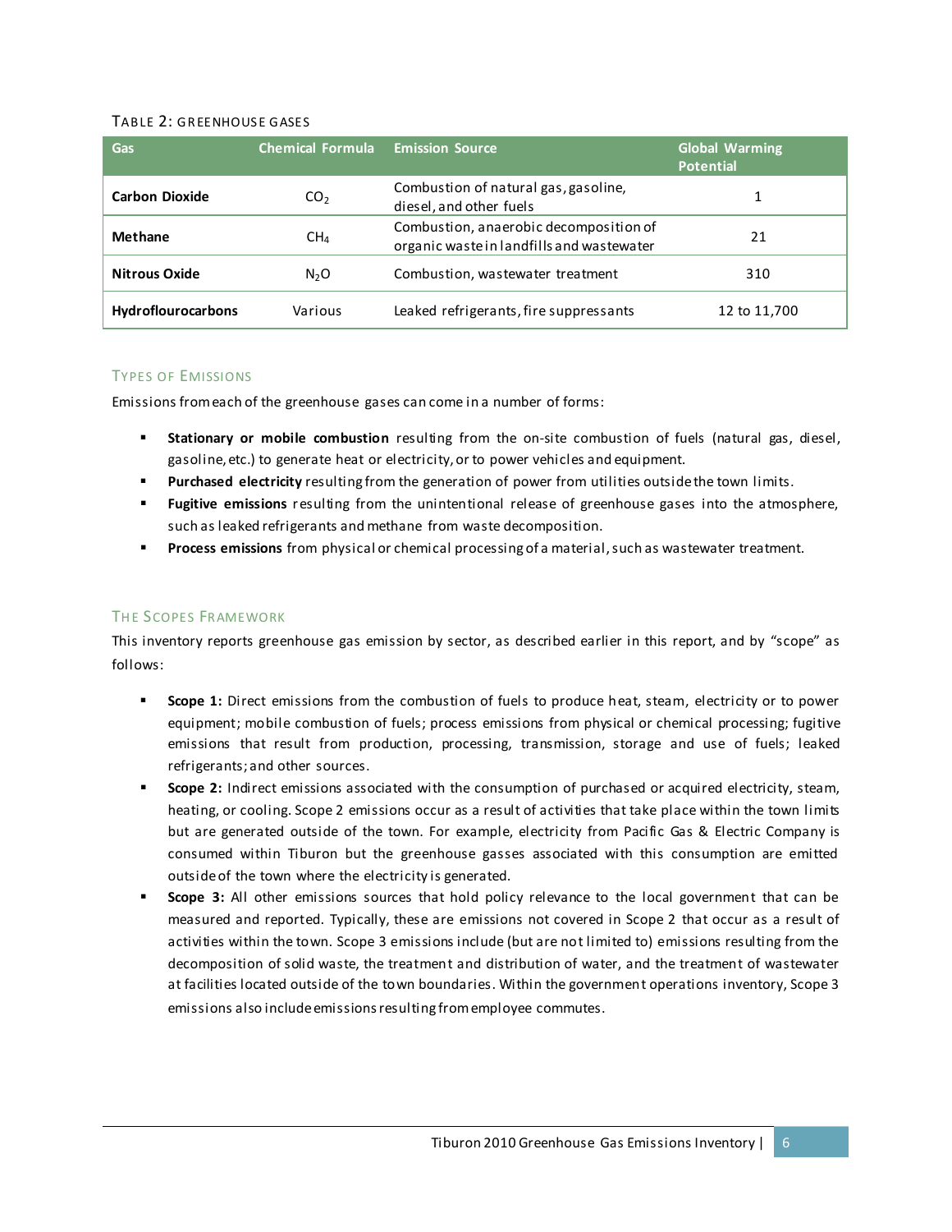TABLE 2: GREENHOUSE GASES

| Gas | Chemical Formula | Emission Source | Global Warming Potential |
|---|---|---|---|
| **Carbon Dioxide** | $CO_2$ | Combustion of natural gas, gasoline, diesel, and other fuels | 1 |
| **Methane** | $CH_4$ | Combustion, anaerobic decomposition of organic waste in landfills and wastewater | 21 |
| **Nitrous Oxide** | $N_2O$ | Combustion, wastewater treatment | 310 |
| **Hydroflourocarbons** | Various | Leaked refrigerants, fire suppressants | 12 to 11,700 |

### TYPES OF EMISSIONS

Emissions from each of the greenhouse gases can come in a number of forms:

- **Stationary or mobile combustion** resulting from the on-site combustion of fuels (natural gas, diesel, gasoline, etc.) to generate heat or electricity, or to power vehicles and equipment.
- **Purchased electricity** resulting from the generation of power from utilities outside the town limits.
- **Fugitive emissions** resulting from the unintentional release of greenhouse gases into the atmosphere, such as leaked refrigerants and methane from waste decomposition.
- **Process emissions** from physical or chemical processing of a material, such as wastewater treatment.

### THE SCOPES FRAMEWORK

This inventory reports greenhouse gas emission by sector, as described earlier in this report, and by "scope" as follows:

- **Scope 1:** Direct emissions from the combustion of fuels to produce heat, steam, electricity or to power equipment; mobile combustion of fuels; process emissions from physical or chemical processing; fugitive emissions that result from production, processing, transmission, storage and use of fuels; leaked refrigerants; and other sources.
- **Scope 2:** Indirect emissions associated with the consumption of purchased or acquired electricity, steam, heating, or cooling. Scope 2 emissions occur as a result of activities that take place within the town limits but are generated outside of the town. For example, electricity from Pacific Gas & Electric Company is consumed within Tiburon but the greenhouse gasses associated with this consumption are emitted outside of the town where the electricity is generated.
- **Scope 3:** All other emissions sources that hold policy relevance to the local government that can be measured and reported. Typically, these are emissions not covered in Scope 2 that occur as a result of activities within the town. Scope 3 emissions include (but are not limited to) emissions resulting from the decomposition of solid waste, the treatment and distribution of water, and the treatment of wastewater at facilities located outside of the town boundaries. Within the government operations inventory, Scope 3 emissions also include emissions resulting from employee commutes.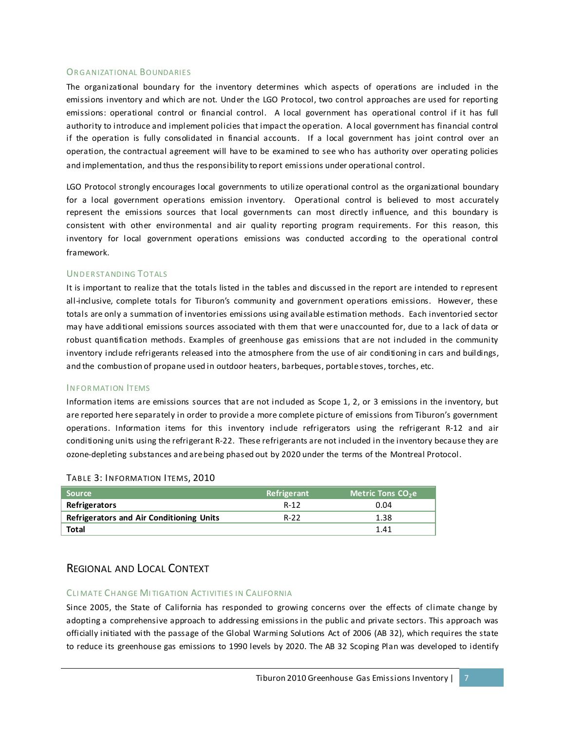### Organizational Boundaries

The organizational boundary for the inventory determines which aspects of operations are included in the emissions inventory and which are not. Under the LGO Protocol, two control approaches are used for reporting emissions: operational control or financial control. A local government has operational control if it has full authority to introduce and implement policies that impact the operation. A local government has financial control if the operation is fully consolidated in financial accounts. If a local government has joint control over an operation, the contractual agreement will have to be examined to see who has authority over operating policies and implementation, and thus the responsibility to report emissions under operational control.

LGO Protocol strongly encourages local governments to utilize operational control as the organizational boundary for a local government operations emission inventory. Operational control is believed to most accurately represent the emissions sources that local governments can most directly influence, and this boundary is consistent with other environmental and air quality reporting program requirements. For this reason, this inventory for local government operations emissions was conducted according to the operational control framework.

### Understanding Totals

It is important to realize that the totals listed in the tables and discussed in the report are intended to represent all-inclusive, complete totals for Tiburon's community and government operations emissions. However, these totals are only a summation of inventories emissions using available estimation methods. Each inventoried sector may have additional emissions sources associated with them that were unaccounted for, due to a lack of data or robust quantification methods. Examples of greenhouse gas emissions that are not included in the community inventory include refrigerants released into the atmosphere from the use of air conditioning in cars and buildings, and the combustion of propane used in outdoor heaters, barbeques, portable stoves, torches, etc.

### Information Items

Information items are emissions sources that are not included as Scope 1, 2, or 3 emissions in the inventory, but are reported here separately in order to provide a more complete picture of emissions from Tiburon's government operations. Information items for this inventory include refrigerators using the refrigerant R-12 and air conditioning units using the refrigerant R-22. These refrigerants are not included in the inventory because they are ozone-depleting substances and are being phased out by 2020 under the terms of the Montreal Protocol.

Table 3: Information Items, 2010

| Source | Refrigerant | Metric Tons $CO_2e$ |
|---|---|---|
| **Refrigerators** | R-12 | 0.04 |
| **Refrigerators and Air Conditioning Units** | R-22 | 1.38 |
| **Total** | | 1.41 |

## Regional and Local Context

### Climate Change Mitigation Activities in California

Since 2005, the State of California has responded to growing concerns over the effects of climate change by adopting a comprehensive approach to addressing emissions in the public and private sectors. This approach was officially initiated with the passage of the Global Warming Solutions Act of 2006 (AB 32), which requires the state to reduce its greenhouse gas emissions to 1990 levels by 2020. The AB 32 Scoping Plan was developed to identify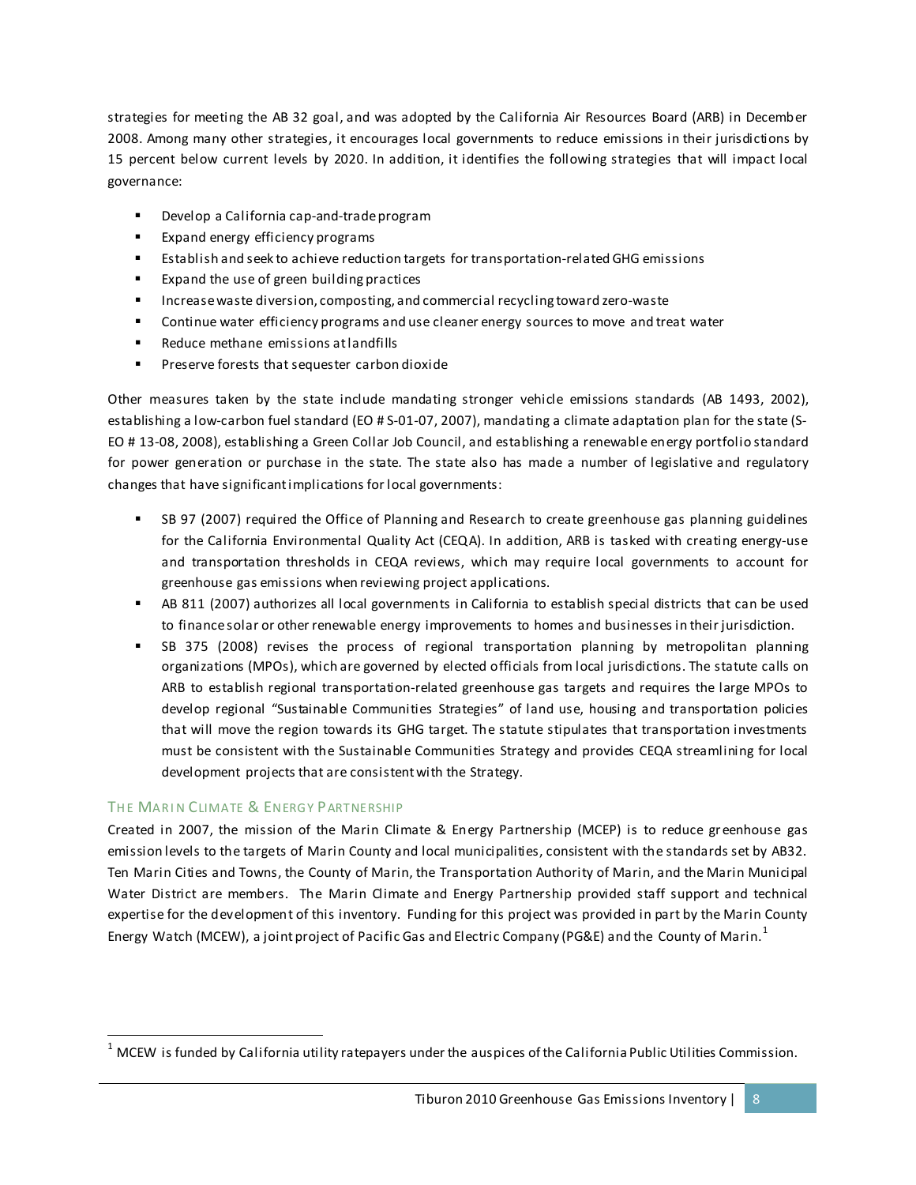strategies for meeting the AB 32 goal, and was adopted by the California Air Resources Board (ARB) in December 2008. Among many other strategies, it encourages local governments to reduce emissions in their jurisdictions by 15 percent below current levels by 2020. In addition, it identifies the following strategies that will impact local governance:

- Develop a California cap-and-trade program
- Expand energy efficiency programs
- Establish and seek to achieve reduction targets for transportation-related GHG emissions
- Expand the use of green building practices
- Increase waste diversion, composting, and commercial recycling toward zero-waste
- Continue water efficiency programs and use cleaner energy sources to move and treat water
- Reduce methane emissions at landfills
- Preserve forests that sequester carbon dioxide

Other measures taken by the state include mandating stronger vehicle emissions standards (AB 1493, 2002), establishing a low-carbon fuel standard (EO # S-01-07, 2007), mandating a climate adaptation plan for the state (S-EO # 13-08, 2008), establishing a Green Collar Job Council, and establishing a renewable energy portfolio standard for power generation or purchase in the state. The state also has made a number of legislative and regulatory changes that have significant implications for local governments:

- SB 97 (2007) required the Office of Planning and Research to create greenhouse gas planning guidelines for the California Environmental Quality Act (CEQA). In addition, ARB is tasked with creating energy-use and transportation thresholds in CEQA reviews, which may require local governments to account for greenhouse gas emissions when reviewing project applications.
- AB 811 (2007) authorizes all local governments in California to establish special districts that can be used to finance solar or other renewable energy improvements to homes and businesses in their jurisdiction.
- SB 375 (2008) revises the process of regional transportation planning by metropolitan planning organizations (MPOs), which are governed by elected officials from local jurisdictions. The statute calls on ARB to establish regional transportation-related greenhouse gas targets and requires the large MPOs to develop regional "Sustainable Communities Strategies" of land use, housing and transportation policies that will move the region towards its GHG target. The statute stipulates that transportation investments must be consistent with the Sustainable Communities Strategy and provides CEQA streamlining for local development projects that are consistent with the Strategy.

### The Marin Climate & Energy Partnership

Created in 2007, the mission of the Marin Climate & Energy Partnership (MCEP) is to reduce greenhouse gas emission levels to the targets of Marin County and local municipalities, consistent with the standards set by AB32. Ten Marin Cities and Towns, the County of Marin, the Transportation Authority of Marin, and the Marin Municipal Water District are members. The Marin Climate and Energy Partnership provided staff support and technical expertise for the development of this inventory. Funding for this project was provided in part by the Marin County Energy Watch (MCEW), a joint project of Pacific Gas and Electric Company (PG&E) and the County of Marin.[1]

[1] MCEW is funded by California utility ratepayers under the auspices of the California Public Utilities Commission.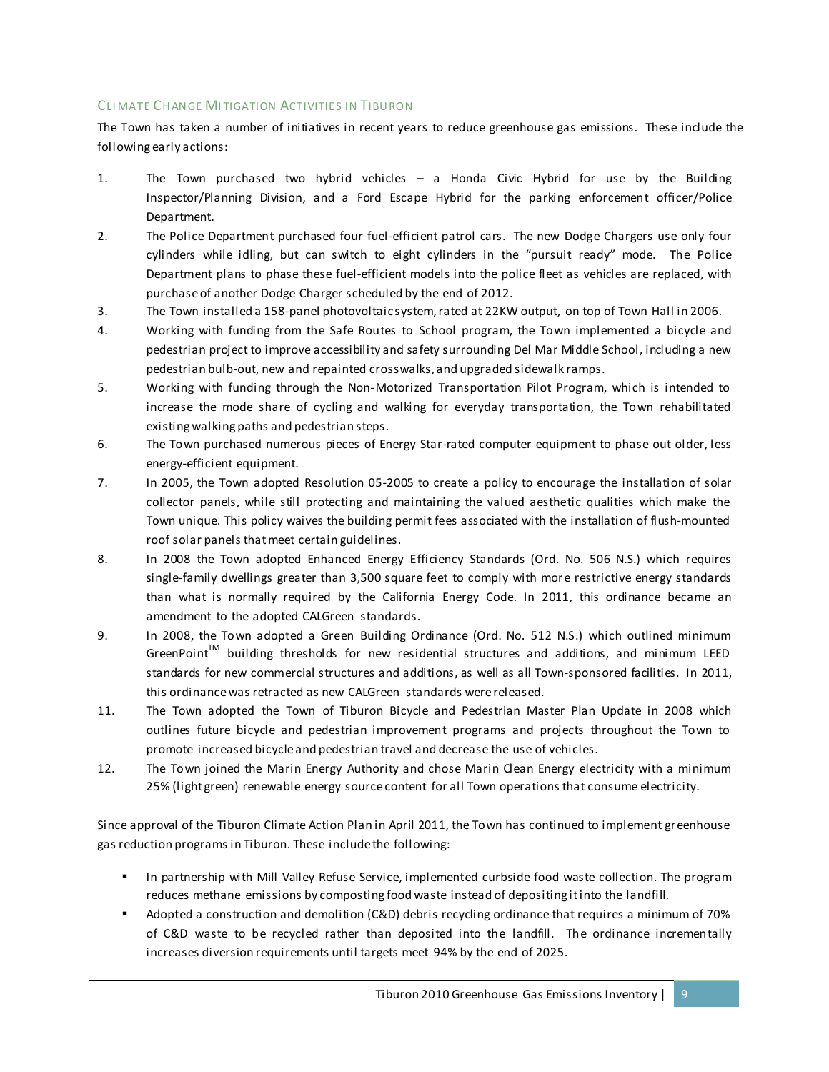### Climate Change Mitigation Activities in Tiburon

The Town has taken a number of initiatives in recent years to reduce greenhouse gas emissions. These include the following early actions:

1. The Town purchased two hybrid vehicles – a Honda Civic Hybrid for use by the Building Inspector/Planning Division, and a Ford Escape Hybrid for the parking enforcement officer/Police Department.
2. The Police Department purchased four fuel-efficient patrol cars. The new Dodge Chargers use only four cylinders while idling, but can switch to eight cylinders in the "pursuit ready" mode. The Police Department plans to phase these fuel-efficient models into the police fleet as vehicles are replaced, with purchase of another Dodge Charger scheduled by the end of 2012.
3. The Town installed a 158-panel photovoltaic system, rated at 22KW output, on top of Town Hall in 2006.
4. Working with funding from the Safe Routes to School program, the Town implemented a bicycle and pedestrian project to improve accessibility and safety surrounding Del Mar Middle School, including a new pedestrian bulb-out, new and repainted crosswalks, and upgraded sidewalk ramps.
5. Working with funding through the Non-Motorized Transportation Pilot Program, which is intended to increase the mode share of cycling and walking for everyday transportation, the Town rehabilitated existing walking paths and pedestrian steps.
6. The Town purchased numerous pieces of Energy Star-rated computer equipment to phase out older, less energy-efficient equipment.
7. In 2005, the Town adopted Resolution 05-2005 to create a policy to encourage the installation of solar collector panels, while still protecting and maintaining the valued aesthetic qualities which make the Town unique. This policy waives the building permit fees associated with the installation of flush-mounted roof solar panels that meet certain guidelines.
8. In 2008 the Town adopted Enhanced Energy Efficiency Standards (Ord. No. 506 N.S.) which requires single-family dwellings greater than 3,500 square feet to comply with more restrictive energy standards than what is normally required by the California Energy Code. In 2011, this ordinance became an amendment to the adopted CALGreen standards.
9. In 2008, the Town adopted a Green Building Ordinance (Ord. No. 512 N.S.) which outlined minimum GreenPoint™ building thresholds for new residential structures and additions, and minimum LEED standards for new commercial structures and additions, as well as all Town-sponsored facilities. In 2011, this ordinance was retracted as new CALGreen standards were released.
10. The Town adopted the Town of Tiburon Bicycle and Pedestrian Master Plan Update in 2008 which outlines future bicycle and pedestrian improvement programs and projects throughout the Town to promote increased bicycle and pedestrian travel and decrease the use of vehicles.
11. The Town joined the Marin Energy Authority and chose Marin Clean Energy electricity with a minimum 25% (light green) renewable energy source content for all Town operations that consume electricity.

Since approval of the Tiburon Climate Action Plan in April 2011, the Town has continued to implement greenhouse gas reduction programs in Tiburon. These include the following:

- In partnership with Mill Valley Refuse Service, implemented curbside food waste collection. The program reduces methane emissions by composting food waste instead of depositing it into the landfill.
- Adopted a construction and demolition (C&D) debris recycling ordinance that requires a minimum of 70% of C&D waste to be recycled rather than deposited into the landfill. The ordinance incrementally increases diversion requirements until targets meet 94% by the end of 2025.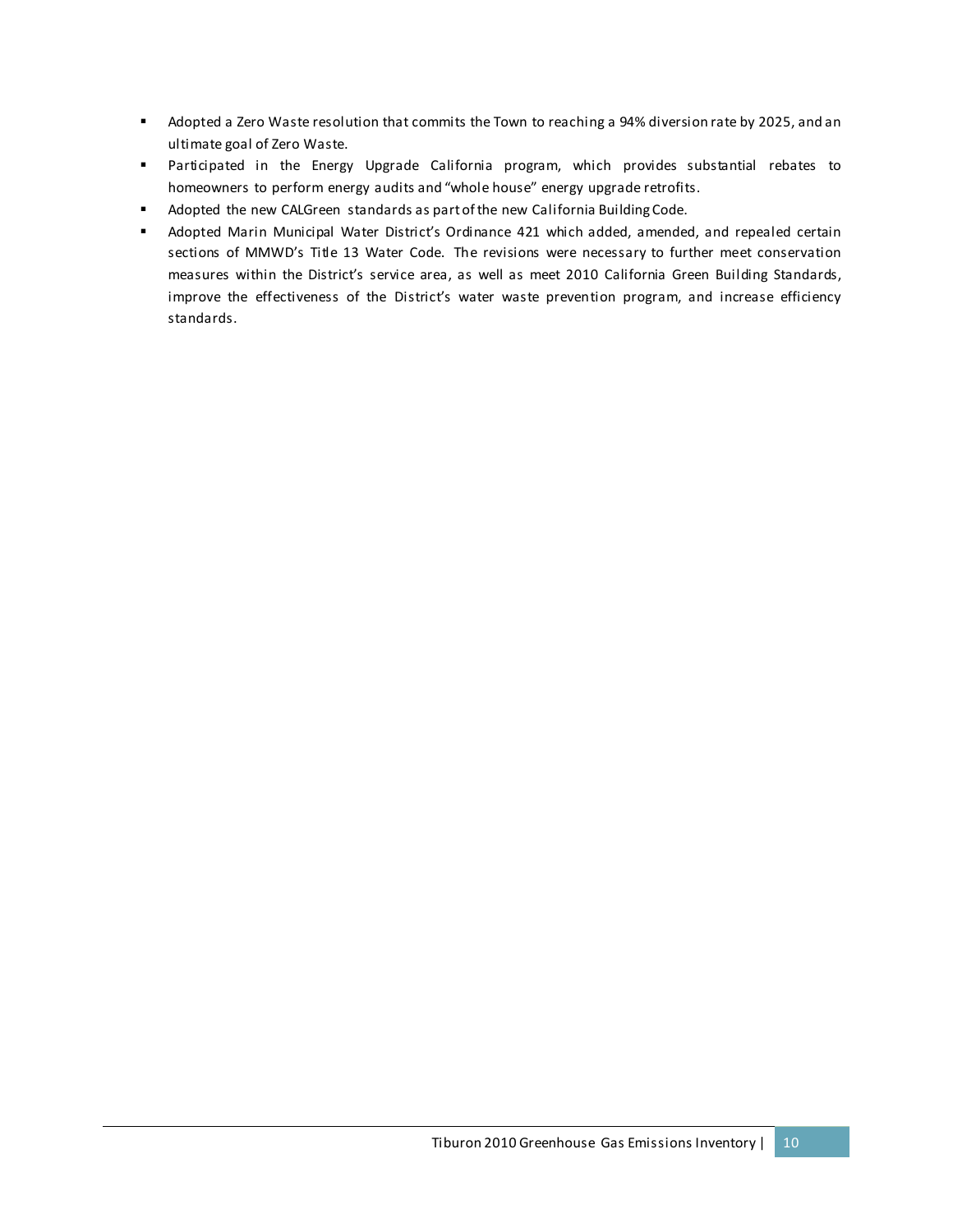- Adopted a Zero Waste resolution that commits the Town to reaching a 94% diversion rate by 2025, and an ultimate goal of Zero Waste.
- Participated in the Energy Upgrade California program, which provides substantial rebates to homeowners to perform energy audits and "whole house" energy upgrade retrofits.
- Adopted the new CALGreen standards as part of the new California Building Code.
- Adopted Marin Municipal Water District's Ordinance 421 which added, amended, and repealed certain sections of MMWD's Title 13 Water Code. The revisions were necessary to further meet conservation measures within the District's service area, as well as meet 2010 California Green Building Standards, improve the effectiveness of the District's water waste prevention program, and increase efficiency standards.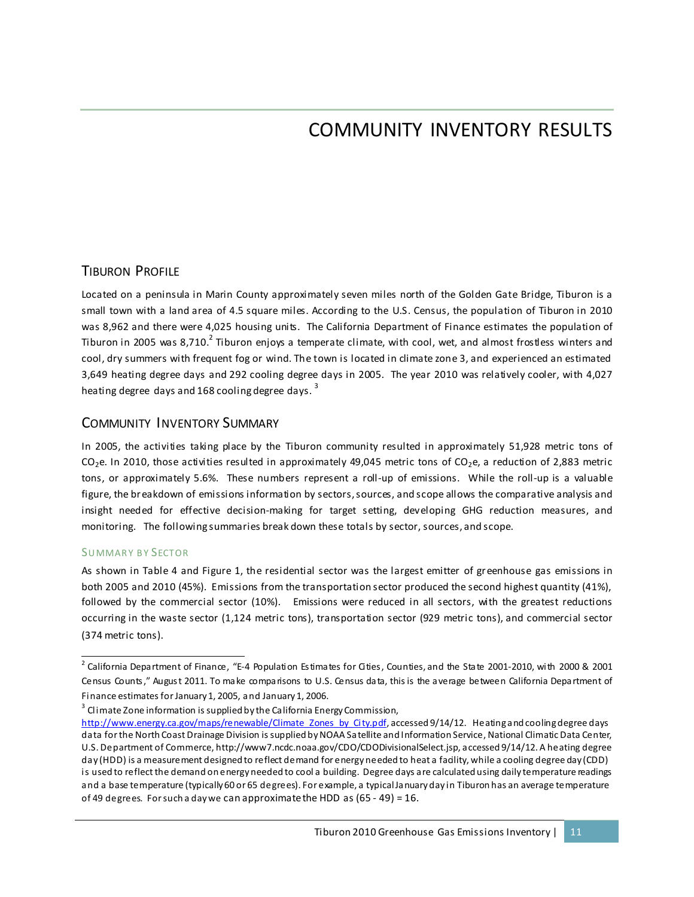# COMMUNITY INVENTORY RESULTS

## TIBURON PROFILE

Located on a peninsula in Marin County approximately seven miles north of the Golden Gate Bridge, Tiburon is a small town with a land area of 4.5 square miles. According to the U.S. Census, the population of Tiburon in 2010 was 8,962 and there were 4,025 housing units. The California Department of Finance estimates the population of Tiburon in 2005 was 8,710.[2] Tiburon enjoys a temperate climate, with cool, wet, and almost frostless winters and cool, dry summers with frequent fog or wind. The town is located in climate zone 3, and experienced an estimated 3,649 heating degree days and 292 cooling degree days in 2005. The year 2010 was relatively cooler, with 4,027 heating degree days and 168 cooling degree days. [3]

## COMMUNITY INVENTORY SUMMARY

In 2005, the activities taking place by the Tiburon community resulted in approximately 51,928 metric tons of $CO_2$e. In 2010, those activities resulted in approximately 49,045 metric tons of $CO_2$e, a reduction of 2,883 metric tons, or approximately 5.6%. These numbers represent a roll-up of emissions. While the roll-up is a valuable figure, the breakdown of emissions information by sectors, sources, and scope allows the comparative analysis and insight needed for effective decision-making for target setting, developing GHG reduction measures, and monitoring. The following summaries break down these totals by sector, sources, and scope.

### SUMMARY BY SECTOR

As shown in Table 4 and Figure 1, the residential sector was the largest emitter of greenhouse gas emissions in both 2005 and 2010 (45%). Emissions from the transportation sector produced the second highest quantity (41%), followed by the commercial sector (10%). Emissions were reduced in all sectors, with the greatest reductions occurring in the waste sector (1,124 metric tons), transportation sector (929 metric tons), and commercial sector (374 metric tons).

---

[2] California Department of Finance, "E-4 Population Estimates for Cities, Counties, and the State 2001-2010, with 2000 & 2001 Census Counts," August 2011. To make comparisons to U.S. Census data, this is the average between California Department of Finance estimates for January 1, 2005, and January 1, 2006.

[3] Climate Zone information is supplied by the California Energy Commission, http://www.energy.ca.gov/maps/renewable/Climate_Zones_by_City.pdf, accessed 9/14/12. Heating and cooling degree days data for the North Coast Drainage Division is supplied by NOAA Satellite and Information Service, National Climatic Data Center, U.S. Department of Commerce, http://www7.ncdc.noaa.gov/CDO/CDODivisionalSelect.jsp, accessed 9/14/12. A heating degree day (HDD) is a measurement designed to reflect demand for energy needed to heat a facility, while a cooling degree day (CDD) is used to reflect the demand on energy needed to cool a building. Degree days are calculated using daily temperature readings and a base temperature (typically 60 or 65 degrees). For example, a typical January day in Tiburon has an average temperature of 49 degrees. For such a day we can approximate the HDD as (65 - 49) = 16.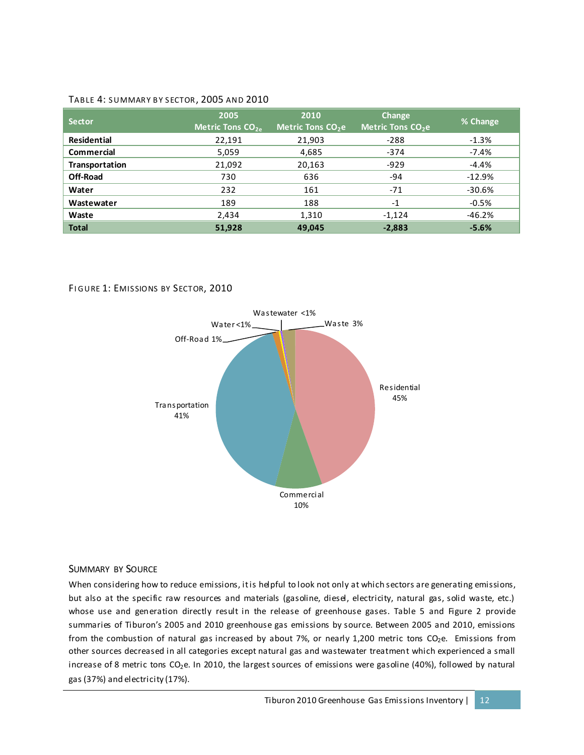TABLE 4: SUMMARY BY SECTOR, 2005 AND 2010

| Sector | 2005 Metric Tons $CO_{2e}$ | 2010 Metric Tons $CO_2e$ | Change Metric Tons $CO_2e$ | % Change |
|---|---|---|---|---|
| **Residential** | 22,191 | 21,903 | -288 | -1.3% |
| **Commercial** | 5,059 | 4,685 | -374 | -7.4% |
| **Transportation** | 21,092 | 20,163 | -929 | -4.4% |
| **Off-Road** | 730 | 636 | -94 | -12.9% |
| **Water** | 232 | 161 | -71 | -30.6% |
| **Wastewater** | 189 | 188 | -1 | -0.5% |
| **Waste** | 2,434 | 1,310 | -1,124 | -46.2% |
| **Total** | **51,928** | **49,045** | **-2,883** | **-5.6%** |

FIGURE 1: EMISSIONS BY SECTOR, 2010

Residential 45%, Transportation 41%, Commercial 10%, Waste 3%, Off-Road 1%, Water <1%, Wastewater <1%

## SUMMARY BY SOURCE

When considering how to reduce emissions, it is helpful to look not only at which sectors are generating emissions, but also at the specific raw resources and materials (gasoline, diesel, electricity, natural gas, solid waste, etc.) whose use and generation directly result in the release of greenhouse gases. Table 5 and Figure 2 provide summaries of Tiburon's 2005 and 2010 greenhouse gas emissions by source. Between 2005 and 2010, emissions from the combustion of natural gas increased by about 7%, or nearly 1,200 metric tons $CO_2e$. Emissions from other sources decreased in all categories except natural gas and wastewater treatment which experienced a small increase of 8 metric tons $CO_2e$. In 2010, the largest sources of emissions were gasoline (40%), followed by natural gas (37%) and electricity (17%).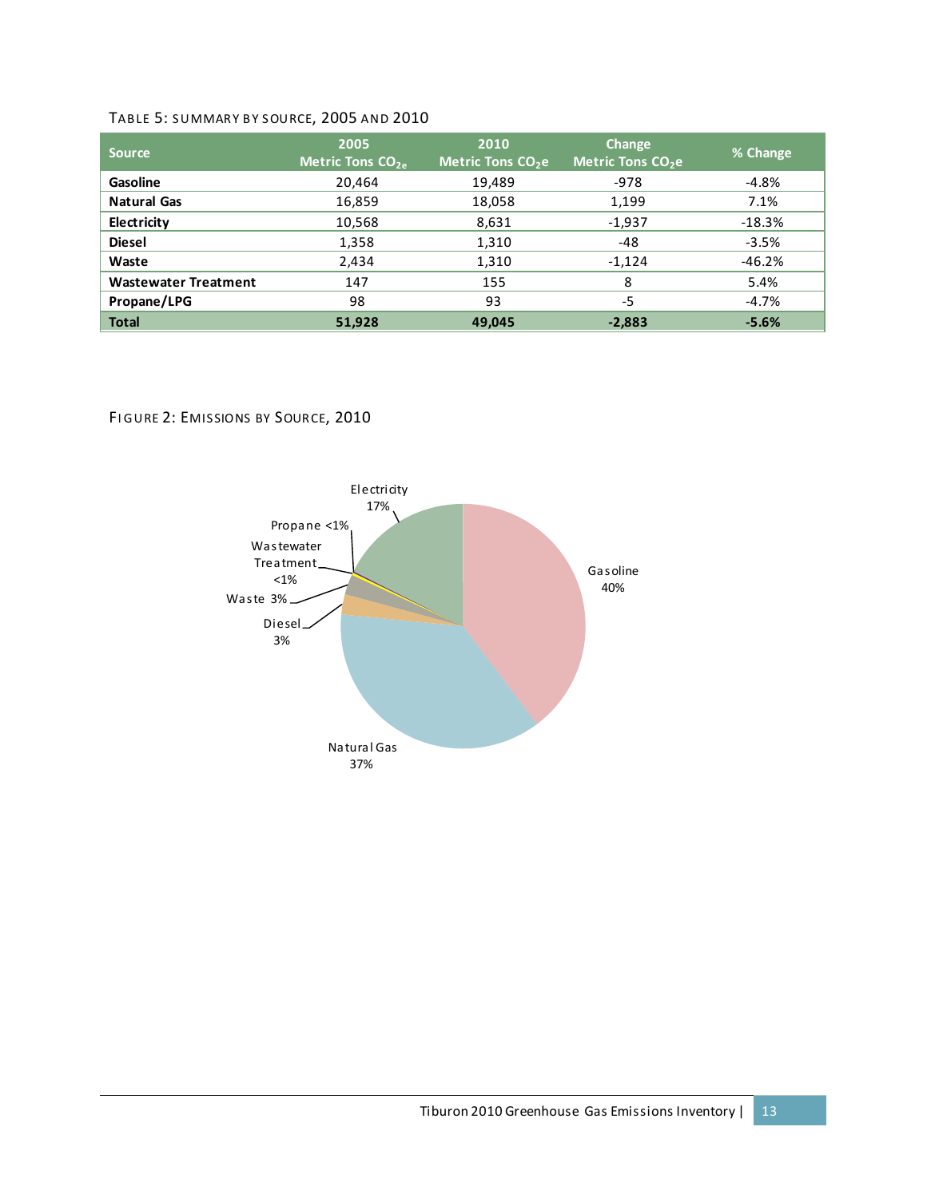TABLE 5: SUMMARY BY SOURCE, 2005 AND 2010

| Source | 2005 Metric Tons $CO_{2e}$ | 2010 Metric Tons $CO_2e$ | Change Metric Tons $CO_2e$ | % Change |
|---|---|---|---|---|
| **Gasoline** | 20,464 | 19,489 | -978 | -4.8% |
| **Natural Gas** | 16,859 | 18,058 | 1,199 | 7.1% |
| **Electricity** | 10,568 | 8,631 | -1,937 | -18.3% |
| **Diesel** | 1,358 | 1,310 | -48 | -3.5% |
| **Waste** | 2,434 | 1,310 | -1,124 | -46.2% |
| **Wastewater Treatment** | 147 | 155 | 8 | 5.4% |
| **Propane/LPG** | 98 | 93 | -5 | -4.7% |
| **Total** | **51,928** | **49,045** | **-2,883** | **-5.6%** |

FIGURE 2: EMISSIONS BY SOURCE, 2010

Gasoline 40%
Natural Gas 37%
Diesel 3%
Waste 3%
Wastewater Treatment <1%
Propane <1%
Electricity 17%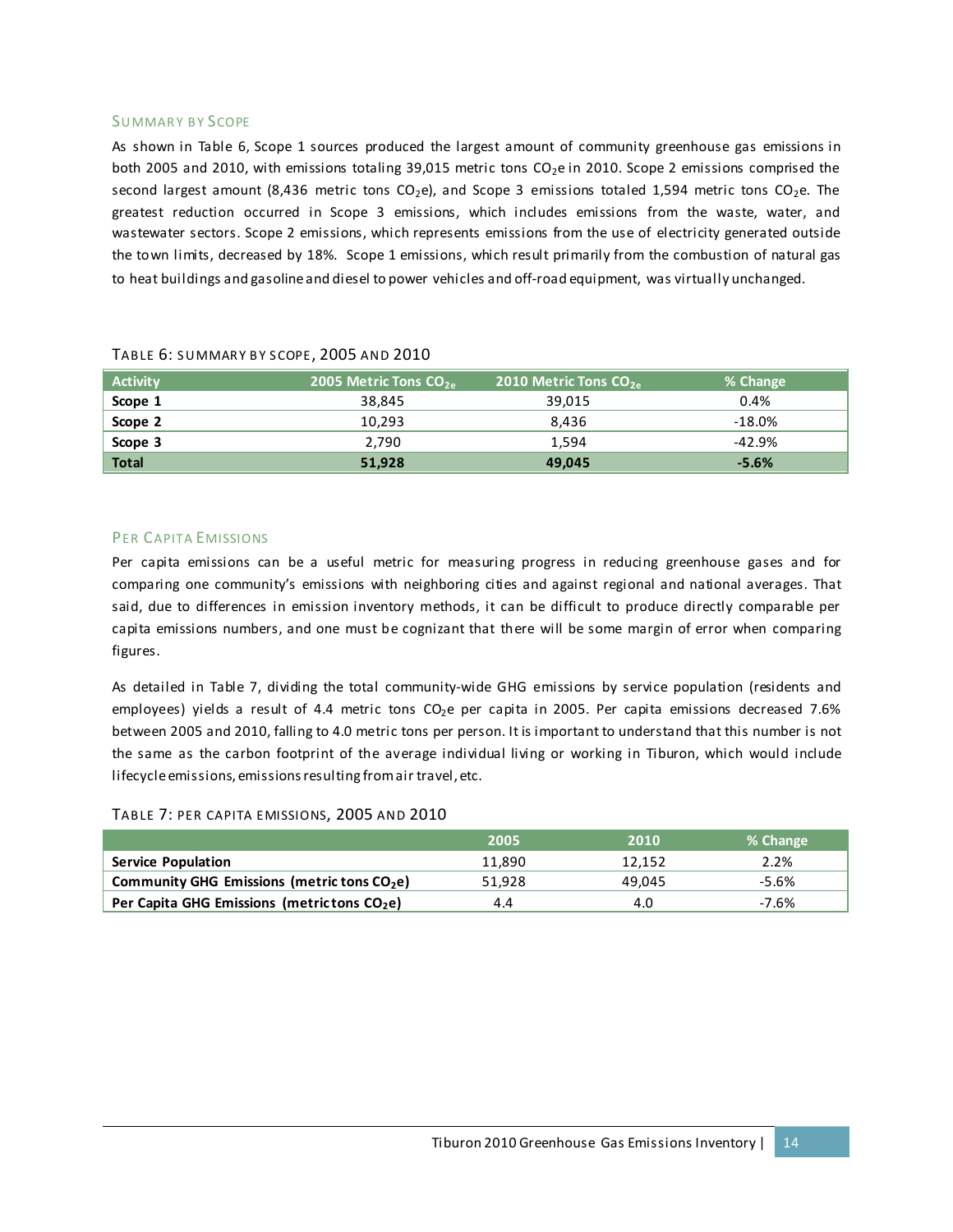### Summary by Scope

As shown in Table 6, Scope 1 sources produced the largest amount of community greenhouse gas emissions in both 2005 and 2010, with emissions totaling 39,015 metric tons $CO_2e$ in 2010. Scope 2 emissions comprised the second largest amount (8,436 metric tons $CO_2e$), and Scope 3 emissions totaled 1,594 metric tons $CO_2e$. The greatest reduction occurred in Scope 3 emissions, which includes emissions from the waste, water, and wastewater sectors. Scope 2 emissions, which represents emissions from the use of electricity generated outside the town limits, decreased by 18%. Scope 1 emissions, which result primarily from the combustion of natural gas to heat buildings and gasoline and diesel to power vehicles and off-road equipment, was virtually unchanged.

Table 6: Summary by Scope, 2005 and 2010

| Activity | 2005 Metric Tons $CO_{2e}$ | 2010 Metric Tons $CO_{2e}$ | % Change |
|---|---|---|---|
| **Scope 1** | 38,845 | 39,015 | 0.4% |
| **Scope 2** | 10,293 | 8,436 | -18.0% |
| **Scope 3** | 2,790 | 1,594 | -42.9% |
| **Total** | **51,928** | **49,045** | **-5.6%** |

### Per Capita Emissions

Per capita emissions can be a useful metric for measuring progress in reducing greenhouse gases and for comparing one community's emissions with neighboring cities and against regional and national averages. That said, due to differences in emission inventory methods, it can be difficult to produce directly comparable per capita emissions numbers, and one must be cognizant that there will be some margin of error when comparing figures.

As detailed in Table 7, dividing the total community-wide GHG emissions by service population (residents and employees) yields a result of 4.4 metric tons $CO_2e$ per capita in 2005. Per capita emissions decreased 7.6% between 2005 and 2010, falling to 4.0 metric tons per person. It is important to understand that this number is not the same as the carbon footprint of the average individual living or working in Tiburon, which would include lifecycle emissions, emissions resulting from air travel, etc.

Table 7: Per Capita Emissions, 2005 and 2010

| | 2005 | 2010 | % Change |
|---|---|---|---|
| **Service Population** | 11,890 | 12,152 | 2.2% |
| **Community GHG Emissions (metric tons $CO_2e$)** | 51,928 | 49,045 | -5.6% |
| **Per Capita GHG Emissions (metric tons $CO_2e$)** | 4.4 | 4.0 | -7.6% |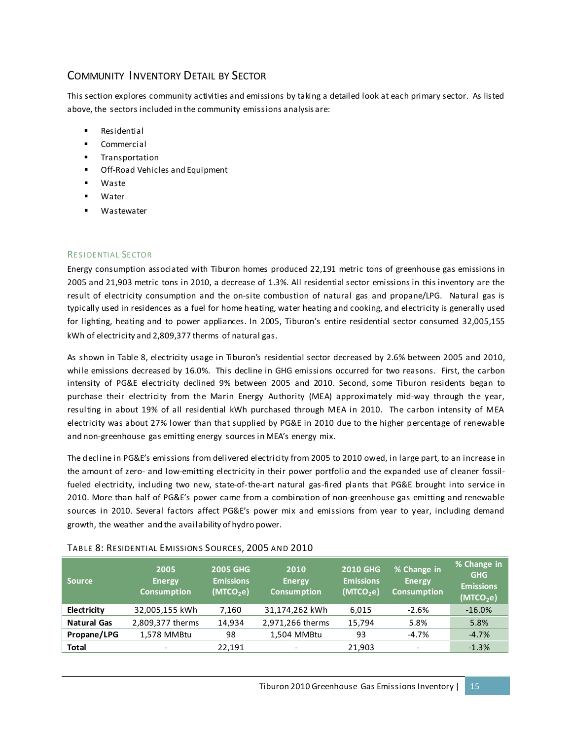## Community Inventory Detail by Sector

This section explores community activities and emissions by taking a detailed look at each primary sector. As listed above, the sectors included in the community emissions analysis are:

- Residential
- Commercial
- Transportation
- Off-Road Vehicles and Equipment
- Waste
- Water
- Wastewater

### Residential Sector

Energy consumption associated with Tiburon homes produced 22,191 metric tons of greenhouse gas emissions in 2005 and 21,903 metric tons in 2010, a decrease of 1.3%. All residential sector emissions in this inventory are the result of electricity consumption and the on-site combustion of natural gas and propane/LPG. Natural gas is typically used in residences as a fuel for home heating, water heating and cooking, and electricity is generally used for lighting, heating and to power appliances. In 2005, Tiburon's entire residential sector consumed 32,005,155 kWh of electricity and 2,809,377 therms of natural gas.

As shown in Table 8, electricity usage in Tiburon's residential sector decreased by 2.6% between 2005 and 2010, while emissions decreased by 16.0%. This decline in GHG emissions occurred for two reasons. First, the carbon intensity of PG&E electricity declined 9% between 2005 and 2010. Second, some Tiburon residents began to purchase their electricity from the Marin Energy Authority (MEA) approximately mid-way through the year, resulting in about 19% of all residential kWh purchased through MEA in 2010. The carbon intensity of MEA electricity was about 27% lower than that supplied by PG&E in 2010 due to the higher percentage of renewable and non-greenhouse gas emitting energy sources in MEA's energy mix.

The decline in PG&E's emissions from delivered electricity from 2005 to 2010 owed, in large part, to an increase in the amount of zero- and low-emitting electricity in their power portfolio and the expanded use of cleaner fossil-fueled electricity, including two new, state-of-the-art natural gas-fired plants that PG&E brought into service in 2010. More than half of PG&E's power came from a combination of non-greenhouse gas emitting and renewable sources in 2010. Several factors affect PG&E's power mix and emissions from year to year, including demand growth, the weather and the availability of hydro power.

Table 8: Residential Emissions Sources, 2005 and 2010

| Source | 2005 Energy Consumption | 2005 GHG Emissions ($MTCO_2e$) | 2010 Energy Consumption | 2010 GHG Emissions ($MTCO_2e$) | % Change in Energy Consumption | % Change in GHG Emissions ($MTCO_2e$) |
|---|---|---|---|---|---|---|
| **Electricity** | 32,005,155 kWh | 7,160 | 31,174,262 kWh | 6,015 | -2.6% | -16.0% |
| **Natural Gas** | 2,809,377 therms | 14,934 | 2,971,266 therms | 15,794 | 5.8% | 5.8% |
| **Propane/LPG** | 1,578 MMBtu | 98 | 1,504 MMBtu | 93 | -4.7% | -4.7% |
| **Total** | - | 22,191 | - | 21,903 | - | -1.3% |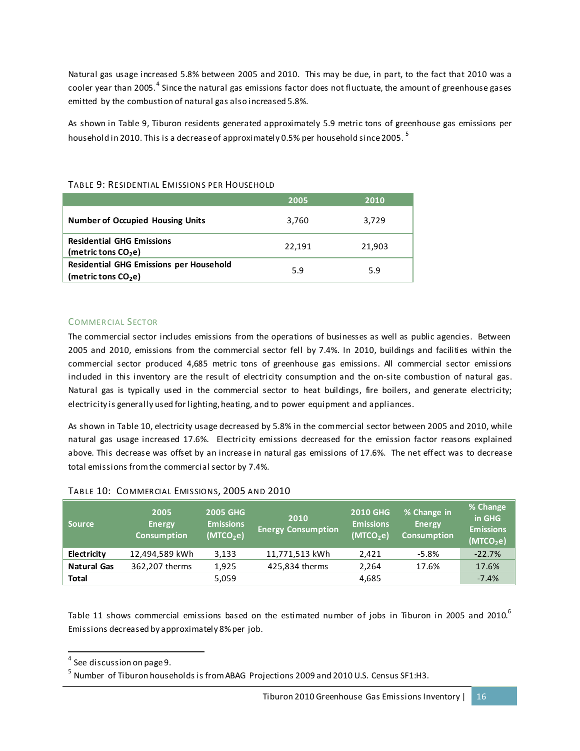Natural gas usage increased 5.8% between 2005 and 2010. This may be due, in part, to the fact that 2010 was a cooler year than 2005.[4] Since the natural gas emissions factor does not fluctuate, the amount of greenhouse gases emitted by the combustion of natural gas also increased 5.8%.

As shown in Table 9, Tiburon residents generated approximately 5.9 metric tons of greenhouse gas emissions per household in 2010. This is a decrease of approximately 0.5% per household since 2005.[5]

TABLE 9: RESIDENTIAL EMISSIONS PER HOUSEHOLD

| | 2005 | 2010 |
|---|---|---|
| **Number of Occupied Housing Units** | 3,760 | 3,729 |
| **Residential GHG Emissions (metric tons $CO_2e$)** | 22,191 | 21,903 |
| **Residential GHG Emissions per Household (metric tons $CO_2e$)** | 5.9 | 5.9 |

### COMMERCIAL SECTOR

The commercial sector includes emissions from the operations of businesses as well as public agencies. Between 2005 and 2010, emissions from the commercial sector fell by 7.4%. In 2010, buildings and facilities within the commercial sector produced 4,685 metric tons of greenhouse gas emissions. All commercial sector emissions included in this inventory are the result of electricity consumption and the on-site combustion of natural gas. Natural gas is typically used in the commercial sector to heat buildings, fire boilers, and generate electricity; electricity is generally used for lighting, heating, and to power equipment and appliances.

As shown in Table 10, electricity usage decreased by 5.8% in the commercial sector between 2005 and 2010, while natural gas usage increased 17.6%. Electricity emissions decreased for the emission factor reasons explained above. This decrease was offset by an increase in natural gas emissions of 17.6%. The net effect was to decrease total emissions from the commercial sector by 7.4%.

TABLE 10: COMMERCIAL EMISSIONS, 2005 AND 2010

| Source | 2005 Energy Consumption | 2005 GHG Emissions ($MTCO_2e$) | 2010 Energy Consumption | 2010 GHG Emissions ($MTCO_2e$) | % Change in Energy Consumption | % Change in GHG Emissions ($MTCO_2e$) |
|---|---|---|---|---|---|---|
| **Electricity** | 12,494,589 kWh | 3,133 | 11,771,513 kWh | 2,421 | -5.8% | -22.7% |
| **Natural Gas** | 362,207 therms | 1,925 | 425,834 therms | 2,264 | 17.6% | 17.6% |
| **Total** | | 5,059 | | 4,685 | | -7.4% |

Table 11 shows commercial emissions based on the estimated number of jobs in Tiburon in 2005 and 2010.[6] Emissions decreased by approximately 8% per job.

---

[4] See discussion on page 9.

[5] Number of Tiburon households is from ABAG Projections 2009 and 2010 U.S. Census SF1:H3.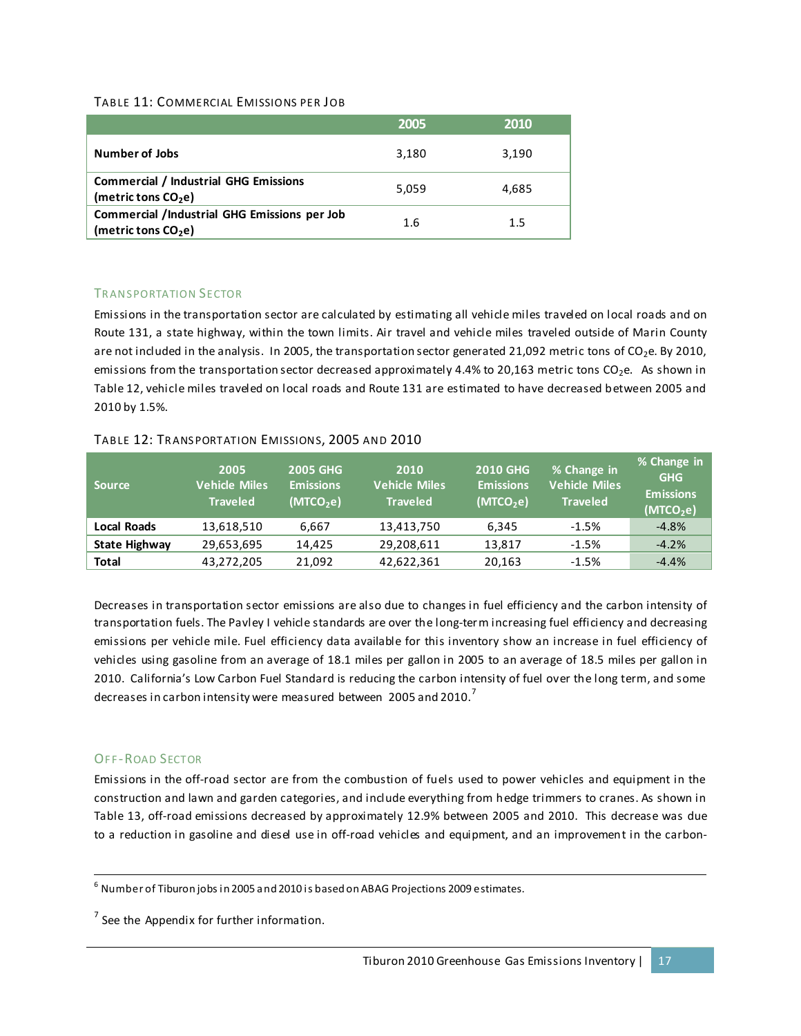TABLE 11: COMMERCIAL EMISSIONS PER JOB

| | 2005 | 2010 |
|---|---|---|
| **Number of Jobs** | 3,180 | 3,190 |
| **Commercial / Industrial GHG Emissions (metric tons $CO_2e$)** | 5,059 | 4,685 |
| **Commercial /Industrial GHG Emissions per Job (metric tons $CO_2e$)** | 1.6 | 1.5 |

### TRANSPORTATION SECTOR

Emissions in the transportation sector are calculated by estimating all vehicle miles traveled on local roads and on Route 131, a state highway, within the town limits. Air travel and vehicle miles traveled outside of Marin County are not included in the analysis. In 2005, the transportation sector generated 21,092 metric tons of $CO_2e$. By 2010, emissions from the transportation sector decreased approximately 4.4% to 20,163 metric tons $CO_2e$. As shown in Table 12, vehicle miles traveled on local roads and Route 131 are estimated to have decreased between 2005 and 2010 by 1.5%.

TABLE 12: TRANSPORTATION EMISSIONS, 2005 AND 2010

| Source | 2005 Vehicle Miles Traveled | 2005 GHG Emissions ($MTCO_2e$) | 2010 Vehicle Miles Traveled | 2010 GHG Emissions ($MTCO_2e$) | % Change in Vehicle Miles Traveled | % Change in GHG Emissions ($MTCO_2e$) |
|---|---|---|---|---|---|---|
| **Local Roads** | 13,618,510 | 6,667 | 13,413,750 | 6,345 | -1.5% | -4.8% |
| **State Highway** | 29,653,695 | 14,425 | 29,208,611 | 13,817 | -1.5% | -4.2% |
| **Total** | 43,272,205 | 21,092 | 42,622,361 | 20,163 | -1.5% | -4.4% |

Decreases in transportation sector emissions are also due to changes in fuel efficiency and the carbon intensity of transportation fuels. The Pavley I vehicle standards are over the long-term increasing fuel efficiency and decreasing emissions per vehicle mile. Fuel efficiency data available for this inventory show an increase in fuel efficiency of vehicles using gasoline from an average of 18.1 miles per gallon in 2005 to an average of 18.5 miles per gallon in 2010. California's Low Carbon Fuel Standard is reducing the carbon intensity of fuel over the long term, and some decreases in carbon intensity were measured between 2005 and 2010.[7]

### OFF-ROAD SECTOR

Emissions in the off-road sector are from the combustion of fuels used to power vehicles and equipment in the construction and lawn and garden categories, and include everything from hedge trimmers to cranes. As shown in Table 13, off-road emissions decreased by approximately 12.9% between 2005 and 2010. This decrease was due to a reduction in gasoline and diesel use in off-road vehicles and equipment, and an improvement in the carbon-

---

[6] Number of Tiburon jobs in 2005 and 2010 is based on ABAG Projections 2009 estimates.

[7] See the Appendix for further information.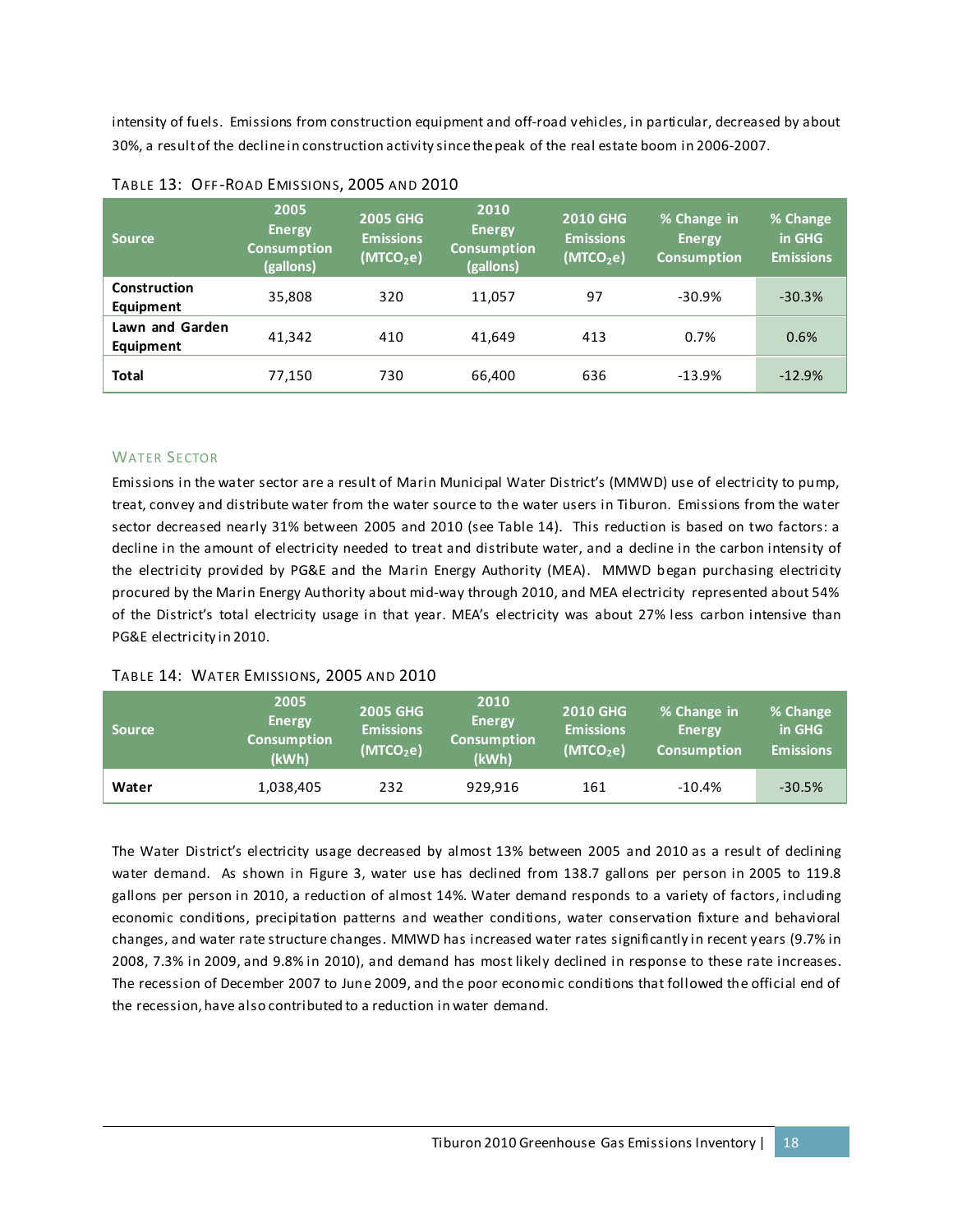intensity of fuels. Emissions from construction equipment and off-road vehicles, in particular, decreased by about 30%, a result of the decline in construction activity since the peak of the real estate boom in 2006-2007.

TABLE 13: OFF-ROAD EMISSIONS, 2005 AND 2010

| Source | 2005 Energy Consumption (gallons) | 2005 GHG Emissions ($MTCO_2e$) | 2010 Energy Consumption (gallons) | 2010 GHG Emissions ($MTCO_2e$) | % Change in Energy Consumption | % Change in GHG Emissions |
|---|---|---|---|---|---|---|
| **Construction Equipment** | 35,808 | 320 | 11,057 | 97 | -30.9% | -30.3% |
| **Lawn and Garden Equipment** | 41,342 | 410 | 41,649 | 413 | 0.7% | 0.6% |
| **Total** | 77,150 | 730 | 66,400 | 636 | -13.9% | -12.9% |

## WATER SECTOR

Emissions in the water sector are a result of Marin Municipal Water District's (MMWD) use of electricity to pump, treat, convey and distribute water from the water source to the water users in Tiburon. Emissions from the water sector decreased nearly 31% between 2005 and 2010 (see Table 14). This reduction is based on two factors: a decline in the amount of electricity needed to treat and distribute water, and a decline in the carbon intensity of the electricity provided by PG&E and the Marin Energy Authority (MEA). MMWD began purchasing electricity procured by the Marin Energy Authority about mid-way through 2010, and MEA electricity represented about 54% of the District's total electricity usage in that year. MEA's electricity was about 27% less carbon intensive than PG&E electricity in 2010.

TABLE 14: WATER EMISSIONS, 2005 AND 2010

| Source | 2005 Energy Consumption (kWh) | 2005 GHG Emissions ($MTCO_2e$) | 2010 Energy Consumption (kWh) | 2010 GHG Emissions ($MTCO_2e$) | % Change in Energy Consumption | % Change in GHG Emissions |
|---|---|---|---|---|---|---|
| **Water** | 1,038,405 | 232 | 929,916 | 161 | -10.4% | -30.5% |

The Water District's electricity usage decreased by almost 13% between 2005 and 2010 as a result of declining water demand. As shown in Figure 3, water use has declined from 138.7 gallons per person in 2005 to 119.8 gallons per person in 2010, a reduction of almost 14%. Water demand responds to a variety of factors, including economic conditions, precipitation patterns and weather conditions, water conservation fixture and behavioral changes, and water rate structure changes. MMWD has increased water rates significantly in recent years (9.7% in 2008, 7.3% in 2009, and 9.8% in 2010), and demand has most likely declined in response to these rate increases. The recession of December 2007 to June 2009, and the poor economic conditions that followed the official end of the recession, have also contributed to a reduction in water demand.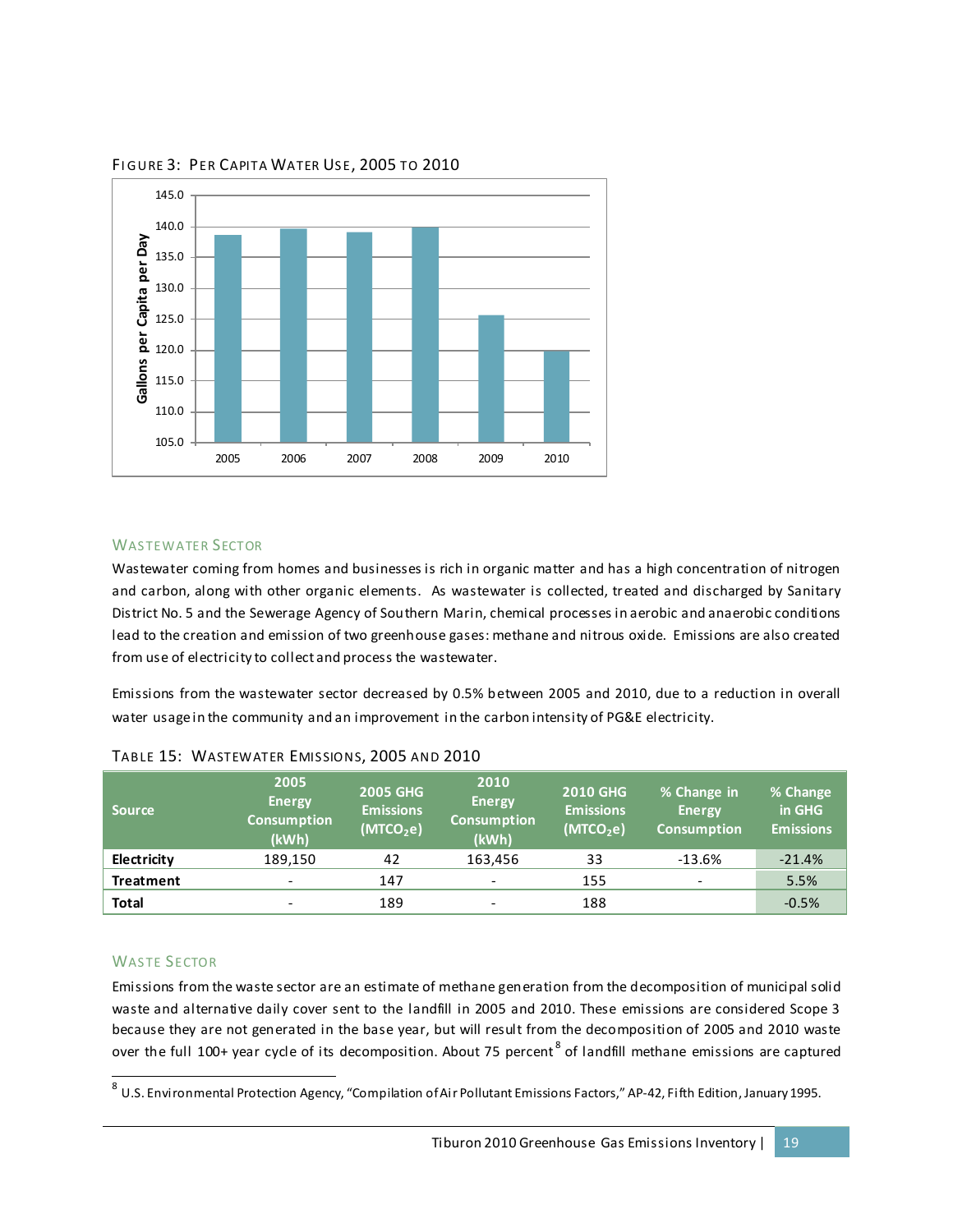FIGURE 3: PER CAPITA WATER USE, 2005 TO 2010

### WASTEWATER SECTOR

Wastewater coming from homes and businesses is rich in organic matter and has a high concentration of nitrogen and carbon, along with other organic elements. As wastewater is collected, treated and discharged by Sanitary District No. 5 and the Sewerage Agency of Southern Marin, chemical processes in aerobic and anaerobic conditions lead to the creation and emission of two greenhouse gases: methane and nitrous oxide. Emissions are also created from use of electricity to collect and process the wastewater.

Emissions from the wastewater sector decreased by 0.5% between 2005 and 2010, due to a reduction in overall water usage in the community and an improvement in the carbon intensity of PG&E electricity.

TABLE 15: WASTEWATER EMISSIONS, 2005 AND 2010

| Source | 2005 Energy Consumption (kWh) | 2005 GHG Emissions ($MTCO_2e$) | 2010 Energy Consumption (kWh) | 2010 GHG Emissions ($MTCO_2e$) | % Change in Energy Consumption | % Change in GHG Emissions |
|---|---|---|---|---|---|---|
| **Electricity** | 189,150 | 42 | 163,456 | 33 | -13.6% | -21.4% |
| **Treatment** | - | 147 | - | 155 | - | 5.5% |
| **Total** | - | 189 | - | 188 | | -0.5% |

### WASTE SECTOR

Emissions from the waste sector are an estimate of methane generation from the decomposition of municipal solid waste and alternative daily cover sent to the landfill in 2005 and 2010. These emissions are considered Scope 3 because they are not generated in the base year, but will result from the decomposition of 2005 and 2010 waste over the full 100+ year cycle of its decomposition. About 75 percent[8] of landfill methane emissions are captured

[8] U.S. Environmental Protection Agency, "Compilation of Air Pollutant Emissions Factors," AP-42, Fifth Edition, January 1995.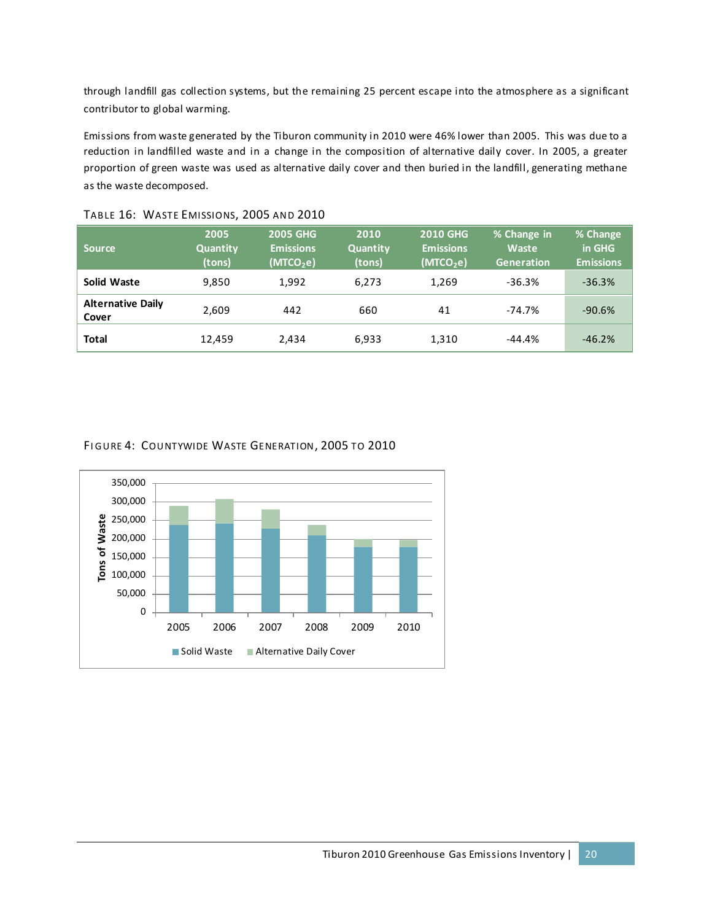through landfill gas collection systems, but the remaining 25 percent escape into the atmosphere as a significant contributor to global warming.

Emissions from waste generated by the Tiburon community in 2010 were 46% lower than 2005. This was due to a reduction in landfilled waste and in a change in the composition of alternative daily cover. In 2005, a greater proportion of green waste was used as alternative daily cover and then buried in the landfill, generating methane as the waste decomposed.

TABLE 16: WASTE EMISSIONS, 2005 AND 2010

| Source | 2005 Quantity (tons) | 2005 GHG Emissions ($MTCO_2e$) | 2010 Quantity (tons) | 2010 GHG Emissions ($MTCO_2e$) | % Change in Waste Generation | % Change in GHG Emissions |
|---|---|---|---|---|---|---|
| **Solid Waste** | 9,850 | 1,992 | 6,273 | 1,269 | -36.3% | -36.3% |
| **Alternative Daily Cover** | 2,609 | 442 | 660 | 41 | -74.7% | -90.6% |
| **Total** | 12,459 | 2,434 | 6,933 | 1,310 | -44.4% | -46.2% |

FIGURE 4: COUNTYWIDE WASTE GENERATION, 2005 TO 2010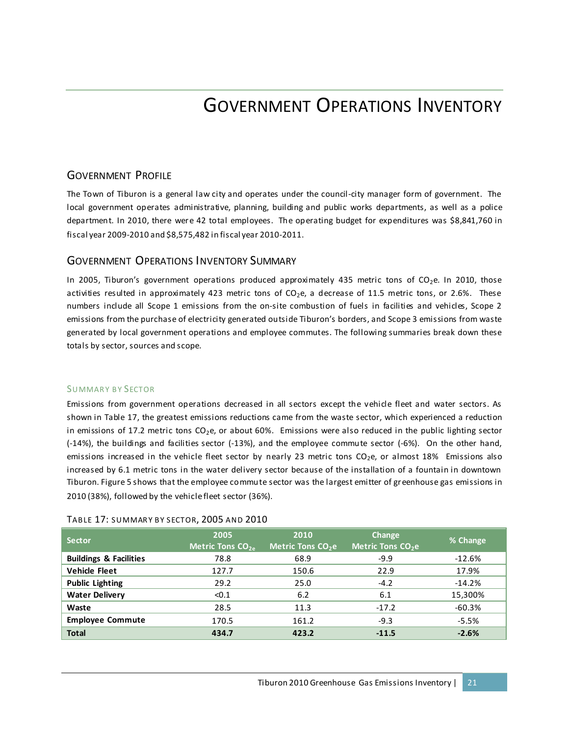# Government Operations Inventory

## Government Profile

The Town of Tiburon is a general law city and operates under the council-city manager form of government. The local government operates administrative, planning, building and public works departments, as well as a police department. In 2010, there were 42 total employees. The operating budget for expenditures was $8,841,760 in fiscal year 2009-2010 and $8,575,482 in fiscal year 2010-2011.

## Government Operations Inventory Summary

In 2005, Tiburon's government operations produced approximately 435 metric tons of $CO_2e$. In 2010, those activities resulted in approximately 423 metric tons of $CO_2e$, a decrease of 11.5 metric tons, or 2.6%. These numbers include all Scope 1 emissions from the on-site combustion of fuels in facilities and vehicles, Scope 2 emissions from the purchase of electricity generated outside Tiburon's borders, and Scope 3 emissions from waste generated by local government operations and employee commutes. The following summaries break down these totals by sector, sources and scope.

### Summary by Sector

Emissions from government operations decreased in all sectors except the vehicle fleet and water sectors. As shown in Table 17, the greatest emissions reductions came from the waste sector, which experienced a reduction in emissions of 17.2 metric tons $CO_2e$, or about 60%. Emissions were also reduced in the public lighting sector (-14%), the buildings and facilities sector (-13%), and the employee commute sector (-6%). On the other hand, emissions increased in the vehicle fleet sector by nearly 23 metric tons $CO_2e$, or almost 18% Emissions also increased by 6.1 metric tons in the water delivery sector because of the installation of a fountain in downtown Tiburon. Figure 5 shows that the employee commute sector was the largest emitter of greenhouse gas emissions in 2010 (38%), followed by the vehicle fleet sector (36%).

Table 17: Summary by Sector, 2005 and 2010

| Sector | 2005 Metric Tons $CO_{2e}$ | 2010 Metric Tons $CO_2e$ | Change Metric Tons $CO_2e$ | % Change |
|---|---|---|---|---|
| **Buildings & Facilities** | 78.8 | 68.9 | -9.9 | -12.6% |
| **Vehicle Fleet** | 127.7 | 150.6 | 22.9 | 17.9% |
| **Public Lighting** | 29.2 | 25.0 | -4.2 | -14.2% |
| **Water Delivery** | <0.1 | 6.2 | 6.1 | 15,300% |
| **Waste** | 28.5 | 11.3 | -17.2 | -60.3% |
| **Employee Commute** | 170.5 | 161.2 | -9.3 | -5.5% |
| **Total** | **434.7** | **423.2** | **-11.5** | **-2.6%** |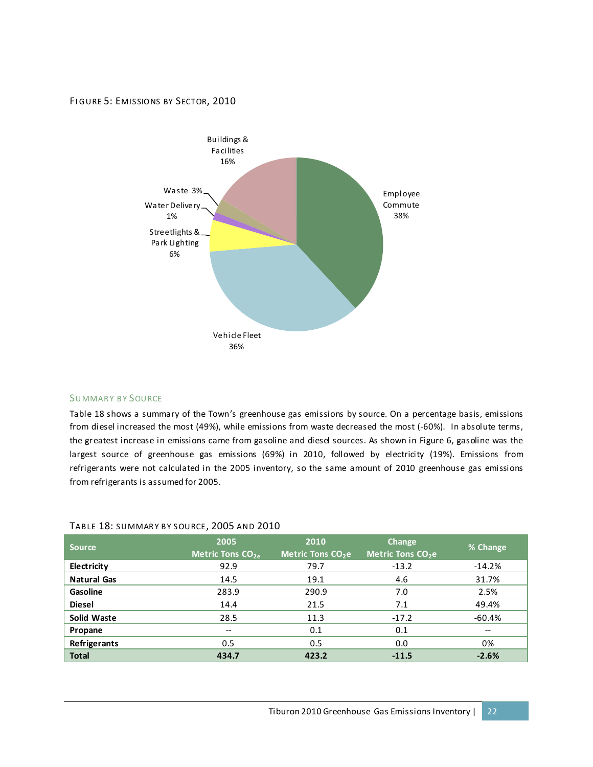FIGURE 5: EMISSIONS BY SECTOR, 2010

Buildings & Facilities 16%

Waste 3%

Water Delivery 1%

Streetlights & Park Lighting 6%

Vehicle Fleet 36%

Employee Commute 38%

## SUMMARY BY SOURCE

Table 18 shows a summary of the Town's greenhouse gas emissions by source. On a percentage basis, emissions from diesel increased the most (49%), while emissions from waste decreased the most (-60%). In absolute terms, the greatest increase in emissions came from gasoline and diesel sources. As shown in Figure 6, gasoline was the largest source of greenhouse gas emissions (69%) in 2010, followed by electricity (19%). Emissions from refrigerants were not calculated in the 2005 inventory, so the same amount of 2010 greenhouse gas emissions from refrigerants is assumed for 2005.

TABLE 18: SUMMARY BY SOURCE, 2005 AND 2010

| Source | 2005 Metric Tons $CO_{2e}$ | 2010 Metric Tons $CO_2e$ | Change Metric Tons $CO_2e$ | % Change |
|---|---|---|---|---|
| **Electricity** | 92.9 | 79.7 | -13.2 | -14.2% |
| **Natural Gas** | 14.5 | 19.1 | 4.6 | 31.7% |
| **Gasoline** | 283.9 | 290.9 | 7.0 | 2.5% |
| **Diesel** | 14.4 | 21.5 | 7.1 | 49.4% |
| **Solid Waste** | 28.5 | 11.3 | -17.2 | -60.4% |
| **Propane** | -- | 0.1 | 0.1 | -- |
| **Refrigerants** | 0.5 | 0.5 | 0.0 | 0% |
| **Total** | **434.7** | **423.2** | **-11.5** | **-2.6%** |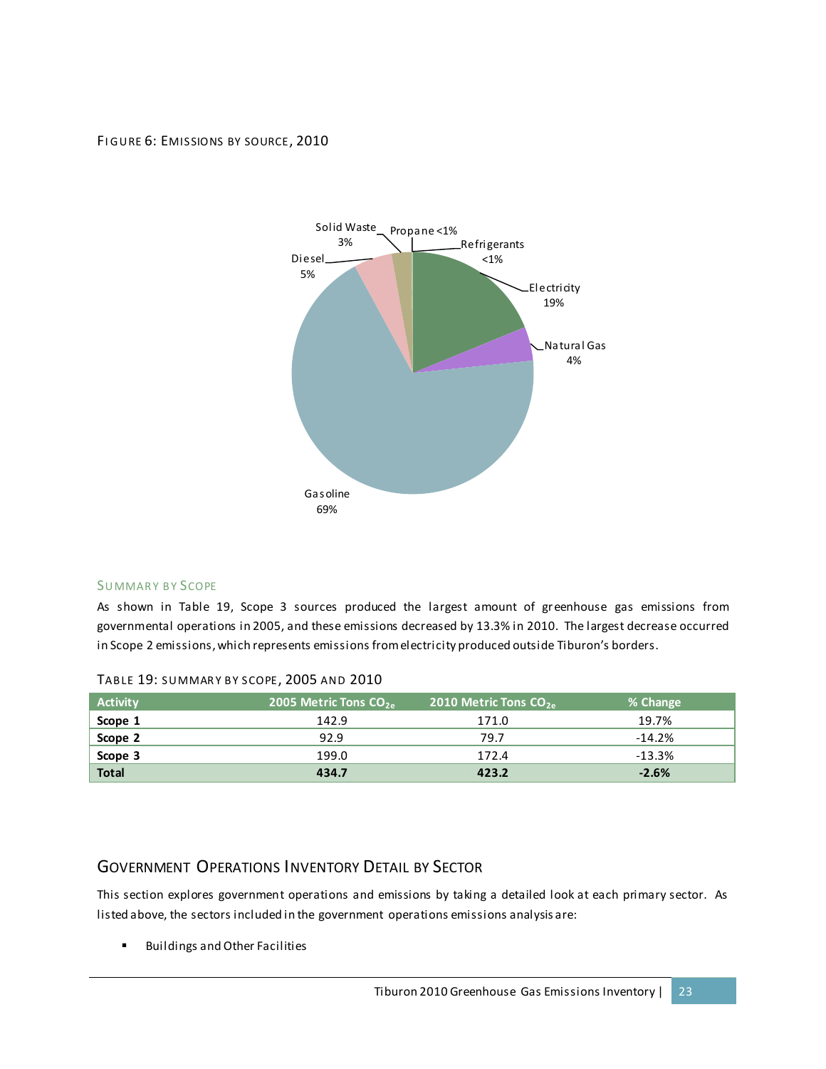FIGURE 6: EMISSIONS BY SOURCE, 2010

Solid Waste 3%
Propane <1%
Refrigerants <1%
Diesel 5%
Electricity 19%
Natural Gas 4%
Gasoline 69%

### SUMMARY BY SCOPE

As shown in Table 19, Scope 3 sources produced the largest amount of greenhouse gas emissions from governmental operations in 2005, and these emissions decreased by 13.3% in 2010. The largest decrease occurred in Scope 2 emissions, which represents emissions from electricity produced outside Tiburon's borders.

TABLE 19: SUMMARY BY SCOPE, 2005 AND 2010

| Activity | 2005 Metric Tons $CO_{2e}$ | 2010 Metric Tons $CO_{2e}$ | % Change |
|---|---|---|---|
| **Scope 1** | 142.9 | 171.0 | 19.7% |
| **Scope 2** | 92.9 | 79.7 | -14.2% |
| **Scope 3** | 199.0 | 172.4 | -13.3% |
| **Total** | **434.7** | **423.2** | **-2.6%** |

## GOVERNMENT OPERATIONS INVENTORY DETAIL BY SECTOR

This section explores government operations and emissions by taking a detailed look at each primary sector. As listed above, the sectors included in the government operations emissions analysis are:

- Buildings and Other Facilities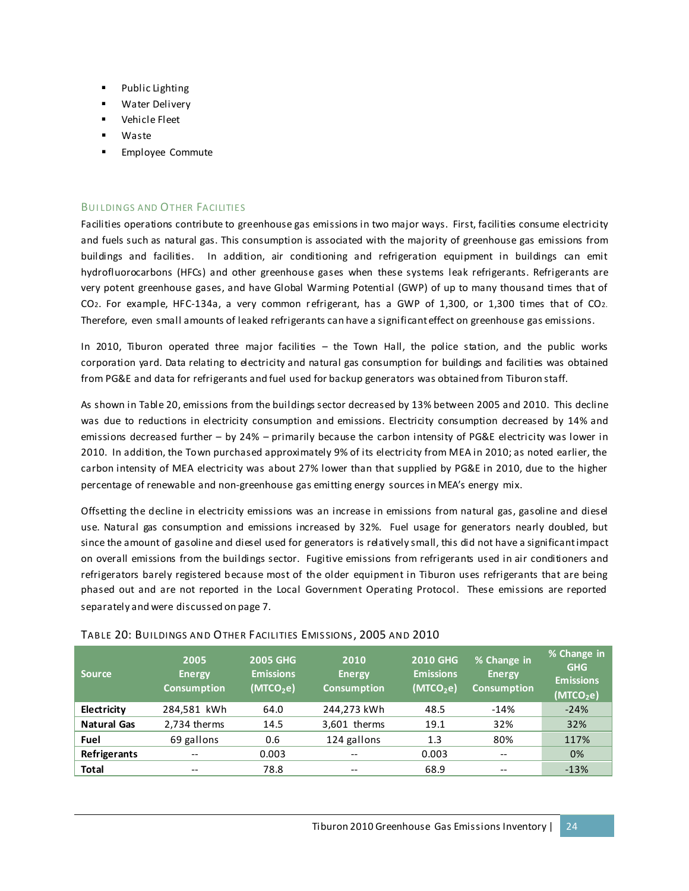- Public Lighting
- Water Delivery
- Vehicle Fleet
- Waste
- Employee Commute

### Buildings and Other Facilities

Facilities operations contribute to greenhouse gas emissions in two major ways. First, facilities consume electricity and fuels such as natural gas. This consumption is associated with the majority of greenhouse gas emissions from buildings and facilities. In addition, air conditioning and refrigeration equipment in buildings can emit hydrofluorocarbons (HFCs) and other greenhouse gases when these systems leak refrigerants. Refrigerants are very potent greenhouse gases, and have Global Warming Potential (GWP) of up to many thousand times that of $CO_2$. For example, HFC-134a, a very common refrigerant, has a GWP of 1,300, or 1,300 times that of $CO_2$. Therefore, even small amounts of leaked refrigerants can have a significant effect on greenhouse gas emissions.

In 2010, Tiburon operated three major facilities – the Town Hall, the police station, and the public works corporation yard. Data relating to electricity and natural gas consumption for buildings and facilities was obtained from PG&E and data for refrigerants and fuel used for backup generators was obtained from Tiburon staff.

As shown in Table 20, emissions from the buildings sector decreased by 13% between 2005 and 2010. This decline was due to reductions in electricity consumption and emissions. Electricity consumption decreased by 14% and emissions decreased further – by 24% – primarily because the carbon intensity of PG&E electricity was lower in 2010. In addition, the Town purchased approximately 9% of its electricity from MEA in 2010; as noted earlier, the carbon intensity of MEA electricity was about 27% lower than that supplied by PG&E in 2010, due to the higher percentage of renewable and non-greenhouse gas emitting energy sources in MEA's energy mix.

Offsetting the decline in electricity emissions was an increase in emissions from natural gas, gasoline and diesel use. Natural gas consumption and emissions increased by 32%. Fuel usage for generators nearly doubled, but since the amount of gasoline and diesel used for generators is relatively small, this did not have a significant impact on overall emissions from the buildings sector. Fugitive emissions from refrigerants used in air conditioners and refrigerators barely registered because most of the older equipment in Tiburon uses refrigerants that are being phased out and are not reported in the Local Government Operating Protocol. These emissions are reported separately and were discussed on page 7.

Table 20: Buildings and Other Facilities Emissions, 2005 and 2010

| Source | 2005 Energy Consumption | 2005 GHG Emissions ($MTCO_2e$) | 2010 Energy Consumption | 2010 GHG Emissions ($MTCO_2e$) | % Change in Energy Consumption | % Change in GHG Emissions ($MTCO_2e$) |
|---|---|---|---|---|---|---|
| **Electricity** | 284,581 kWh | 64.0 | 244,273 kWh | 48.5 | -14% | -24% |
| **Natural Gas** | 2,734 therms | 14.5 | 3,601 therms | 19.1 | 32% | 32% |
| **Fuel** | 69 gallons | 0.6 | 124 gallons | 1.3 | 80% | 117% |
| **Refrigerants** | -- | 0.003 | -- | 0.003 | -- | 0% |
| **Total** | -- | 78.8 | -- | 68.9 | -- | -13% |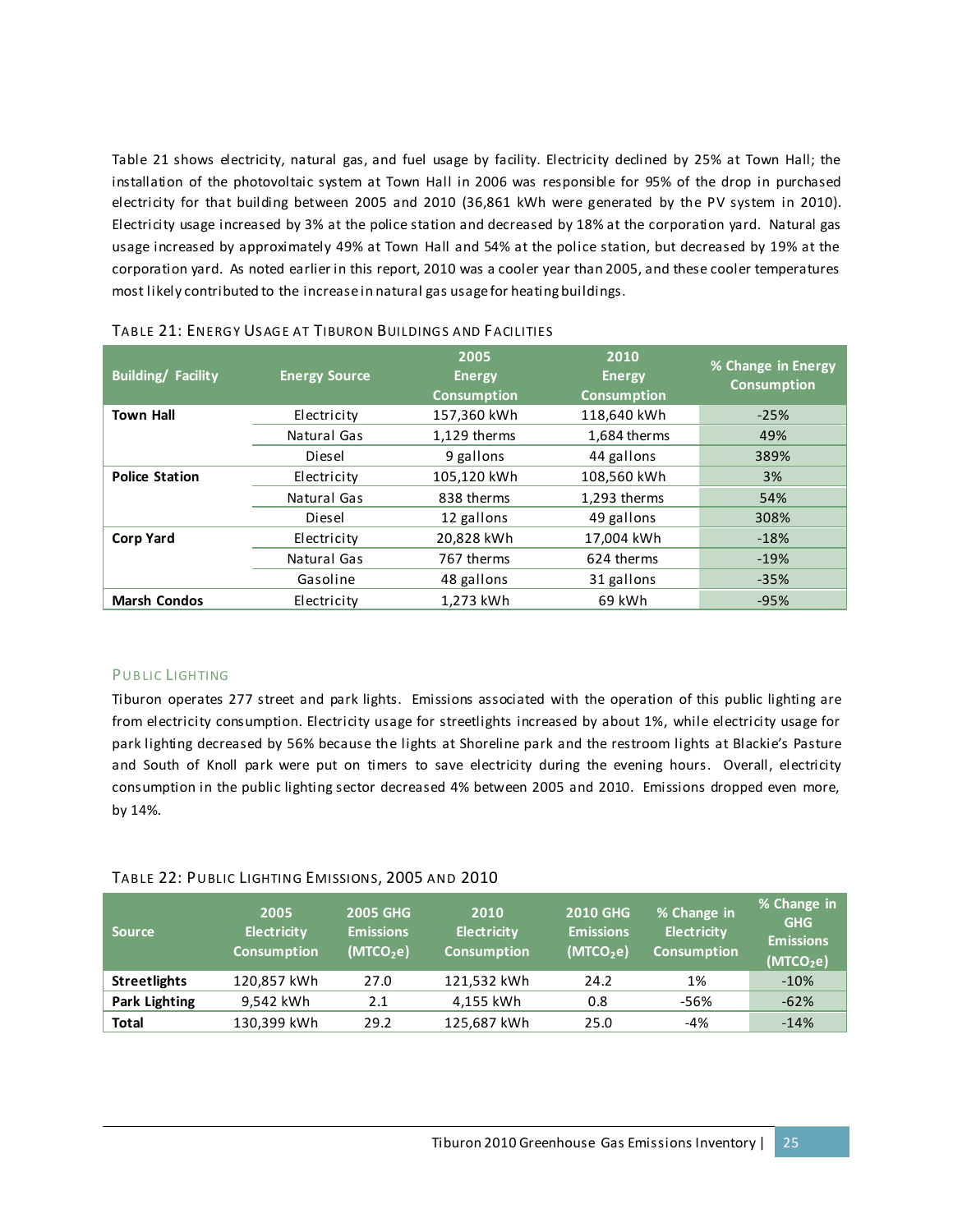Table 21 shows electricity, natural gas, and fuel usage by facility. Electricity declined by 25% at Town Hall; the installation of the photovoltaic system at Town Hall in 2006 was responsible for 95% of the drop in purchased electricity for that building between 2005 and 2010 (36,861 kWh were generated by the PV system in 2010). Electricity usage increased by 3% at the police station and decreased by 18% at the corporation yard. Natural gas usage increased by approximately 49% at Town Hall and 54% at the police station, but decreased by 19% at the corporation yard. As noted earlier in this report, 2010 was a cooler year than 2005, and these cooler temperatures most likely contributed to the increase in natural gas usage for heating buildings.

TABLE 21: ENERGY USAGE AT TIBURON BUILDINGS AND FACILITIES

| Building/ Facility | Energy Source | 2005 Energy Consumption | 2010 Energy Consumption | % Change in Energy Consumption |
|---|---|---|---|---|
| **Town Hall** | Electricity | 157,360 kWh | 118,640 kWh | -25% |
| | Natural Gas | 1,129 therms | 1,684 therms | 49% |
| | Diesel | 9 gallons | 44 gallons | 389% |
| **Police Station** | Electricity | 105,120 kWh | 108,560 kWh | 3% |
| | Natural Gas | 838 therms | 1,293 therms | 54% |
| | Diesel | 12 gallons | 49 gallons | 308% |
| **Corp Yard** | Electricity | 20,828 kWh | 17,004 kWh | -18% |
| | Natural Gas | 767 therms | 624 therms | -19% |
| | Gasoline | 48 gallons | 31 gallons | -35% |
| **Marsh Condos** | Electricity | 1,273 kWh | 69 kWh | -95% |

### PUBLIC LIGHTING

Tiburon operates 277 street and park lights. Emissions associated with the operation of this public lighting are from electricity consumption. Electricity usage for streetlights increased by about 1%, while electricity usage for park lighting decreased by 56% because the lights at Shoreline park and the restroom lights at Blackie's Pasture and South of Knoll park were put on timers to save electricity during the evening hours. Overall, electricity consumption in the public lighting sector decreased 4% between 2005 and 2010. Emissions dropped even more, by 14%.

TABLE 22: PUBLIC LIGHTING EMISSIONS, 2005 AND 2010

| Source | 2005 Electricity Consumption | 2005 GHG Emissions ($MTCO_2e$) | 2010 Electricity Consumption | 2010 GHG Emissions ($MTCO_2e$) | % Change in Electricity Consumption | % Change in GHG Emissions ($MTCO_2e$) |
|---|---|---|---|---|---|---|
| **Streetlights** | 120,857 kWh | 27.0 | 121,532 kWh | 24.2 | 1% | -10% |
| **Park Lighting** | 9,542 kWh | 2.1 | 4,155 kWh | 0.8 | -56% | -62% |
| **Total** | 130,399 kWh | 29.2 | 125,687 kWh | 25.0 | -4% | -14% |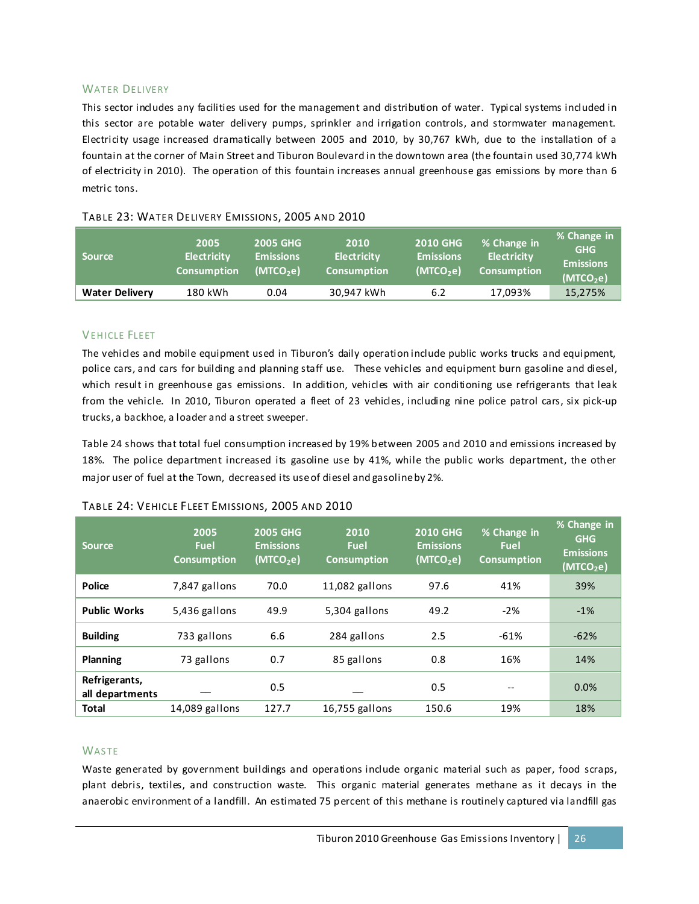### Water Delivery

This sector includes any facilities used for the management and distribution of water. Typical systems included in this sector are potable water delivery pumps, sprinkler and irrigation controls, and stormwater management. Electricity usage increased dramatically between 2005 and 2010, by 30,767 kWh, due to the installation of a fountain at the corner of Main Street and Tiburon Boulevard in the downtown area (the fountain used 30,774 kWh of electricity in 2010). The operation of this fountain increases annual greenhouse gas emissions by more than 6 metric tons.

Table 23: Water Delivery Emissions, 2005 and 2010

| Source | 2005 Electricity Consumption | 2005 GHG Emissions ($MTCO_2e$) | 2010 Electricity Consumption | 2010 GHG Emissions ($MTCO_2e$) | % Change in Electricity Consumption | % Change in GHG Emissions ($MTCO_2e$) |
|---|---|---|---|---|---|---|
| **Water Delivery** | 180 kWh | 0.04 | 30,947 kWh | 6.2 | 17,093% | 15,275% |

### Vehicle Fleet

The vehicles and mobile equipment used in Tiburon's daily operation include public works trucks and equipment, police cars, and cars for building and planning staff use. These vehicles and equipment burn gasoline and diesel, which result in greenhouse gas emissions. In addition, vehicles with air conditioning use refrigerants that leak from the vehicle. In 2010, Tiburon operated a fleet of 23 vehicles, including nine police patrol cars, six pick-up trucks, a backhoe, a loader and a street sweeper.

Table 24 shows that total fuel consumption increased by 19% between 2005 and 2010 and emissions increased by 18%. The police department increased its gasoline use by 41%, while the public works department, the other major user of fuel at the Town, decreased its use of diesel and gasoline by 2%.

Table 24: Vehicle Fleet Emissions, 2005 and 2010

| Source | 2005 Fuel Consumption | 2005 GHG Emissions ($MTCO_2e$) | 2010 Fuel Consumption | 2010 GHG Emissions ($MTCO_2e$) | % Change in Fuel Consumption | % Change in GHG Emissions ($MTCO_2e$) |
|---|---|---|---|---|---|---|
| **Police** | 7,847 gallons | 70.0 | 11,082 gallons | 97.6 | 41% | 39% |
| **Public Works** | 5,436 gallons | 49.9 | 5,304 gallons | 49.2 | -2% | -1% |
| **Building** | 733 gallons | 6.6 | 284 gallons | 2.5 | -61% | -62% |
| **Planning** | 73 gallons | 0.7 | 85 gallons | 0.8 | 16% | 14% |
| **Refrigerants, all departments** | — | 0.5 | — | 0.5 | -- | 0.0% |
| **Total** | 14,089 gallons | 127.7 | 16,755 gallons | 150.6 | 19% | 18% |

### Waste

Waste generated by government buildings and operations include organic material such as paper, food scraps, plant debris, textiles, and construction waste. This organic material generates methane as it decays in the anaerobic environment of a landfill. An estimated 75 percent of this methane is routinely captured via landfill gas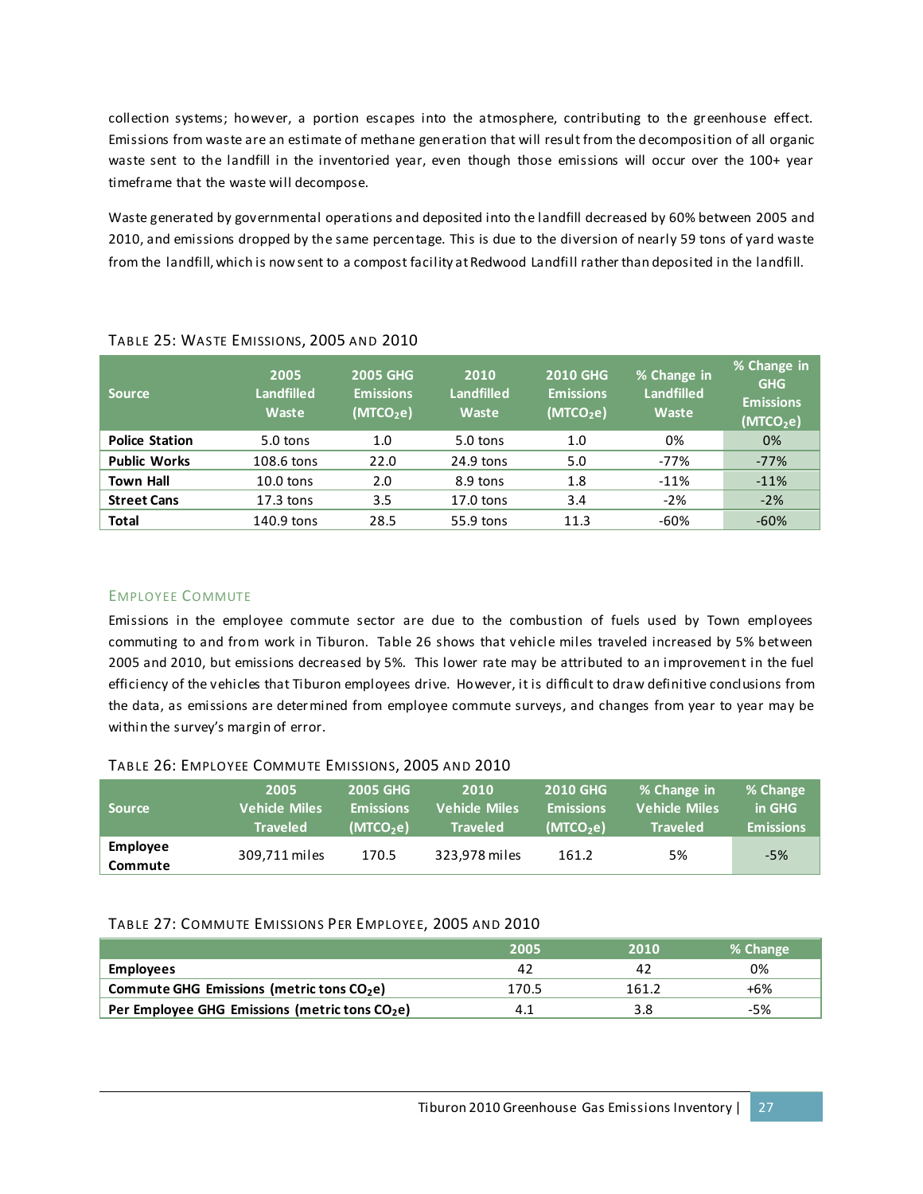collection systems; however, a portion escapes into the atmosphere, contributing to the greenhouse effect. Emissions from waste are an estimate of methane generation that will result from the decomposition of all organic waste sent to the landfill in the inventoried year, even though those emissions will occur over the 100+ year timeframe that the waste will decompose.

Waste generated by governmental operations and deposited into the landfill decreased by 60% between 2005 and 2010, and emissions dropped by the same percentage. This is due to the diversion of nearly 59 tons of yard waste from the landfill, which is now sent to a compost facility at Redwood Landfill rather than deposited in the landfill.

TABLE 25: WASTE EMISSIONS, 2005 AND 2010

| Source | 2005 Landfilled Waste | 2005 GHG Emissions ($MTCO_2e$) | 2010 Landfilled Waste | 2010 GHG Emissions ($MTCO_2e$) | % Change in Landfilled Waste | % Change in GHG Emissions ($MTCO_2e$) |
|---|---|---|---|---|---|---|
| **Police Station** | 5.0 tons | 1.0 | 5.0 tons | 1.0 | 0% | 0% |
| **Public Works** | 108.6 tons | 22.0 | 24.9 tons | 5.0 | -77% | -77% |
| **Town Hall** | 10.0 tons | 2.0 | 8.9 tons | 1.8 | -11% | -11% |
| **Street Cans** | 17.3 tons | 3.5 | 17.0 tons | 3.4 | -2% | -2% |
| **Total** | 140.9 tons | 28.5 | 55.9 tons | 11.3 | -60% | -60% |

### EMPLOYEE COMMUTE

Emissions in the employee commute sector are due to the combustion of fuels used by Town employees commuting to and from work in Tiburon. Table 26 shows that vehicle miles traveled increased by 5% between 2005 and 2010, but emissions decreased by 5%. This lower rate may be attributed to an improvement in the fuel efficiency of the vehicles that Tiburon employees drive. However, it is difficult to draw definitive conclusions from the data, as emissions are determined from employee commute surveys, and changes from year to year may be within the survey's margin of error.

TABLE 26: EMPLOYEE COMMUTE EMISSIONS, 2005 AND 2010

| Source | 2005 Vehicle Miles Traveled | 2005 GHG Emissions ($MTCO_2e$) | 2010 Vehicle Miles Traveled | 2010 GHG Emissions ($MTCO_2e$) | % Change in Vehicle Miles Traveled | % Change in GHG Emissions |
|---|---|---|---|---|---|---|
| **Employee Commute** | 309,711 miles | 170.5 | 323,978 miles | 161.2 | 5% | -5% |

TABLE 27: COMMUTE EMISSIONS PER EMPLOYEE, 2005 AND 2010

| | 2005 | 2010 | % Change |
|---|---|---|---|
| **Employees** | 42 | 42 | 0% |
| **Commute GHG Emissions (metric tons $CO_2e$)** | 170.5 | 161.2 | +6% |
| **Per Employee GHG Emissions (metric tons $CO_2e$)** | 4.1 | 3.8 | -5% |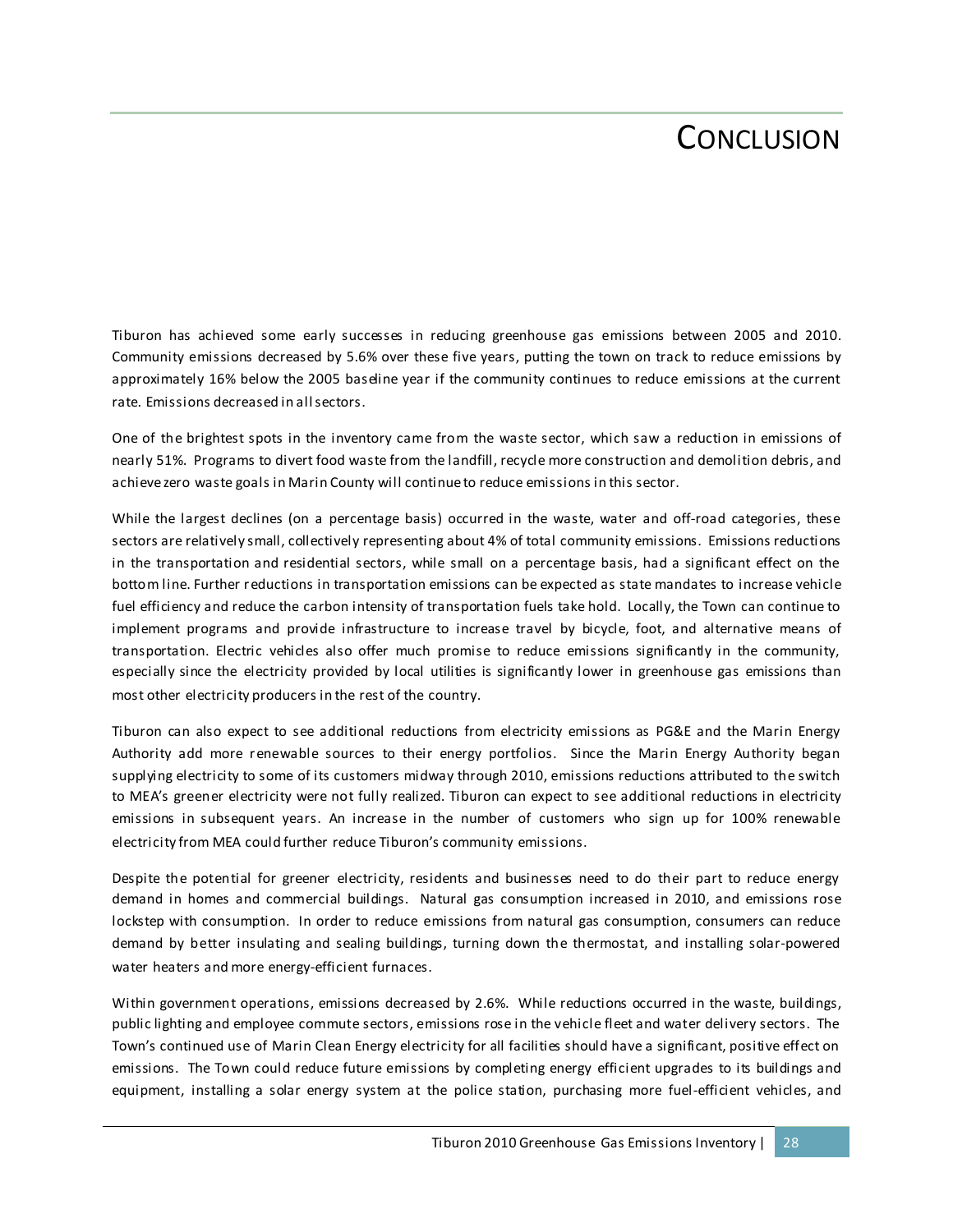# CONCLUSION

Tiburon has achieved some early successes in reducing greenhouse gas emissions between 2005 and 2010. Community emissions decreased by 5.6% over these five years, putting the town on track to reduce emissions by approximately 16% below the 2005 baseline year if the community continues to reduce emissions at the current rate. Emissions decreased in all sectors.

One of the brightest spots in the inventory came from the waste sector, which saw a reduction in emissions of nearly 51%. Programs to divert food waste from the landfill, recycle more construction and demolition debris, and achieve zero waste goals in Marin County will continue to reduce emissions in this sector.

While the largest declines (on a percentage basis) occurred in the waste, water and off-road categories, these sectors are relatively small, collectively representing about 4% of total community emissions. Emissions reductions in the transportation and residential sectors, while small on a percentage basis, had a significant effect on the bottom line. Further reductions in transportation emissions can be expected as state mandates to increase vehicle fuel efficiency and reduce the carbon intensity of transportation fuels take hold. Locally, the Town can continue to implement programs and provide infrastructure to increase travel by bicycle, foot, and alternative means of transportation. Electric vehicles also offer much promise to reduce emissions significantly in the community, especially since the electricity provided by local utilities is significantly lower in greenhouse gas emissions than most other electricity producers in the rest of the country.

Tiburon can also expect to see additional reductions from electricity emissions as PG&E and the Marin Energy Authority add more renewable sources to their energy portfolios. Since the Marin Energy Authority began supplying electricity to some of its customers midway through 2010, emissions reductions attributed to the switch to MEA's greener electricity were not fully realized. Tiburon can expect to see additional reductions in electricity emissions in subsequent years. An increase in the number of customers who sign up for 100% renewable electricity from MEA could further reduce Tiburon's community emissions.

Despite the potential for greener electricity, residents and businesses need to do their part to reduce energy demand in homes and commercial buildings. Natural gas consumption increased in 2010, and emissions rose lockstep with consumption. In order to reduce emissions from natural gas consumption, consumers can reduce demand by better insulating and sealing buildings, turning down the thermostat, and installing solar-powered water heaters and more energy-efficient furnaces.

Within government operations, emissions decreased by 2.6%. While reductions occurred in the waste, buildings, public lighting and employee commute sectors, emissions rose in the vehicle fleet and water delivery sectors. The Town's continued use of Marin Clean Energy electricity for all facilities should have a significant, positive effect on emissions. The Town could reduce future emissions by completing energy efficient upgrades to its buildings and equipment, installing a solar energy system at the police station, purchasing more fuel-efficient vehicles, and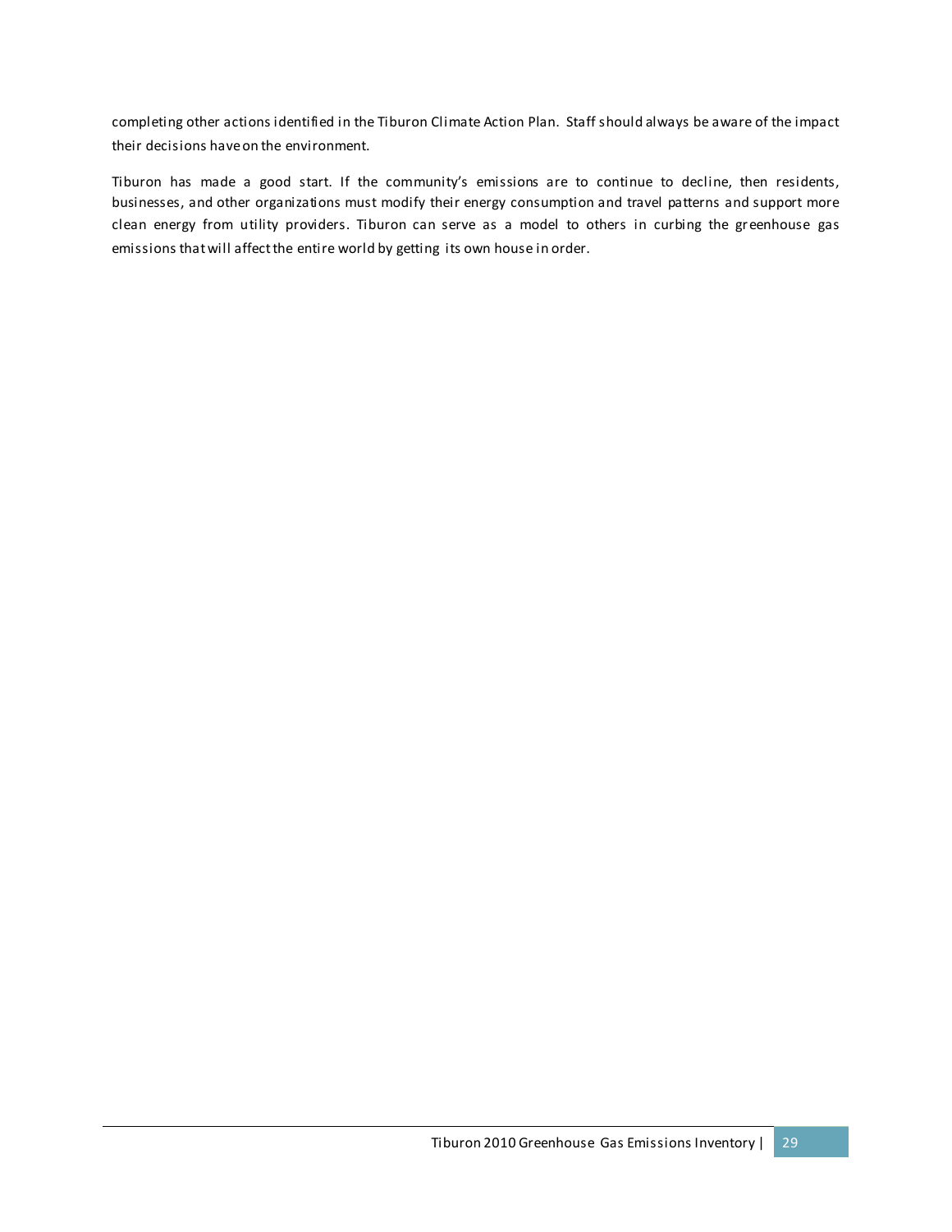completing other actions identified in the Tiburon Climate Action Plan. Staff should always be aware of the impact their decisions have on the environment.

Tiburon has made a good start. If the community's emissions are to continue to decline, then residents, businesses, and other organizations must modify their energy consumption and travel patterns and support more clean energy from utility providers. Tiburon can serve as a model to others in curbing the greenhouse gas emissions that will affect the entire world by getting its own house in order.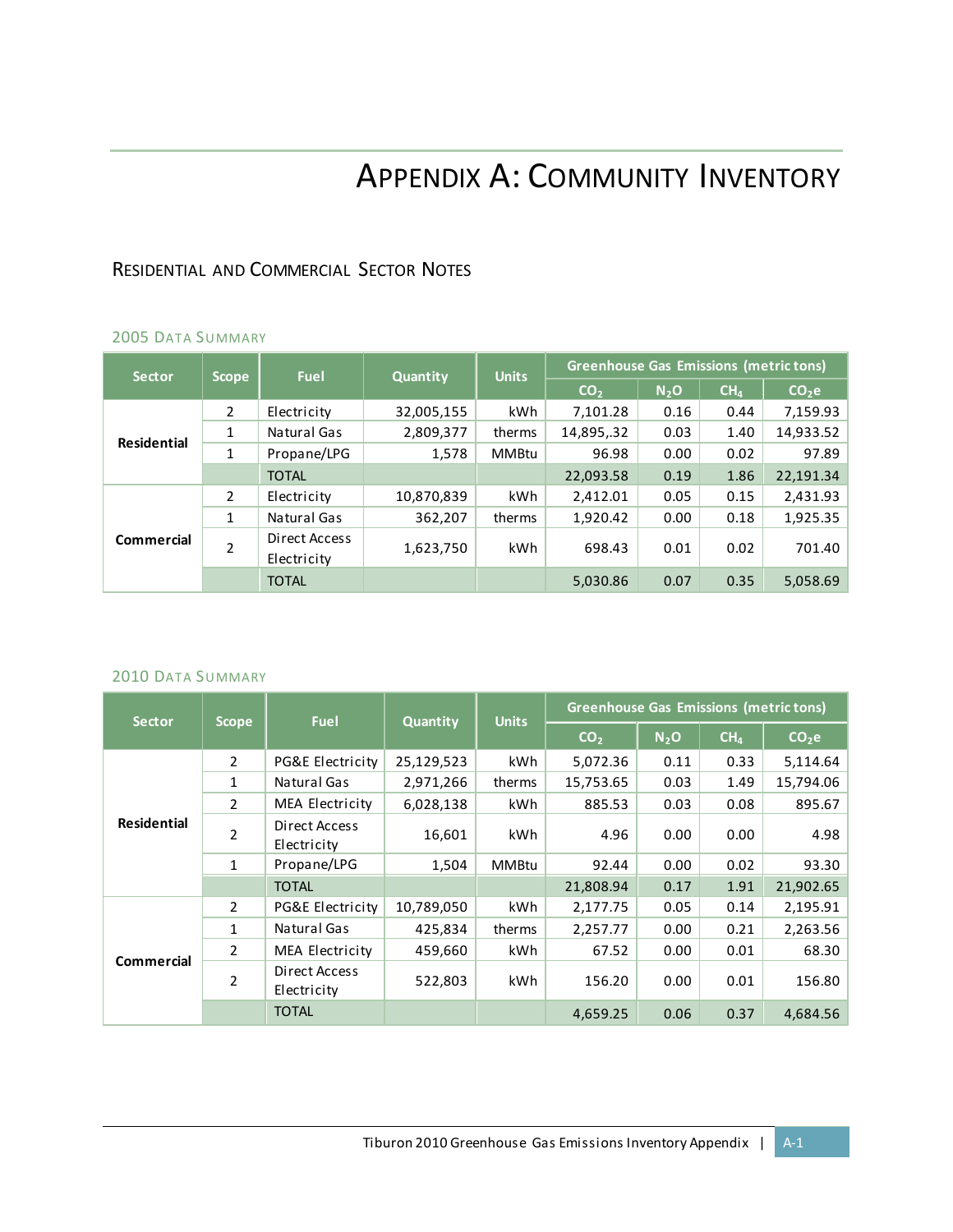# Appendix A: Community Inventory

## Residential and Commercial Sector Notes

### 2005 Data Summary

| Sector | Scope | Fuel | Quantity | Units | Greenhouse Gas Emissions (metric tons) | | | |
|---|---|---|---|---|---|---|---|---|
| | | | | | $CO_2$ | $N_2O$ | $CH_4$ | $CO_2e$ |
| Residential | 2 | Electricity | 32,005,155 | kWh | 7,101.28 | 0.16 | 0.44 | 7,159.93 |
| | 1 | Natural Gas | 2,809,377 | therms | 14,895,.32 | 0.03 | 1.40 | 14,933.52 |
| | 1 | Propane/LPG | 1,578 | MMBtu | 96.98 | 0.00 | 0.02 | 97.89 |
| | | TOTAL | | | 22,093.58 | 0.19 | 1.86 | 22,191.34 |
| Commercial | 2 | Electricity | 10,870,839 | kWh | 2,412.01 | 0.05 | 0.15 | 2,431.93 |
| | 1 | Natural Gas | 362,207 | therms | 1,920.42 | 0.00 | 0.18 | 1,925.35 |
| | 2 | Direct Access Electricity | 1,623,750 | kWh | 698.43 | 0.01 | 0.02 | 701.40 |
| | | TOTAL | | | 5,030.86 | 0.07 | 0.35 | 5,058.69 |

### 2010 Data Summary

| Sector | Scope | Fuel | Quantity | Units | Greenhouse Gas Emissions (metric tons) | | | |
|---|---|---|---|---|---|---|---|---|
| | | | | | $CO_2$ | $N_2O$ | $CH_4$ | $CO_2e$ |
| Residential | 2 | PG&E Electricity | 25,129,523 | kWh | 5,072.36 | 0.11 | 0.33 | 5,114.64 |
| | 1 | Natural Gas | 2,971,266 | therms | 15,753.65 | 0.03 | 1.49 | 15,794.06 |
| | 2 | MEA Electricity | 6,028,138 | kWh | 885.53 | 0.03 | 0.08 | 895.67 |
| | 2 | Direct Access Electricity | 16,601 | kWh | 4.96 | 0.00 | 0.00 | 4.98 |
| | 1 | Propane/LPG | 1,504 | MMBtu | 92.44 | 0.00 | 0.02 | 93.30 |
| | | TOTAL | | | 21,808.94 | 0.17 | 1.91 | 21,902.65 |
| Commercial | 2 | PG&E Electricity | 10,789,050 | kWh | 2,177.75 | 0.05 | 0.14 | 2,195.91 |
| | 1 | Natural Gas | 425,834 | therms | 2,257.77 | 0.00 | 0.21 | 2,263.56 |
| | 2 | MEA Electricity | 459,660 | kWh | 67.52 | 0.00 | 0.01 | 68.30 |
| | 2 | Direct Access Electricity | 522,803 | kWh | 156.20 | 0.00 | 0.01 | 156.80 |
| | | TOTAL | | | 4,659.25 | 0.06 | 0.37 | 4,684.56 |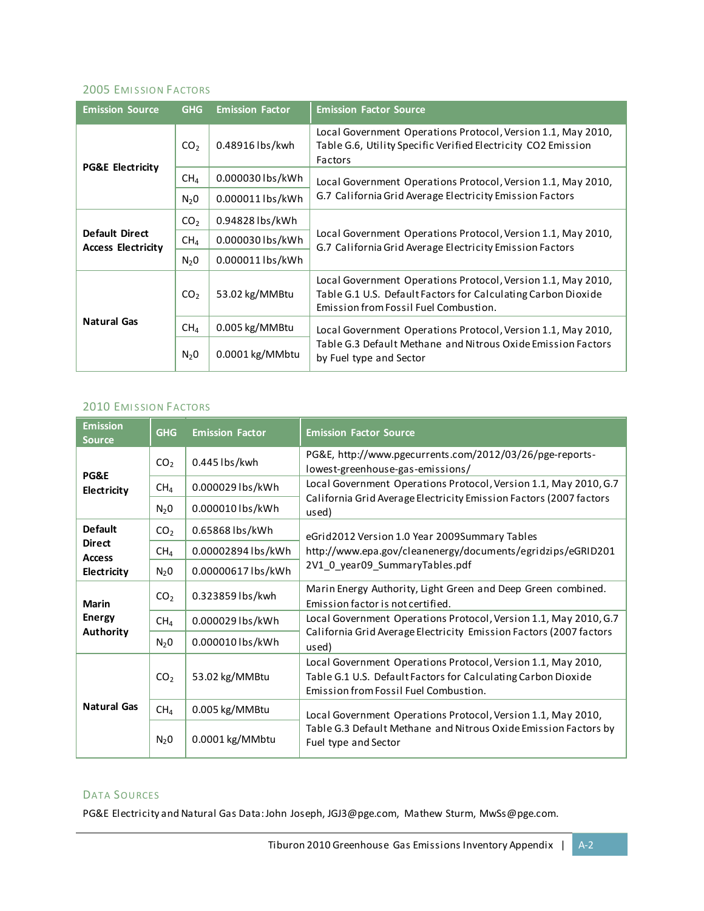### 2005 Emission Factors

| Emission Source | GHG | Emission Factor | Emission Factor Source |
|---|---|---|---|
| PG&E Electricity | $CO_2$ | 0.48916 lbs/kwh | Local Government Operations Protocol, Version 1.1, May 2010, Table G.6, Utility Specific Verified Electricity CO2 Emission Factors |
| | $CH_4$ | 0.000030 lbs/kWh | Local Government Operations Protocol, Version 1.1, May 2010, G.7 California Grid Average Electricity Emission Factors |
| | $N_20$ | 0.000011 lbs/kWh | |
| Default Direct Access Electricity | $CO_2$ | 0.94828 lbs/kWh | Local Government Operations Protocol, Version 1.1, May 2010, G.7 California Grid Average Electricity Emission Factors |
| | $CH_4$ | 0.000030 lbs/kWh | |
| | $N_20$ | 0.000011 lbs/kWh | |
| Natural Gas | $CO_2$ | 53.02 kg/MMBtu | Local Government Operations Protocol, Version 1.1, May 2010, Table G.1 U.S. Default Factors for Calculating Carbon Dioxide Emission from Fossil Fuel Combustion. |
| | $CH_4$ | 0.005 kg/MMBtu | Local Government Operations Protocol, Version 1.1, May 2010, Table G.3 Default Methane and Nitrous Oxide Emission Factors by Fuel type and Sector |
| | $N_20$ | 0.0001 kg/MMbtu | |

### 2010 Emission Factors

| Emission Source | GHG | Emission Factor | Emission Factor Source |
|---|---|---|---|
| PG&E Electricity | $CO_2$ | 0.445 lbs/kwh | PG&E, http://www.pgecurrents.com/2012/03/26/pge-reports-lowest-greenhouse-gas-emissions/ |
| | $CH_4$ | 0.000029 lbs/kWh | Local Government Operations Protocol, Version 1.1, May 2010, G.7 California Grid Average Electricity Emission Factors (2007 factors used) |
| | $N_20$ | 0.000010 lbs/kWh | |
| Default Direct Access Electricity | $CO_2$ | 0.65868 lbs/kWh | eGrid2012 Version 1.0 Year 2009Summary Tables http://www.epa.gov/cleanenergy/documents/egridzips/eGRID2012V1_0_year09_SummaryTables.pdf |
| | $CH_4$ | 0.00002894 lbs/kWh | |
| | $N_20$ | 0.00000617 lbs/kWh | |
| Marin Energy Authority | $CO_2$ | 0.323859 lbs/kwh | Marin Energy Authority, Light Green and Deep Green combined. Emission factor is not certified. |
| | $CH_4$ | 0.000029 lbs/kWh | Local Government Operations Protocol, Version 1.1, May 2010, G.7 California Grid Average Electricity Emission Factors (2007 factors used) |
| | $N_20$ | 0.000010 lbs/kWh | |
| Natural Gas | $CO_2$ | 53.02 kg/MMBtu | Local Government Operations Protocol, Version 1.1, May 2010, Table G.1 U.S. Default Factors for Calculating Carbon Dioxide Emission from Fossil Fuel Combustion. |
| | $CH_4$ | 0.005 kg/MMBtu | Local Government Operations Protocol, Version 1.1, May 2010, Table G.3 Default Methane and Nitrous Oxide Emission Factors by Fuel type and Sector |
| | $N_20$ | 0.0001 kg/MMbtu | |

### Data Sources

PG&E Electricity and Natural Gas Data: John Joseph, JGJ3@pge.com, Mathew Sturm, MwSs@pge.com.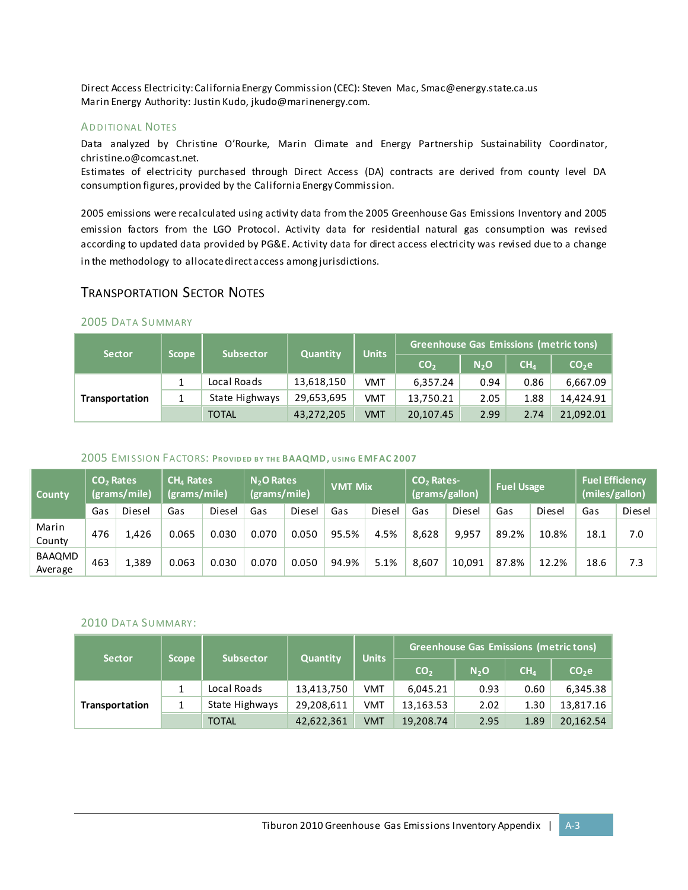Direct Access Electricity: California Energy Commission (CEC): Steven Mac, Smac@energy.state.ca.us
Marin Energy Authority: Justin Kudo, jkudo@marinenergy.com.

### Additional Notes

Data analyzed by Christine O'Rourke, Marin Climate and Energy Partnership Sustainability Coordinator, christine.o@comcast.net.
Estimates of electricity purchased through Direct Access (DA) contracts are derived from county level DA consumption figures, provided by the California Energy Commission.

2005 emissions were recalculated using activity data from the 2005 Greenhouse Gas Emissions Inventory and 2005 emission factors from the LGO Protocol. Activity data for residential natural gas consumption was revised according to updated data provided by PG&E. Activity data for direct access electricity was revised due to a change in the methodology to allocate direct access among jurisdictions.

## Transportation Sector Notes

### 2005 Data Summary

| Sector | Scope | Subsector | Quantity | Units | Greenhouse Gas Emissions (metric tons) | | | |
|---|---|---|---|---|---|---|---|---|
| | | | | | $CO_2$ | $N_2O$ | $CH_4$ | $CO_2e$ |
| **Transportation** | 1 | Local Roads | 13,618,150 | VMT | 6,357.24 | 0.94 | 0.86 | 6,667.09 |
| | 1 | State Highways | 29,653,695 | VMT | 13,750.21 | 2.05 | 1.88 | 14,424.91 |
| | | TOTAL | 43,272,205 | VMT | 20,107.45 | 2.99 | 2.74 | 21,092.01 |

### 2005 Emission Factors: Provided by the BAAQMD, using EMFAC 2007

| County | $CO_2$ Rates (grams/mile) | | $CH_4$ Rates (grams/mile) | | $N_2O$ Rates (grams/mile) | | VMT Mix | | $CO_2$ Rates- (grams/gallon) | | Fuel Usage | | Fuel Efficiency (miles/gallon) | |
|---|---|---|---|---|---|---|---|---|---|---|---|---|---|---|
| | Gas | Diesel | Gas | Diesel | Gas | Diesel | Gas | Diesel | Gas | Diesel | Gas | Diesel | Gas | Diesel |
| Marin County | 476 | 1,426 | 0.065 | 0.030 | 0.070 | 0.050 | 95.5% | 4.5% | 8,628 | 9,957 | 89.2% | 10.8% | 18.1 | 7.0 |
| BAAQMD Average | 463 | 1,389 | 0.063 | 0.030 | 0.070 | 0.050 | 94.9% | 5.1% | 8,607 | 10,091 | 87.8% | 12.2% | 18.6 | 7.3 |

### 2010 Data Summary:

| Sector | Scope | Subsector | Quantity | Units | Greenhouse Gas Emissions (metric tons) | | | |
|---|---|---|---|---|---|---|---|---|
| | | | | | $CO_2$ | $N_2O$ | $CH_4$ | $CO_2e$ |
| **Transportation** | 1 | Local Roads | 13,413,750 | VMT | 6,045.21 | 0.93 | 0.60 | 6,345.38 |
| | 1 | State Highways | 29,208,611 | VMT | 13,163.53 | 2.02 | 1.30 | 13,817.16 |
| | | TOTAL | 42,622,361 | VMT | 19,208.74 | 2.95 | 1.89 | 20,162.54 |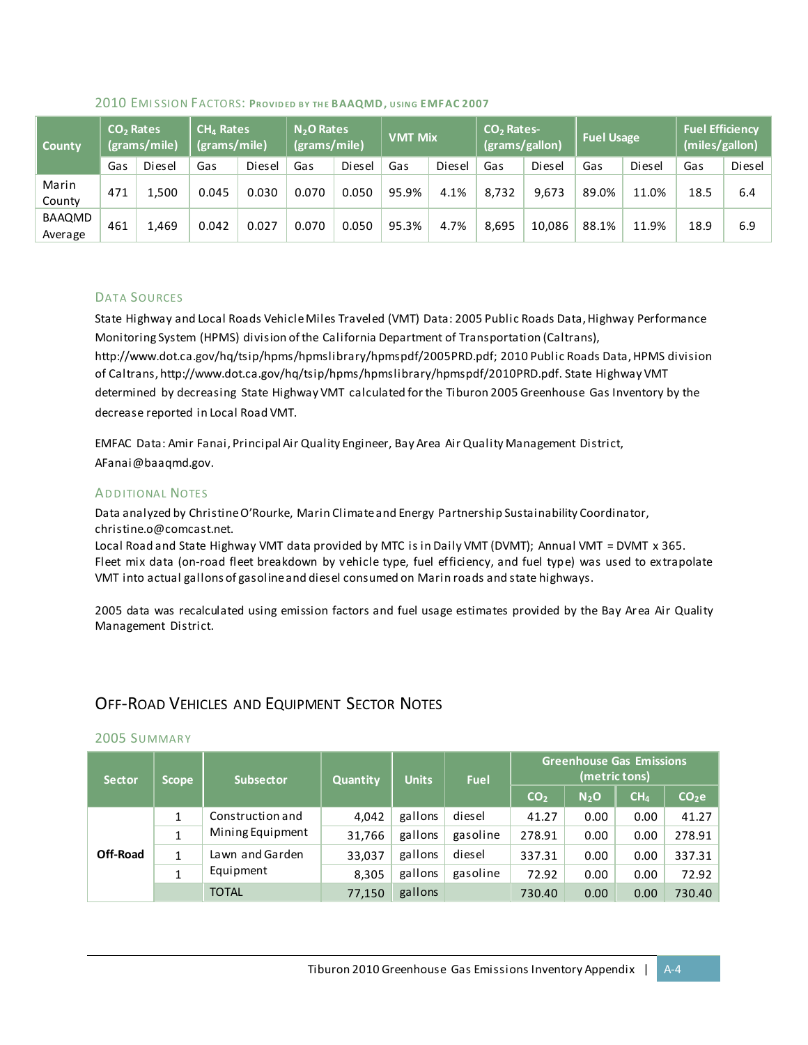### 2010 Emission Factors: Provided by the BAAQMD, using EMFAC 2007

| County | $CO_2$ Rates (grams/mile) | | $CH_4$ Rates (grams/mile) | | $N_2O$ Rates (grams/mile) | | VMT Mix | | $CO_2$ Rates-(grams/gallon) | | Fuel Usage | | Fuel Efficiency (miles/gallon) | |
|---|---|---|---|---|---|---|---|---|---|---|---|---|---|---|
| | Gas | Diesel | Gas | Diesel | Gas | Diesel | Gas | Diesel | Gas | Diesel | Gas | Diesel | Gas | Diesel |
| Marin County | 471 | 1,500 | 0.045 | 0.030 | 0.070 | 0.050 | 95.9% | 4.1% | 8,732 | 9,673 | 89.0% | 11.0% | 18.5 | 6.4 |
| BAAQMD Average | 461 | 1,469 | 0.042 | 0.027 | 0.070 | 0.050 | 95.3% | 4.7% | 8,695 | 10,086 | 88.1% | 11.9% | 18.9 | 6.9 |

### Data Sources

State Highway and Local Roads Vehicle Miles Traveled (VMT) Data: 2005 Public Roads Data, Highway Performance Monitoring System (HPMS) division of the California Department of Transportation (Caltrans), http://www.dot.ca.gov/hq/tsip/hpms/hpmslibrary/hpmspdf/2005PRD.pdf; 2010 Public Roads Data, HPMS division of Caltrans, http://www.dot.ca.gov/hq/tsip/hpms/hpmslibrary/hpmspdf/2010PRD.pdf. State Highway VMT determined by decreasing State Highway VMT calculated for the Tiburon 2005 Greenhouse Gas Inventory by the decrease reported in Local Road VMT.

EMFAC Data: Amir Fanai, Principal Air Quality Engineer, Bay Area Air Quality Management District, AFanai@baaqmd.gov.

### Additional Notes

Data analyzed by Christine O'Rourke, Marin Climate and Energy Partnership Sustainability Coordinator, christine.o@comcast.net.
Local Road and State Highway VMT data provided by MTC is in Daily VMT (DVMT); Annual VMT = DVMT x 365.
Fleet mix data (on-road fleet breakdown by vehicle type, fuel efficiency, and fuel type) was used to extrapolate VMT into actual gallons of gasoline and diesel consumed on Marin roads and state highways.

2005 data was recalculated using emission factors and fuel usage estimates provided by the Bay Area Air Quality Management District.

## Off-Road Vehicles and Equipment Sector Notes

### 2005 Summary

| Sector | Scope | Subsector | Quantity | Units | Fuel | Greenhouse Gas Emissions (metric tons) | | | |
|---|---|---|---|---|---|---|---|---|---|
| | | | | | | $CO_2$ | $N_2O$ | $CH_4$ | $CO_2e$ |
| Off-Road | 1 | Construction and Mining Equipment | 4,042 | gallons | diesel | 41.27 | 0.00 | 0.00 | 41.27 |
| | 1 | | 31,766 | gallons | gasoline | 278.91 | 0.00 | 0.00 | 278.91 |
| | 1 | Lawn and Garden Equipment | 33,037 | gallons | diesel | 337.31 | 0.00 | 0.00 | 337.31 |
| | 1 | | 8,305 | gallons | gasoline | 72.92 | 0.00 | 0.00 | 72.92 |
| | | TOTAL | 77,150 | gallons | | 730.40 | 0.00 | 0.00 | 730.40 |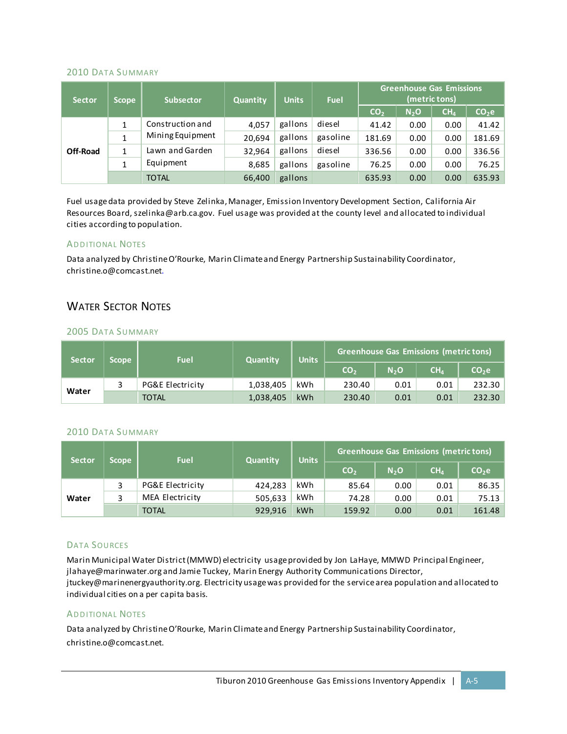### 2010 Data Summary

| Sector | Scope | Subsector | Quantity | Units | Fuel | Greenhouse Gas Emissions (metric tons) | | | |
|---|---|---|---|---|---|---|---|---|---|
| | | | | | | $CO_2$ | $N_2O$ | $CH_4$ | $CO_2e$ |
| Off-Road | 1 | Construction and Mining Equipment | 4,057 | gallons | diesel | 41.42 | 0.00 | 0.00 | 41.42 |
| | 1 | | 20,694 | gallons | gasoline | 181.69 | 0.00 | 0.00 | 181.69 |
| | 1 | Lawn and Garden Equipment | 32,964 | gallons | diesel | 336.56 | 0.00 | 0.00 | 336.56 |
| | 1 | | 8,685 | gallons | gasoline | 76.25 | 0.00 | 0.00 | 76.25 |
| | | TOTAL | 66,400 | gallons | | 635.93 | 0.00 | 0.00 | 635.93 |

Fuel usage data provided by Steve Zelinka, Manager, Emission Inventory Development Section, California Air Resources Board, szelinka@arb.ca.gov. Fuel usage was provided at the county level and allocated to individual cities according to population.

### Additional Notes

Data analyzed by Christine O'Rourke, Marin Climate and Energy Partnership Sustainability Coordinator, christine.o@comcast.net.

## Water Sector Notes

### 2005 Data Summary

| Sector | Scope | Fuel | Quantity | Units | Greenhouse Gas Emissions (metric tons) | | | |
|---|---|---|---|---|---|---|---|---|
| | | | | | $CO_2$ | $N_2O$ | $CH_4$ | $CO_2e$ |
| Water | 3 | PG&E Electricity | 1,038,405 | kWh | 230.40 | 0.01 | 0.01 | 232.30 |
| | | TOTAL | 1,038,405 | kWh | 230.40 | 0.01 | 0.01 | 232.30 |

### 2010 Data Summary

| Sector | Scope | Fuel | Quantity | Units | Greenhouse Gas Emissions (metric tons) | | | |
|---|---|---|---|---|---|---|---|---|
| | | | | | $CO_2$ | $N_2O$ | $CH_4$ | $CO_2e$ |
| Water | 3 | PG&E Electricity | 424,283 | kWh | 85.64 | 0.00 | 0.01 | 86.35 |
| | 3 | MEA Electricity | 505,633 | kWh | 74.28 | 0.00 | 0.01 | 75.13 |
| | | TOTAL | 929,916 | kWh | 159.92 | 0.00 | 0.01 | 161.48 |

### Data Sources

Marin Municipal Water District (MMWD) electricity usage provided by Jon LaHaye, MMWD Principal Engineer, jlahaye@marinwater.org and Jamie Tuckey, Marin Energy Authority Communications Director, jtuckey@marinenergyauthority.org. Electricity usage was provided for the service area population and allocated to individual cities on a per capita basis.

### Additional Notes

Data analyzed by Christine O'Rourke, Marin Climate and Energy Partnership Sustainability Coordinator, christine.o@comcast.net.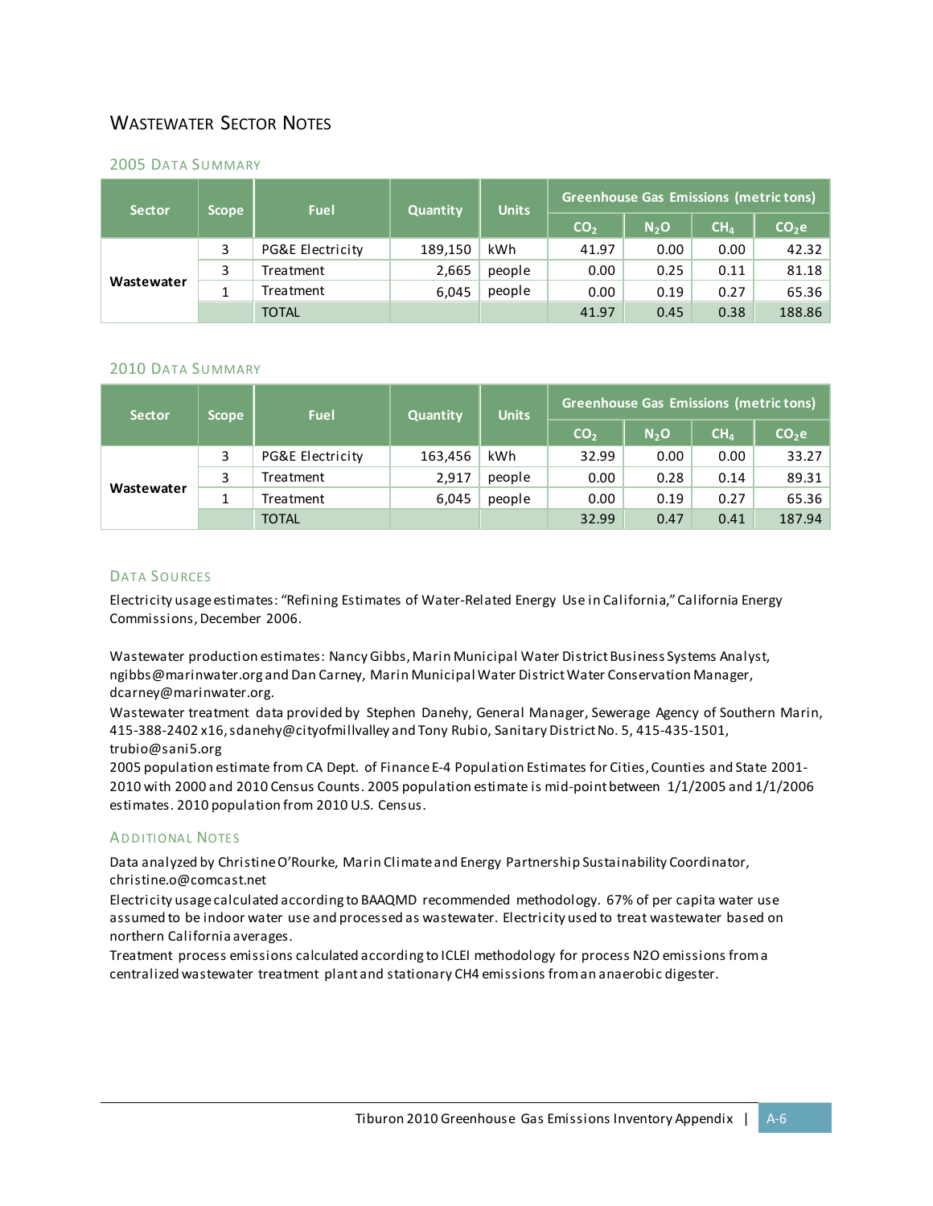## Wastewater Sector Notes

### 2005 Data Summary

| Sector | Scope | Fuel | Quantity | Units | Greenhouse Gas Emissions (metric tons) | | | |
|---|---|---|---|---|---|---|---|---|
| | | | | | $CO_2$ | $N_2O$ | $CH_4$ | $CO_2e$ |
| Wastewater | 3 | PG&E Electricity | 189,150 | kWh | 41.97 | 0.00 | 0.00 | 42.32 |
| | 3 | Treatment | 2,665 | people | 0.00 | 0.25 | 0.11 | 81.18 |
| | 1 | Treatment | 6,045 | people | 0.00 | 0.19 | 0.27 | 65.36 |
| | | TOTAL | | | 41.97 | 0.45 | 0.38 | 188.86 |

### 2010 Data Summary

| Sector | Scope | Fuel | Quantity | Units | Greenhouse Gas Emissions (metric tons) | | | |
|---|---|---|---|---|---|---|---|---|
| | | | | | $CO_2$ | $N_2O$ | $CH_4$ | $CO_2e$ |
| Wastewater | 3 | PG&E Electricity | 163,456 | kWh | 32.99 | 0.00 | 0.00 | 33.27 |
| | 3 | Treatment | 2,917 | people | 0.00 | 0.28 | 0.14 | 89.31 |
| | 1 | Treatment | 6,045 | people | 0.00 | 0.19 | 0.27 | 65.36 |
| | | TOTAL | | | 32.99 | 0.47 | 0.41 | 187.94 |

### Data Sources

Electricity usage estimates: "Refining Estimates of Water-Related Energy Use in California," California Energy Commissions, December 2006.

Wastewater production estimates: Nancy Gibbs, Marin Municipal Water District Business Systems Analyst, ngibbs@marinwater.org and Dan Carney, Marin Municipal Water District Water Conservation Manager, dcarney@marinwater.org.

Wastewater treatment data provided by Stephen Danehy, General Manager, Sewerage Agency of Southern Marin, 415-388-2402 x16, sdanehy@cityofmillvalley and Tony Rubio, Sanitary District No. 5, 415-435-1501, trubio@sani5.org

2005 population estimate from CA Dept. of Finance E-4 Population Estimates for Cities, Counties and State 2001-2010 with 2000 and 2010 Census Counts. 2005 population estimate is mid-point between 1/1/2005 and 1/1/2006 estimates. 2010 population from 2010 U.S. Census.

### Additional Notes

Data analyzed by Christine O'Rourke, Marin Climate and Energy Partnership Sustainability Coordinator, christine.o@comcast.net

Electricity usage calculated according to BAAQMD recommended methodology. 67% of per capita water use assumed to be indoor water use and processed as wastewater. Electricity used to treat wastewater based on northern California averages.

Treatment process emissions calculated according to ICLEI methodology for process N2O emissions from a centralized wastewater treatment plant and stationary CH4 emissions from an anaerobic digester.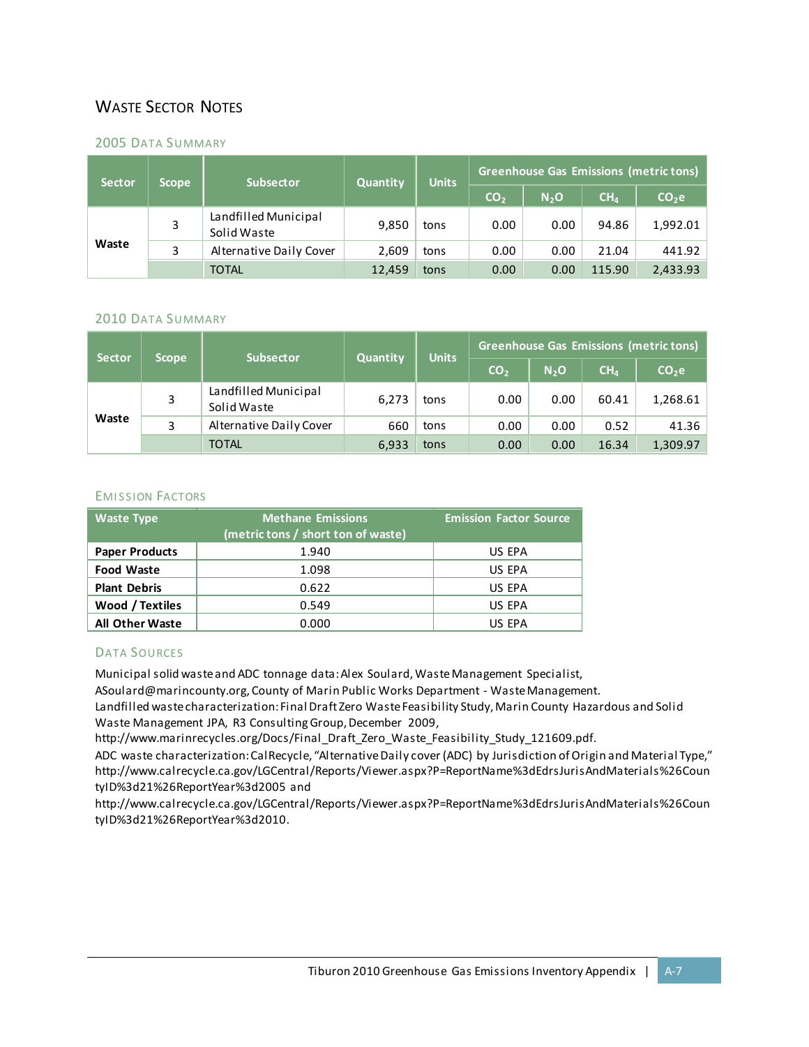## Waste Sector Notes

### 2005 Data Summary

| Sector | Scope | Subsector | Quantity | Units | Greenhouse Gas Emissions (metric tons) | | | |
|---|---|---|---|---|---|---|---|---|
| | | | | | $CO_2$ | $N_2O$ | $CH_4$ | $CO_2e$ |
| Waste | 3 | Landfilled Municipal Solid Waste | 9,850 | tons | 0.00 | 0.00 | 94.86 | 1,992.01 |
| | 3 | Alternative Daily Cover | 2,609 | tons | 0.00 | 0.00 | 21.04 | 441.92 |
| | | TOTAL | 12,459 | tons | 0.00 | 0.00 | 115.90 | 2,433.93 |

### 2010 Data Summary

| Sector | Scope | Subsector | Quantity | Units | Greenhouse Gas Emissions (metric tons) | | | |
|---|---|---|---|---|---|---|---|---|
| | | | | | $CO_2$ | $N_2O$ | $CH_4$ | $CO_2e$ |
| Waste | 3 | Landfilled Municipal Solid Waste | 6,273 | tons | 0.00 | 0.00 | 60.41 | 1,268.61 |
| | 3 | Alternative Daily Cover | 660 | tons | 0.00 | 0.00 | 0.52 | 41.36 |
| | | TOTAL | 6,933 | tons | 0.00 | 0.00 | 16.34 | 1,309.97 |

### Emission Factors

| Waste Type | Methane Emissions (metric tons / short ton of waste) | Emission Factor Source |
|---|---|---|
| **Paper Products** | 1.940 | US EPA |
| **Food Waste** | 1.098 | US EPA |
| **Plant Debris** | 0.622 | US EPA |
| **Wood / Textiles** | 0.549 | US EPA |
| **All Other Waste** | 0.000 | US EPA |

### Data Sources

Municipal solid waste and ADC tonnage data: Alex Soulard, Waste Management Specialist, ASoulard@marincounty.org, County of Marin Public Works Department - Waste Management.
Landfilled waste characterization: Final Draft Zero Waste Feasibility Study, Marin County Hazardous and Solid Waste Management JPA, R3 Consulting Group, December 2009, http://www.marinrecycles.org/Docs/Final_Draft_Zero_Waste_Feasibility_Study_121609.pdf.
ADC waste characterization: CalRecycle, "Alternative Daily cover (ADC) by Jurisdiction of Origin and Material Type," http://www.calrecycle.ca.gov/LGCentral/Reports/Viewer.aspx?P=ReportName%3dEdrsJurisAndMaterials%26CountyID%3d21%26ReportYear%3d2005 and http://www.calrecycle.ca.gov/LGCentral/Reports/Viewer.aspx?P=ReportName%3dEdrsJurisAndMaterials%26CountyID%3d21%26ReportYear%3d2010.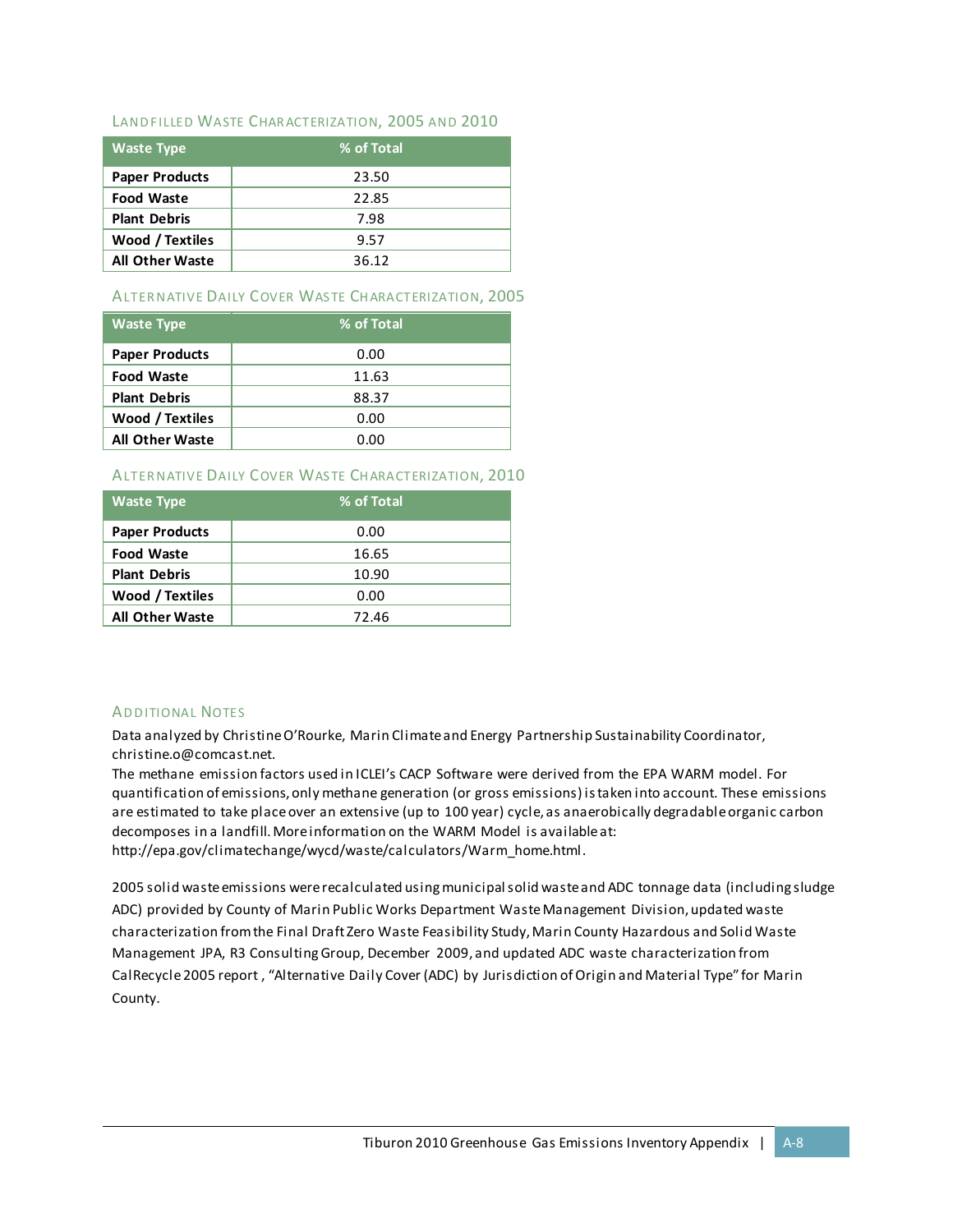### Landfilled Waste Characterization, 2005 and 2010

| Waste Type | % of Total |
|---|---|
| **Paper Products** | 23.50 |
| **Food Waste** | 22.85 |
| **Plant Debris** | 7.98 |
| **Wood / Textiles** | 9.57 |
| **All Other Waste** | 36.12 |

### Alternative Daily Cover Waste Characterization, 2005

| Waste Type | % of Total |
|---|---|
| **Paper Products** | 0.00 |
| **Food Waste** | 11.63 |
| **Plant Debris** | 88.37 |
| **Wood / Textiles** | 0.00 |
| **All Other Waste** | 0.00 |

### Alternative Daily Cover Waste Characterization, 2010

| Waste Type | % of Total |
|---|---|
| **Paper Products** | 0.00 |
| **Food Waste** | 16.65 |
| **Plant Debris** | 10.90 |
| **Wood / Textiles** | 0.00 |
| **All Other Waste** | 72.46 |

### Additional Notes

Data analyzed by Christine O'Rourke, Marin Climate and Energy Partnership Sustainability Coordinator, christine.o@comcast.net.
The methane emission factors used in ICLEI's CACP Software were derived from the EPA WARM model. For quantification of emissions, only methane generation (or gross emissions) is taken into account. These emissions are estimated to take place over an extensive (up to 100 year) cycle, as anaerobically degradable organic carbon decomposes in a landfill. More information on the WARM Model is available at: http://epa.gov/climatechange/wycd/waste/calculators/Warm_home.html.

2005 solid waste emissions were recalculated using municipal solid waste and ADC tonnage data (including sludge ADC) provided by County of Marin Public Works Department Waste Management Division, updated waste characterization from the Final Draft Zero Waste Feasibility Study, Marin County Hazardous and Solid Waste Management JPA, R3 Consulting Group, December 2009, and updated ADC waste characterization from CalRecycle 2005 report, "Alternative Daily Cover (ADC) by Jurisdiction of Origin and Material Type" for Marin County.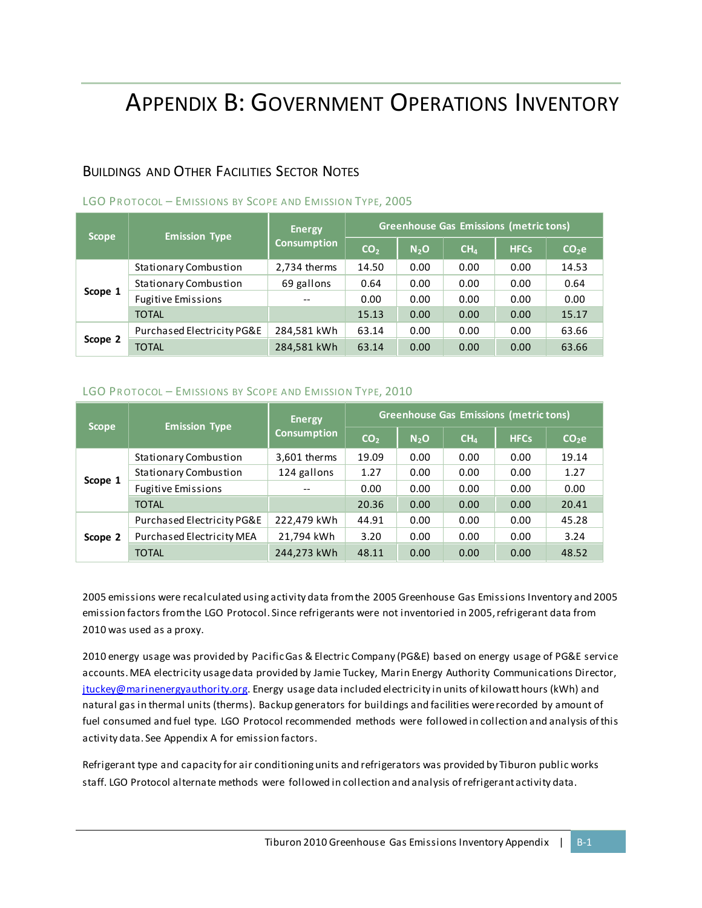# Appendix B: Government Operations Inventory

## Buildings and Other Facilities Sector Notes

### LGO Protocol – Emissions by Scope and Emission Type, 2005

| Scope | Emission Type | Energy Consumption | Greenhouse Gas Emissions (metric tons) | | | | |
|---|---|---|---|---|---|---|---|
| | | | $CO_2$ | $N_2O$ | $CH_4$ | HFCs | $CO_2e$ |
| Scope 1 | Stationary Combustion | 2,734 therms | 14.50 | 0.00 | 0.00 | 0.00 | 14.53 |
| | Stationary Combustion | 69 gallons | 0.64 | 0.00 | 0.00 | 0.00 | 0.64 |
| | Fugitive Emissions | -- | 0.00 | 0.00 | 0.00 | 0.00 | 0.00 |
| | TOTAL | | 15.13 | 0.00 | 0.00 | 0.00 | 15.17 |
| Scope 2 | Purchased Electricity PG&E | 284,581 kWh | 63.14 | 0.00 | 0.00 | 0.00 | 63.66 |
| | TOTAL | 284,581 kWh | 63.14 | 0.00 | 0.00 | 0.00 | 63.66 |

### LGO Protocol – Emissions by Scope and Emission Type, 2010

| Scope | Emission Type | Energy Consumption | Greenhouse Gas Emissions (metric tons) | | | | |
|---|---|---|---|---|---|---|---|
| | | | $CO_2$ | $N_2O$ | $CH_4$ | HFCs | $CO_2e$ |
| Scope 1 | Stationary Combustion | 3,601 therms | 19.09 | 0.00 | 0.00 | 0.00 | 19.14 |
| | Stationary Combustion | 124 gallons | 1.27 | 0.00 | 0.00 | 0.00 | 1.27 |
| | Fugitive Emissions | -- | 0.00 | 0.00 | 0.00 | 0.00 | 0.00 |
| | TOTAL | | 20.36 | 0.00 | 0.00 | 0.00 | 20.41 |
| Scope 2 | Purchased Electricity PG&E | 222,479 kWh | 44.91 | 0.00 | 0.00 | 0.00 | 45.28 |
| | Purchased Electricity MEA | 21,794 kWh | 3.20 | 0.00 | 0.00 | 0.00 | 3.24 |
| | TOTAL | 244,273 kWh | 48.11 | 0.00 | 0.00 | 0.00 | 48.52 |

2005 emissions were recalculated using activity data from the 2005 Greenhouse Gas Emissions Inventory and 2005 emission factors from the LGO Protocol. Since refrigerants were not inventoried in 2005, refrigerant data from 2010 was used as a proxy.

2010 energy usage was provided by Pacific Gas & Electric Company (PG&E) based on energy usage of PG&E service accounts. MEA electricity usage data provided by Jamie Tuckey, Marin Energy Authority Communications Director, jtuckey@marinenergyauthority.org. Energy usage data included electricity in units of kilowatt hours (kWh) and natural gas in thermal units (therms). Backup generators for buildings and facilities were recorded by amount of fuel consumed and fuel type. LGO Protocol recommended methods were followed in collection and analysis of this activity data. See Appendix A for emission factors.

Refrigerant type and capacity for air conditioning units and refrigerators was provided by Tiburon public works staff. LGO Protocol alternate methods were followed in collection and analysis of refrigerant activity data.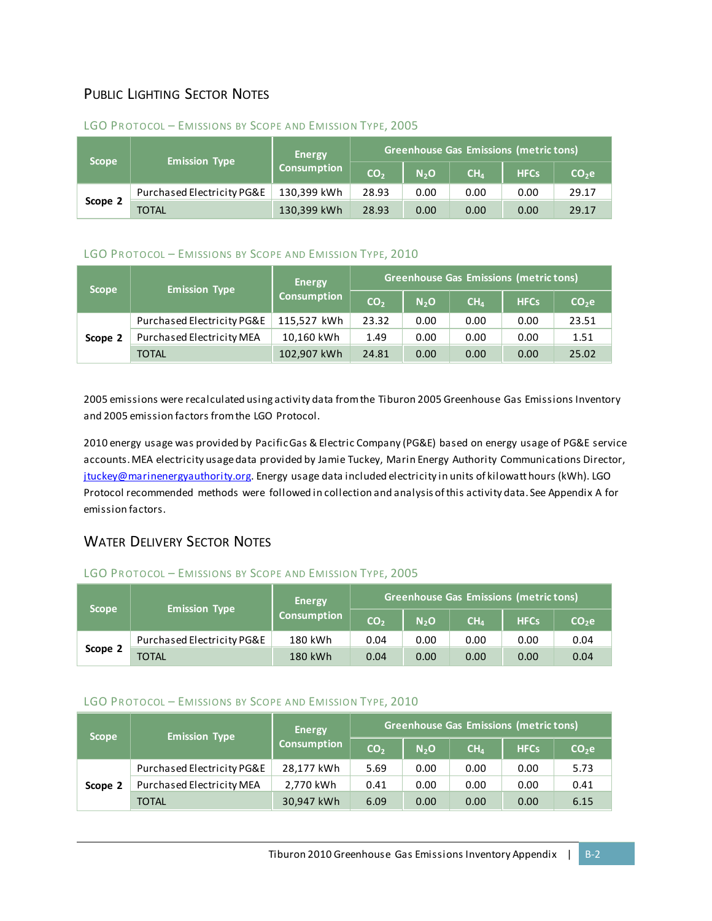## PUBLIC LIGHTING SECTOR NOTES

### LGO PROTOCOL – EMISSIONS BY SCOPE AND EMISSION TYPE, 2005

| Scope | Emission Type | Energy Consumption | Greenhouse Gas Emissions (metric tons) | | | | |
|---|---|---|---|---|---|---|---|
| | | | $CO_2$ | $N_2O$ | $CH_4$ | HFCs | $CO_2e$ |
| Scope 2 | Purchased Electricity PG&E | 130,399 kWh | 28.93 | 0.00 | 0.00 | 0.00 | 29.17 |
| | TOTAL | 130,399 kWh | 28.93 | 0.00 | 0.00 | 0.00 | 29.17 |

### LGO PROTOCOL – EMISSIONS BY SCOPE AND EMISSION TYPE, 2010

| Scope | Emission Type | Energy Consumption | Greenhouse Gas Emissions (metric tons) | | | | |
|---|---|---|---|---|---|---|---|
| | | | $CO_2$ | $N_2O$ | $CH_4$ | HFCs | $CO_2e$ |
| Scope 2 | Purchased Electricity PG&E | 115,527 kWh | 23.32 | 0.00 | 0.00 | 0.00 | 23.51 |
| | Purchased Electricity MEA | 10,160 kWh | 1.49 | 0.00 | 0.00 | 0.00 | 1.51 |
| | TOTAL | 102,907 kWh | 24.81 | 0.00 | 0.00 | 0.00 | 25.02 |

2005 emissions were recalculated using activity data from the Tiburon 2005 Greenhouse Gas Emissions Inventory and 2005 emission factors from the LGO Protocol.

2010 energy usage was provided by Pacific Gas & Electric Company (PG&E) based on energy usage of PG&E service accounts. MEA electricity usage data provided by Jamie Tuckey, Marin Energy Authority Communications Director, jtuckey@marinenergyauthority.org. Energy usage data included electricity in units of kilowatt hours (kWh). LGO Protocol recommended methods were followed in collection and analysis of this activity data. See Appendix A for emission factors.

## WATER DELIVERY SECTOR NOTES

### LGO PROTOCOL – EMISSIONS BY SCOPE AND EMISSION TYPE, 2005

| Scope | Emission Type | Energy Consumption | Greenhouse Gas Emissions (metric tons) | | | | |
|---|---|---|---|---|---|---|---|
| | | | $CO_2$ | $N_2O$ | $CH_4$ | HFCs | $CO_2e$ |
| Scope 2 | Purchased Electricity PG&E | 180 kWh | 0.04 | 0.00 | 0.00 | 0.00 | 0.04 |
| | TOTAL | 180 kWh | 0.04 | 0.00 | 0.00 | 0.00 | 0.04 |

### LGO PROTOCOL – EMISSIONS BY SCOPE AND EMISSION TYPE, 2010

| Scope | Emission Type | Energy Consumption | Greenhouse Gas Emissions (metric tons) | | | | |
|---|---|---|---|---|---|---|---|
| | | | $CO_2$ | $N_2O$ | $CH_4$ | HFCs | $CO_2e$ |
| Scope 2 | Purchased Electricity PG&E | 28,177 kWh | 5.69 | 0.00 | 0.00 | 0.00 | 5.73 |
| | Purchased Electricity MEA | 2,770 kWh | 0.41 | 0.00 | 0.00 | 0.00 | 0.41 |
| | TOTAL | 30,947 kWh | 6.09 | 0.00 | 0.00 | 0.00 | 6.15 |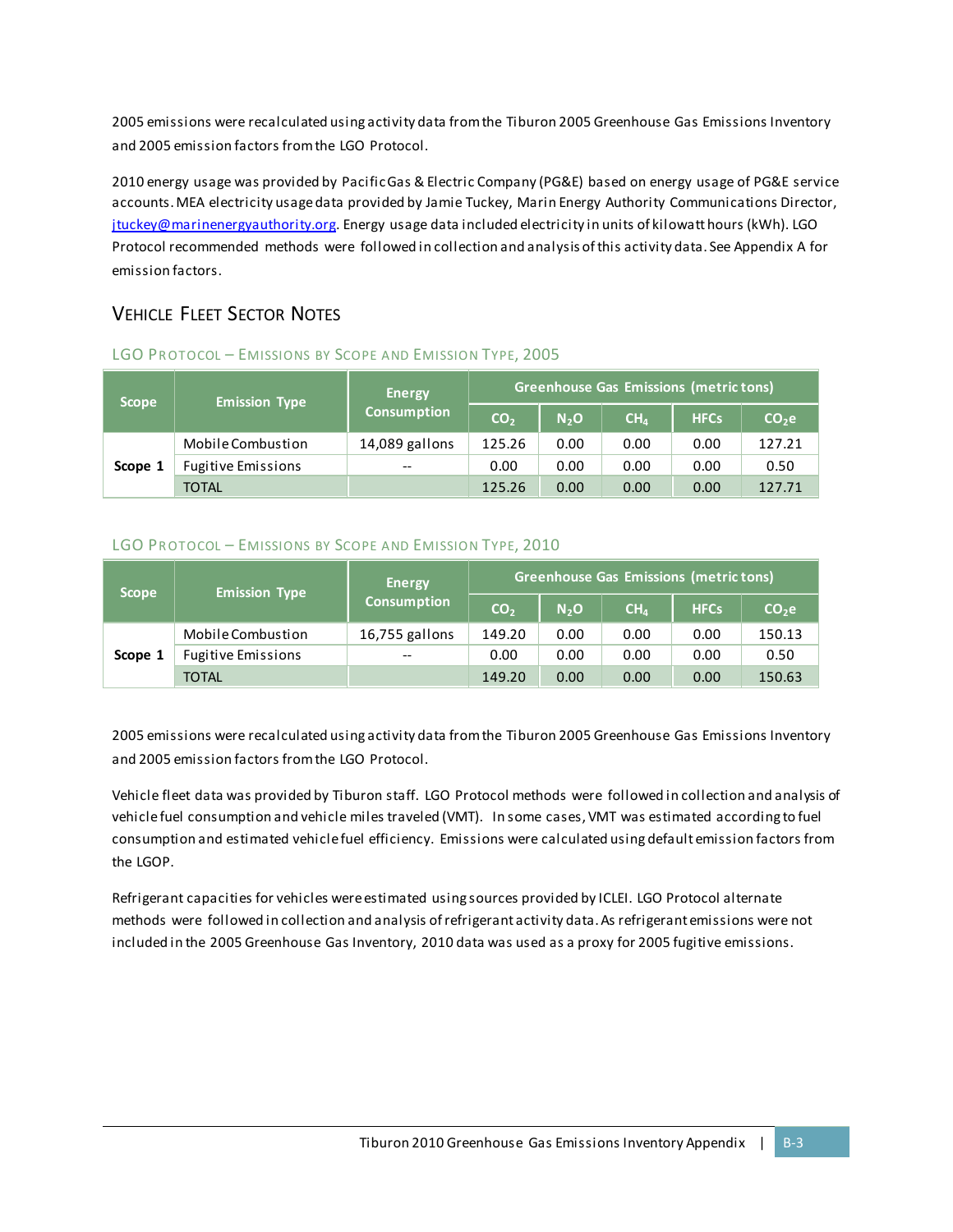2005 emissions were recalculated using activity data from the Tiburon 2005 Greenhouse Gas Emissions Inventory and 2005 emission factors from the LGO Protocol.

2010 energy usage was provided by Pacific Gas & Electric Company (PG&E) based on energy usage of PG&E service accounts. MEA electricity usage data provided by Jamie Tuckey, Marin Energy Authority Communications Director, jtuckey@marinenergyauthority.org. Energy usage data included electricity in units of kilowatt hours (kWh). LGO Protocol recommended methods were followed in collection and analysis of this activity data. See Appendix A for emission factors.

## Vehicle Fleet Sector Notes

### LGO Protocol – Emissions by Scope and Emission Type, 2005

| Scope | Emission Type | Energy Consumption | Greenhouse Gas Emissions (metric tons) | | | | |
|---|---|---|---|---|---|---|---|
| | | | $CO_2$ | $N_2O$ | $CH_4$ | HFCs | $CO_2e$ |
| **Scope 1** | Mobile Combustion | 14,089 gallons | 125.26 | 0.00 | 0.00 | 0.00 | 127.21 |
| | Fugitive Emissions | -- | 0.00 | 0.00 | 0.00 | 0.00 | 0.50 |
| | TOTAL | | 125.26 | 0.00 | 0.00 | 0.00 | 127.71 |

### LGO Protocol – Emissions by Scope and Emission Type, 2010

| Scope | Emission Type | Energy Consumption | Greenhouse Gas Emissions (metric tons) | | | | |
|---|---|---|---|---|---|---|---|
| | | | $CO_2$ | $N_2O$ | $CH_4$ | HFCs | $CO_2e$ |
| **Scope 1** | Mobile Combustion | 16,755 gallons | 149.20 | 0.00 | 0.00 | 0.00 | 150.13 |
| | Fugitive Emissions | -- | 0.00 | 0.00 | 0.00 | 0.00 | 0.50 |
| | TOTAL | | 149.20 | 0.00 | 0.00 | 0.00 | 150.63 |

2005 emissions were recalculated using activity data from the Tiburon 2005 Greenhouse Gas Emissions Inventory and 2005 emission factors from the LGO Protocol.

Vehicle fleet data was provided by Tiburon staff. LGO Protocol methods were followed in collection and analysis of vehicle fuel consumption and vehicle miles traveled (VMT). In some cases, VMT was estimated according to fuel consumption and estimated vehicle fuel efficiency. Emissions were calculated using default emission factors from the LGOP.

Refrigerant capacities for vehicles were estimated using sources provided by ICLEI. LGO Protocol alternate methods were followed in collection and analysis of refrigerant activity data. As refrigerant emissions were not included in the 2005 Greenhouse Gas Inventory, 2010 data was used as a proxy for 2005 fugitive emissions.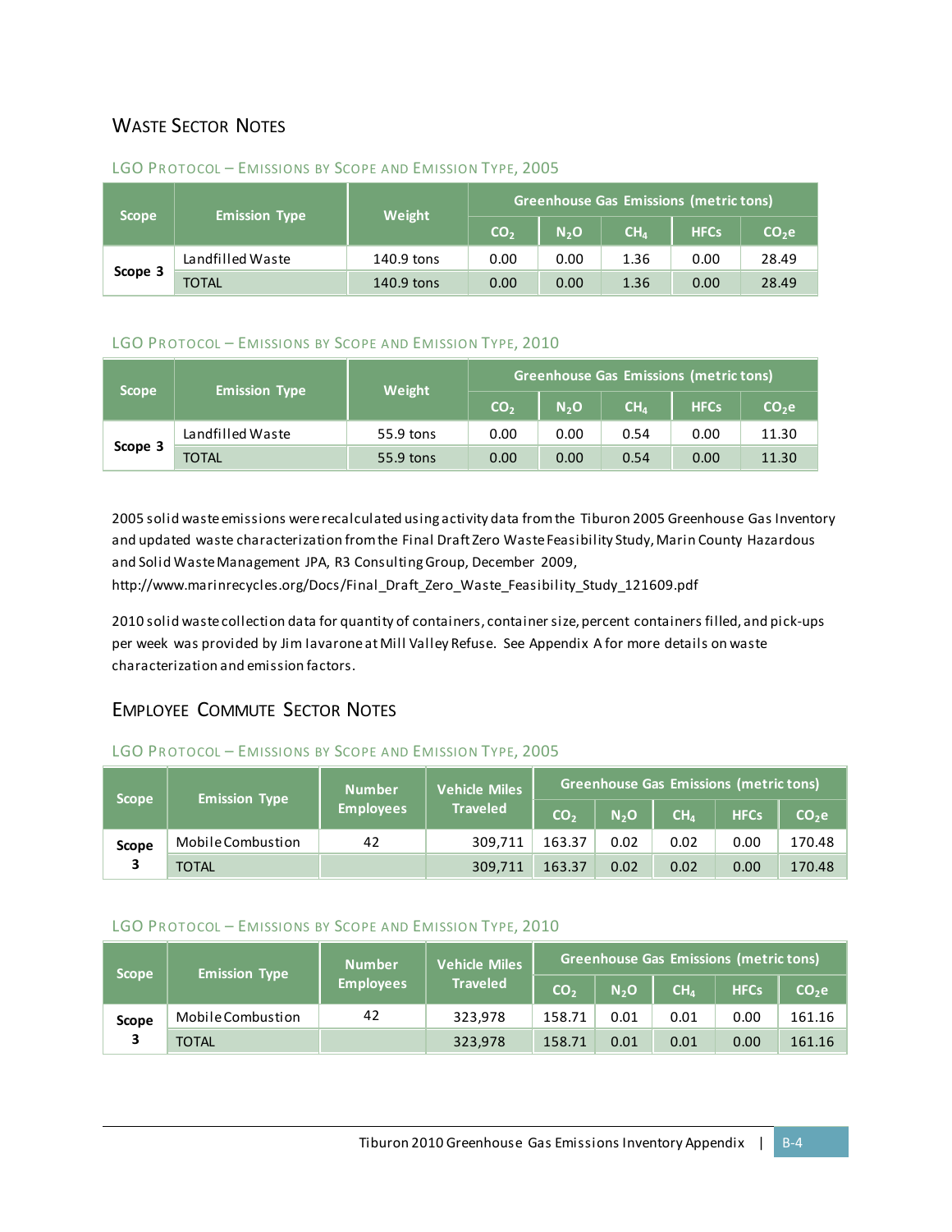## Waste Sector Notes

### LGO Protocol – Emissions by Scope and Emission Type, 2005

| Scope | Emission Type | Weight | Greenhouse Gas Emissions (metric tons) | | | | |
|---|---|---|---|---|---|---|---|
| | | | $CO_2$ | $N_2O$ | $CH_4$ | HFCs | $CO_2e$ |
| Scope 3 | Landfilled Waste | 140.9 tons | 0.00 | 0.00 | 1.36 | 0.00 | 28.49 |
| | TOTAL | 140.9 tons | 0.00 | 0.00 | 1.36 | 0.00 | 28.49 |

### LGO Protocol – Emissions by Scope and Emission Type, 2010

| Scope | Emission Type | Weight | Greenhouse Gas Emissions (metric tons) | | | | |
|---|---|---|---|---|---|---|---|
| | | | $CO_2$ | $N_2O$ | $CH_4$ | HFCs | $CO_2e$ |
| Scope 3 | Landfilled Waste | 55.9 tons | 0.00 | 0.00 | 0.54 | 0.00 | 11.30 |
| | TOTAL | 55.9 tons | 0.00 | 0.00 | 0.54 | 0.00 | 11.30 |

2005 solid waste emissions were recalculated using activity data from the Tiburon 2005 Greenhouse Gas Inventory and updated waste characterization from the Final Draft Zero Waste Feasibility Study, Marin County Hazardous and Solid Waste Management JPA, R3 Consulting Group, December 2009, http://www.marinrecycles.org/Docs/Final_Draft_Zero_Waste_Feasibility_Study_121609.pdf

2010 solid waste collection data for quantity of containers, container size, percent containers filled, and pick-ups per week was provided by Jim Iavarone at Mill Valley Refuse. See Appendix A for more details on waste characterization and emission factors.

## Employee Commute Sector Notes

### LGO Protocol – Emissions by Scope and Emission Type, 2005

| Scope | Emission Type | Number Employees | Vehicle Miles Traveled | Greenhouse Gas Emissions (metric tons) | | | | |
|---|---|---|---|---|---|---|---|---|
| | | | | $CO_2$ | $N_2O$ | $CH_4$ | HFCs | $CO_2e$ |
| Scope 3 | Mobile Combustion | 42 | 309,711 | 163.37 | 0.02 | 0.02 | 0.00 | 170.48 |
| | TOTAL | | 309,711 | 163.37 | 0.02 | 0.02 | 0.00 | 170.48 |

### LGO Protocol – Emissions by Scope and Emission Type, 2010

| Scope | Emission Type | Number Employees | Vehicle Miles Traveled | Greenhouse Gas Emissions (metric tons) | | | | |
|---|---|---|---|---|---|---|---|---|
| | | | | $CO_2$ | $N_2O$ | $CH_4$ | HFCs | $CO_2e$ |
| Scope 3 | Mobile Combustion | 42 | 323,978 | 158.71 | 0.01 | 0.01 | 0.00 | 161.16 |
| | TOTAL | | 323,978 | 158.71 | 0.01 | 0.01 | 0.00 | 161.16 |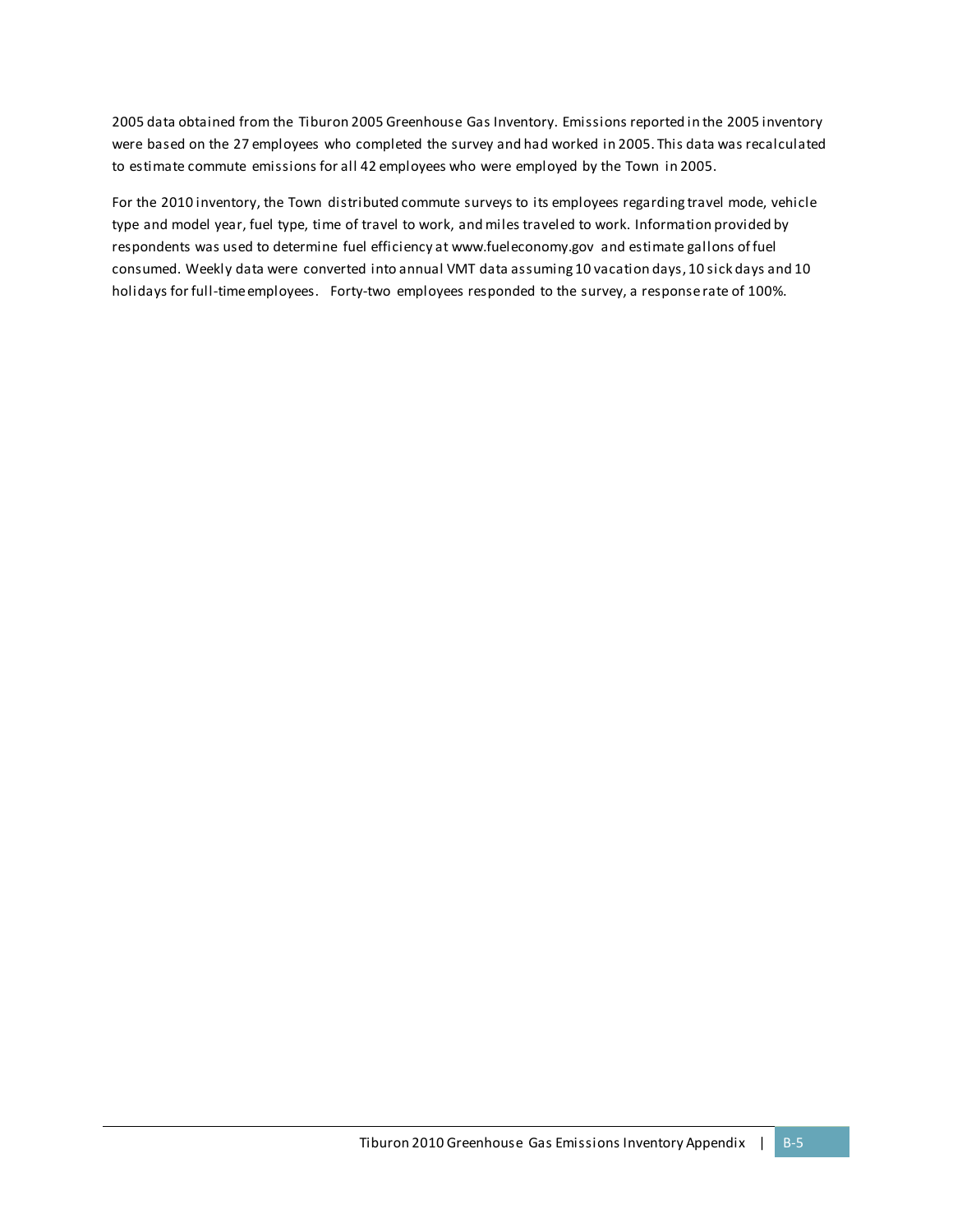2005 data obtained from the Tiburon 2005 Greenhouse Gas Inventory. Emissions reported in the 2005 inventory were based on the 27 employees who completed the survey and had worked in 2005. This data was recalculated to estimate commute emissions for all 42 employees who were employed by the Town in 2005.

For the 2010 inventory, the Town distributed commute surveys to its employees regarding travel mode, vehicle type and model year, fuel type, time of travel to work, and miles traveled to work. Information provided by respondents was used to determine fuel efficiency at www.fueleconomy.gov and estimate gallons of fuel consumed. Weekly data were converted into annual VMT data assuming 10 vacation days, 10 sick days and 10 holidays for full-time employees. Forty-two employees responded to the survey, a response rate of 100%.